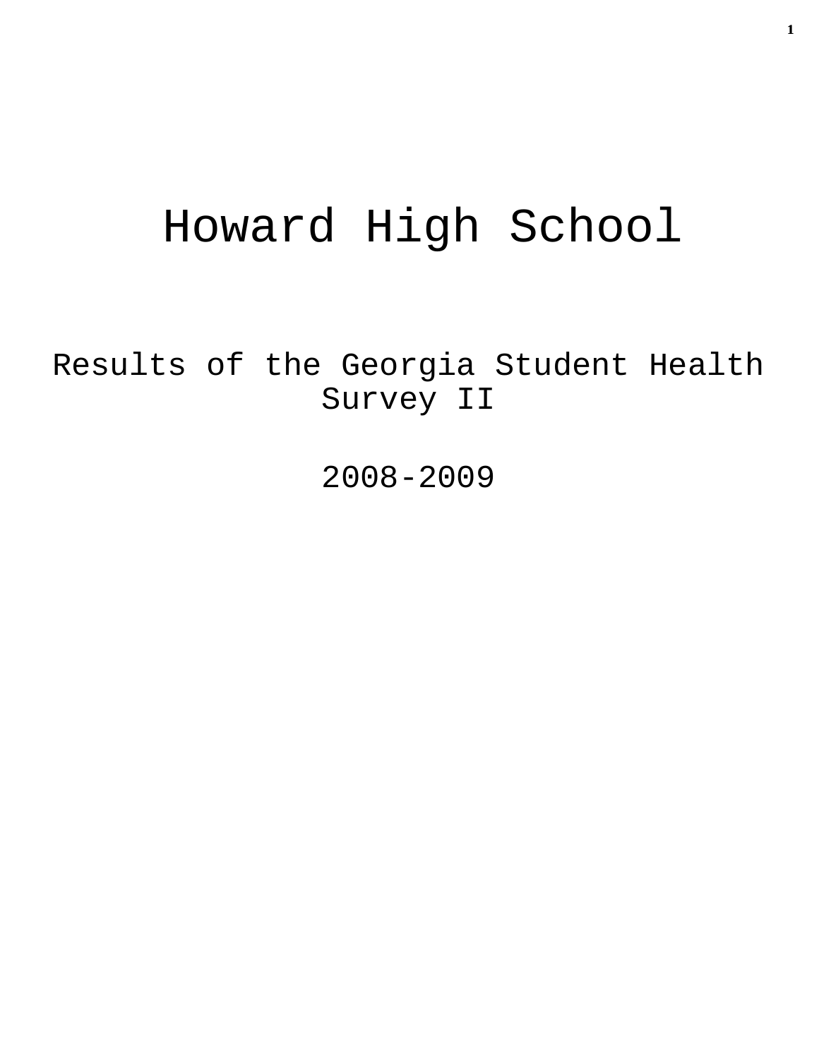# Howard High School

## Results of the Georgia Student Health Survey II

## 2008-2009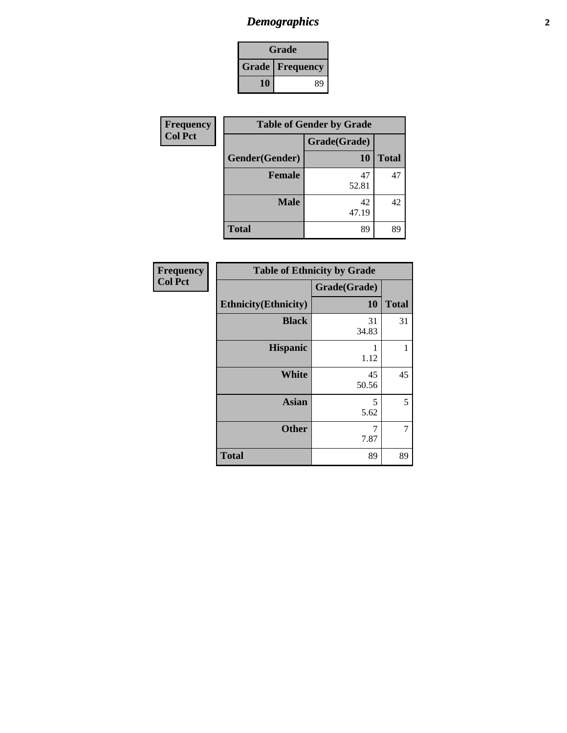# *Demographics*

| Grade | |
|---|---|
| **Grade** | **Frequency** |
| **10** | 89 |

| Frequency<br>Col Pct |
|---|

| Table of Gender by Grade | | |
|---|---|---|
| | Grade(Grade) | |
| **Gender(Gender)** | **10** | **Total** |
| **Female** | 47<br>52.81 | 47 |
| **Male** | 42<br>47.19 | 42 |
| **Total** | 89 | 89 |

| Frequency<br>Col Pct |
|---|

| Table of Ethnicity by Grade | | |
|---|---|---|
| | Grade(Grade) | |
| **Ethnicity(Ethnicity)** | **10** | **Total** |
| **Black** | 31<br>34.83 | 31 |
| **Hispanic** | 1<br>1.12 | 1 |
| **White** | 45<br>50.56 | 45 |
| **Asian** | 5<br>5.62 | 5 |
| **Other** | 7<br>7.87 | 7 |
| **Total** | 89 | 89 |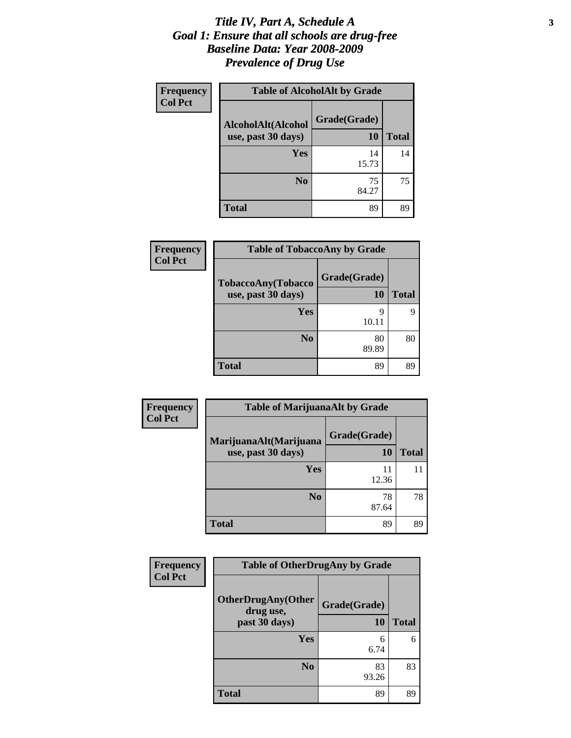# *Title IV, Part A, Schedule A*
# *Goal 1: Ensure that all schools are drug-free*
# *Baseline Data: Year 2008-2009*
# *Prevalence of Drug Use*

**Frequency**
**Col Pct**

**Table of AlcoholAlt by Grade**

| AlcoholAlt(Alcohol use, past 30 days) | Grade(Grade) 10 | Total |
|---|---|---|
| **Yes** | 14<br>15.73 | 14 |
| **No** | 75<br>84.27 | 75 |
| **Total** | 89 | 89 |

**Frequency**
**Col Pct**

**Table of TobaccoAny by Grade**

| TobaccoAny(Tobacco use, past 30 days) | Grade(Grade) 10 | Total |
|---|---|---|
| **Yes** | 9<br>10.11 | 9 |
| **No** | 80<br>89.89 | 80 |
| **Total** | 89 | 89 |

**Frequency**
**Col Pct**

**Table of MarijuanaAlt by Grade**

| MarijuanaAlt(Marijuana use, past 30 days) | Grade(Grade) 10 | Total |
|---|---|---|
| **Yes** | 11<br>12.36 | 11 |
| **No** | 78<br>87.64 | 78 |
| **Total** | 89 | 89 |

**Frequency**
**Col Pct**

**Table of OtherDrugAny by Grade**

| OtherDrugAny(Other drug use, past 30 days) | Grade(Grade) 10 | Total |
|---|---|---|
| **Yes** | 6<br>6.74 | 6 |
| **No** | 83<br>93.26 | 83 |
| **Total** | 89 | 89 |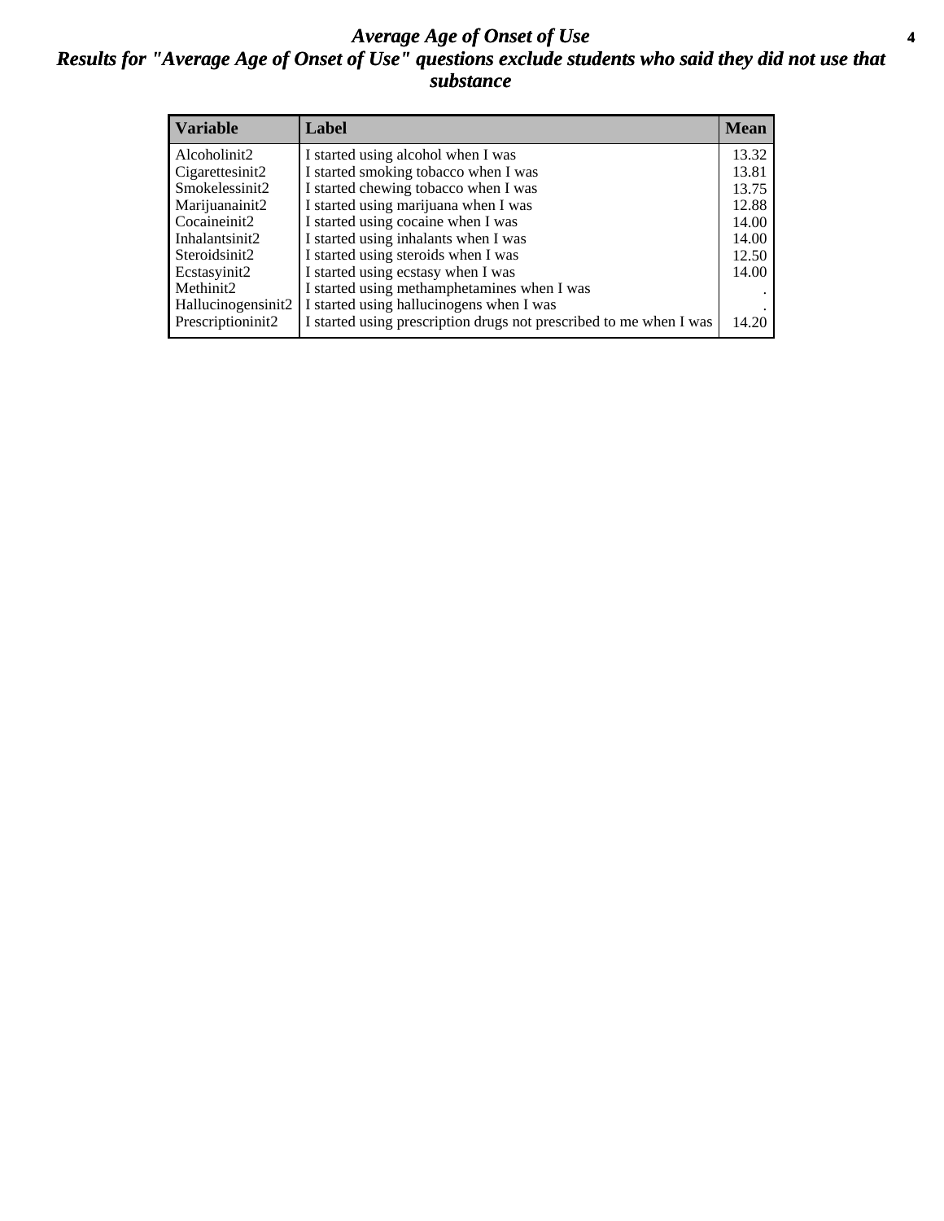# *Average Age of Onset of Use*

## *Results for "Average Age of Onset of Use" questions exclude students who said they did not use that substance*

| Variable | Label | Mean |
|---|---|---|
| Alcoholinit2 | I started using alcohol when I was | 13.32 |
| Cigarettesinit2 | I started smoking tobacco when I was | 13.81 |
| Smokelessinit2 | I started chewing tobacco when I was | 13.75 |
| Marijuanainit2 | I started using marijuana when I was | 12.88 |
| Cocaineinit2 | I started using cocaine when I was | 14.00 |
| Inhalantsinit2 | I started using inhalants when I was | 14.00 |
| Steroidsinit2 | I started using steroids when I was | 12.50 |
| Ecstasyinit2 | I started using ecstasy when I was | 14.00 |
| Methinit2 | I started using methamphetamines when I was | . |
| Hallucinogensinit2 | I started using hallucinogens when I was | . |
| Prescriptioninit2 | I started using prescription drugs not prescribed to me when I was | 14.20 |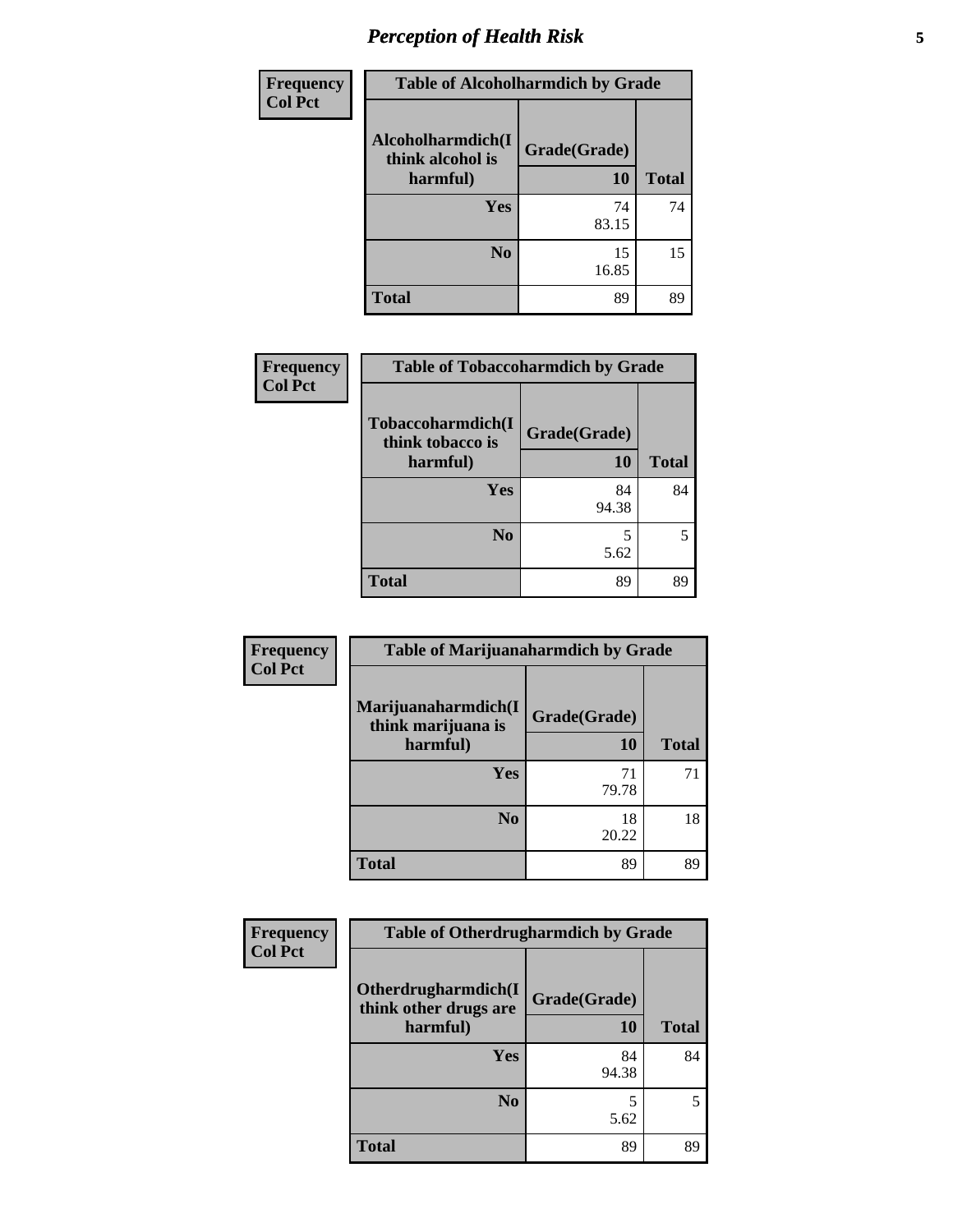## Perception of Health Risk

Frequency
Col Pct

| Table of Alcoholharmdich by Grade | | |
|---|---|---|
| Alcoholharmdich(I think alcohol is harmful) | Grade(Grade) 10 | Total |
| Yes | 74<br>83.15 | 74 |
| No | 15<br>16.85 | 15 |
| Total | 89 | 89 |

Frequency
Col Pct

| Table of Tobaccoharmdich by Grade | | |
|---|---|---|
| Tobaccoharmdich(I think tobacco is harmful) | Grade(Grade) 10 | Total |
| Yes | 84<br>94.38 | 84 |
| No | 5<br>5.62 | 5 |
| Total | 89 | 89 |

Frequency
Col Pct

| Table of Marijuanaharmdich by Grade | | |
|---|---|---|
| Marijuanaharmdich(I think marijuana is harmful) | Grade(Grade) 10 | Total |
| Yes | 71<br>79.78 | 71 |
| No | 18<br>20.22 | 18 |
| Total | 89 | 89 |

Frequency
Col Pct

| Table of Otherdrugharmdich by Grade | | |
|---|---|---|
| Otherdrugharmdich(I think other drugs are harmful) | Grade(Grade) 10 | Total |
| Yes | 84<br>94.38 | 84 |
| No | 5<br>5.62 | 5 |
| Total | 89 | 89 |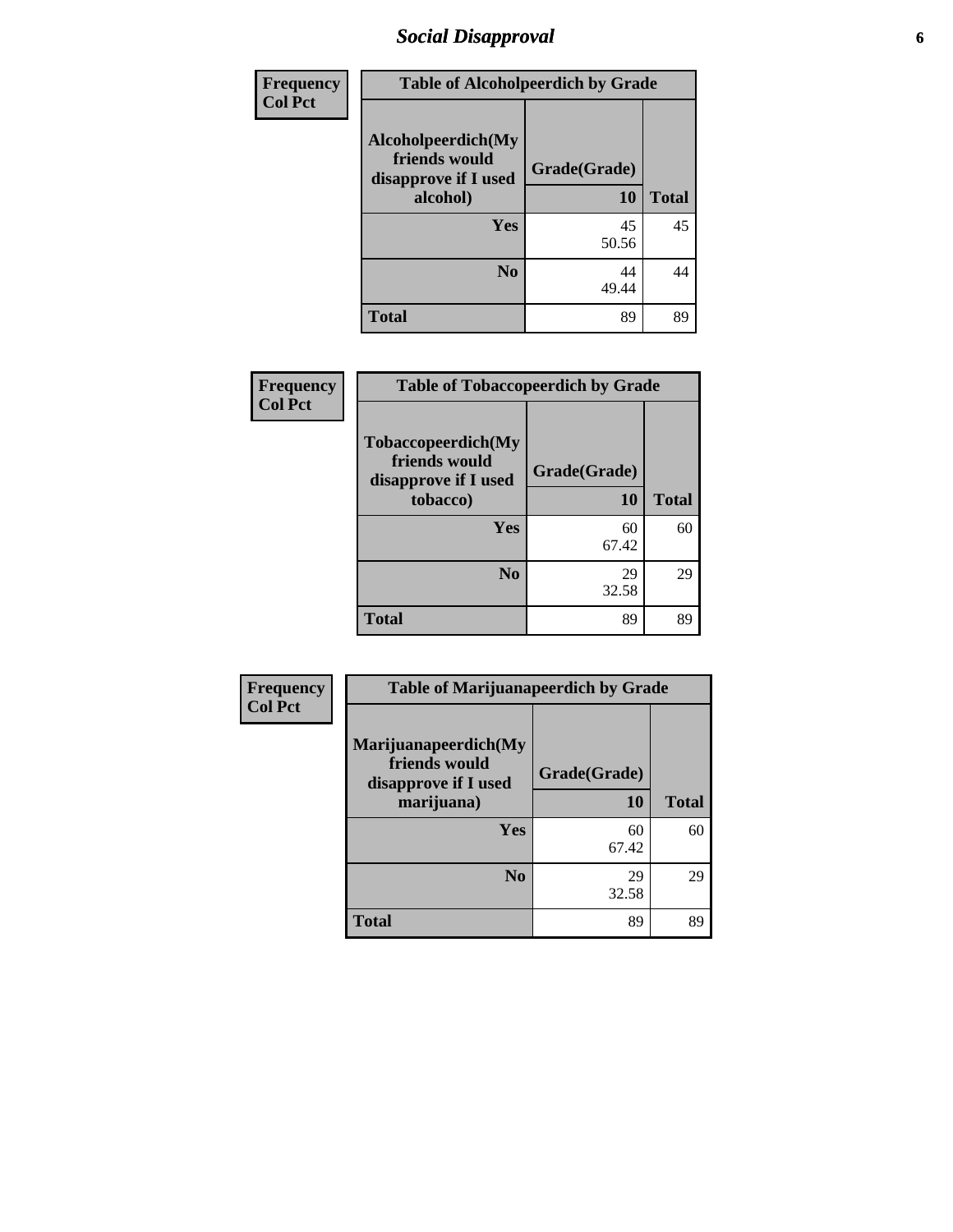## Social Disapproval

| Frequency<br>Col Pct | Table of Alcoholpeerdich by Grade | |
|---|---|---|
| Alcoholpeerdich(My friends would disapprove if I used alcohol) | Grade(Grade)<br>10 | Total |
| Yes | 45<br>50.56 | 45 |
| No | 44<br>49.44 | 44 |
| Total | 89 | 89 |

| Frequency<br>Col Pct | Table of Tobaccopeerdich by Grade | |
|---|---|---|
| Tobaccopeerdich(My friends would disapprove if I used tobacco) | Grade(Grade)<br>10 | Total |
| Yes | 60<br>67.42 | 60 |
| No | 29<br>32.58 | 29 |
| Total | 89 | 89 |

| Frequency<br>Col Pct | Table of Marijuanapeerdich by Grade | |
|---|---|---|
| Marijuanapeerdich(My friends would disapprove if I used marijuana) | Grade(Grade)<br>10 | Total |
| Yes | 60<br>67.42 | 60 |
| No | 29<br>32.58 | 29 |
| Total | 89 | 89 |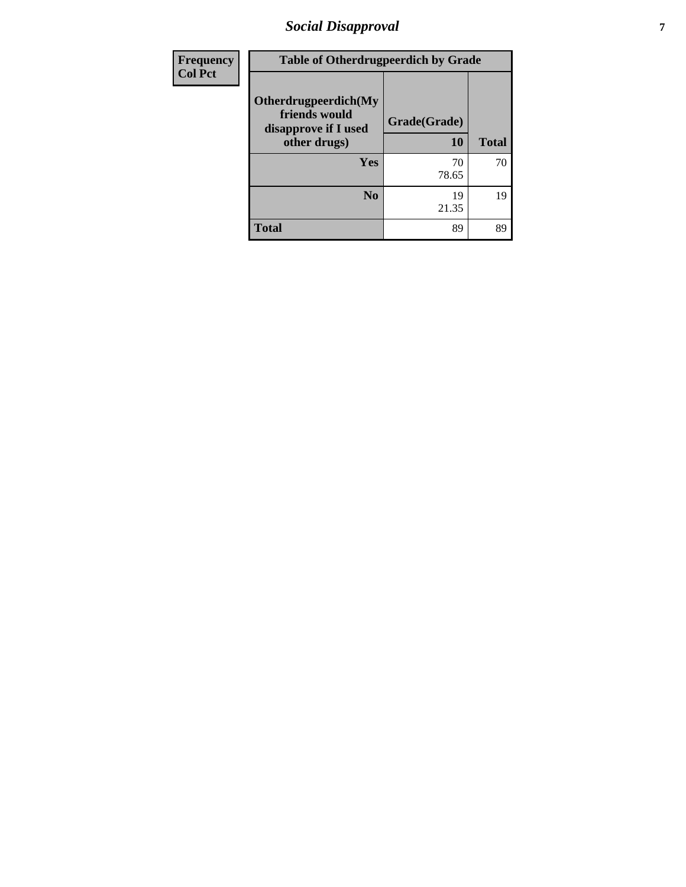| Frequency<br>Col Pct | Table of Otherdrugpeerdich by Grade | | |
|---|---|---|---|
| | Otherdrugpeerdich(My friends would disapprove if I used other drugs) | Grade(Grade)<br>10 | Total |
| | Yes | 70<br>78.65 | 70 |
| | No | 19<br>21.35 | 19 |
| | Total | 89 | 89 |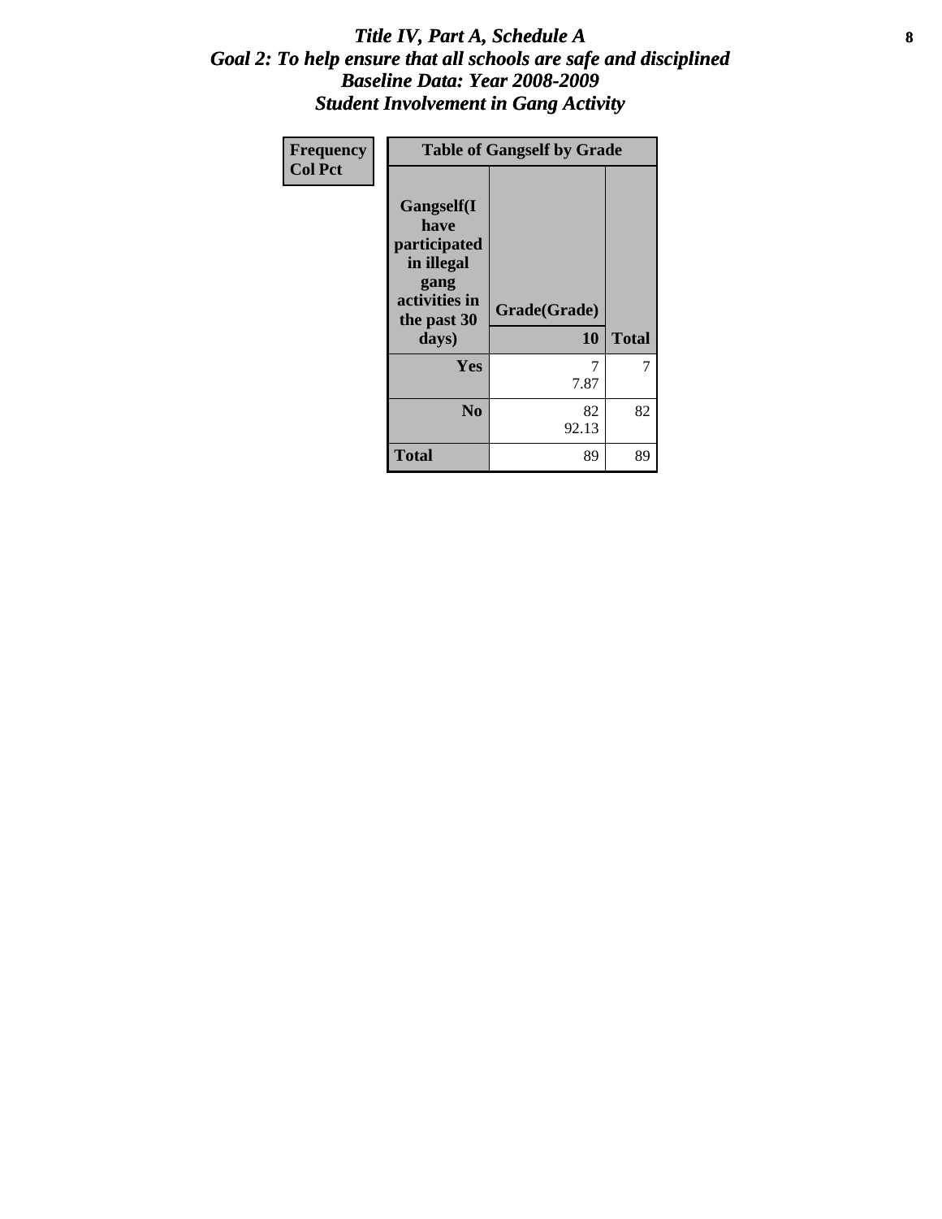# *Title IV, Part A, Schedule A*
## *Goal 2: To help ensure that all schools are safe and disciplined*
## *Baseline Data: Year 2008-2009*
## *Student Involvement in Gang Activity*

| Frequency<br>Col Pct | Table of Gangself by Grade | | |
|---|---|---|---|
| | Gangself(I have participated in illegal gang activities in the past 30 days) | Grade(Grade)<br>10 | Total |
| | Yes | 7<br>7.87 | 7 |
| | No | 82<br>92.13 | 82 |
| | Total | 89 | 89 |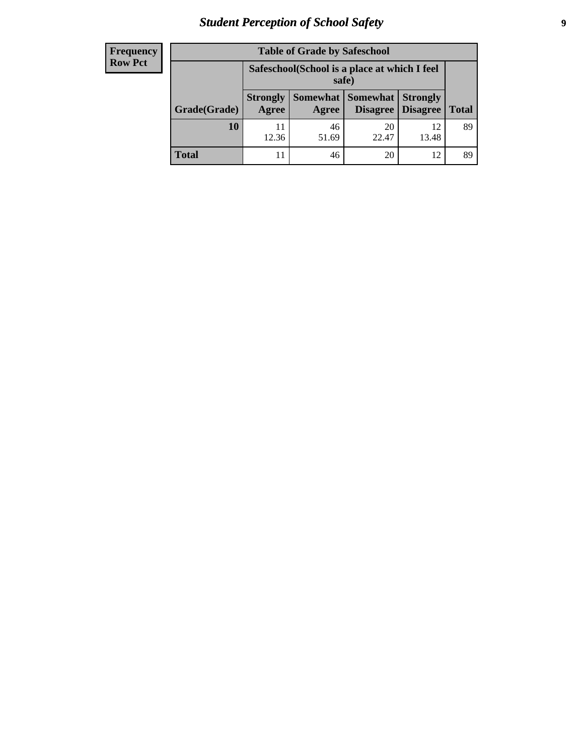## Student Perception of School Safety

| Frequency Row Pct | Table of Grade by Safeschool | | | | |
|---|---|---|---|---|---|
| | Safeschool(School is a place at which I feel safe) | | | | |
| Grade(Grade) | Strongly Agree | Somewhat Agree | Somewhat Disagree | Strongly Disagree | Total |
| 10 | 11<br>12.36 | 46<br>51.69 | 20<br>22.47 | 12<br>13.48 | 89 |
| Total | 11 | 46 | 20 | 12 | 89 |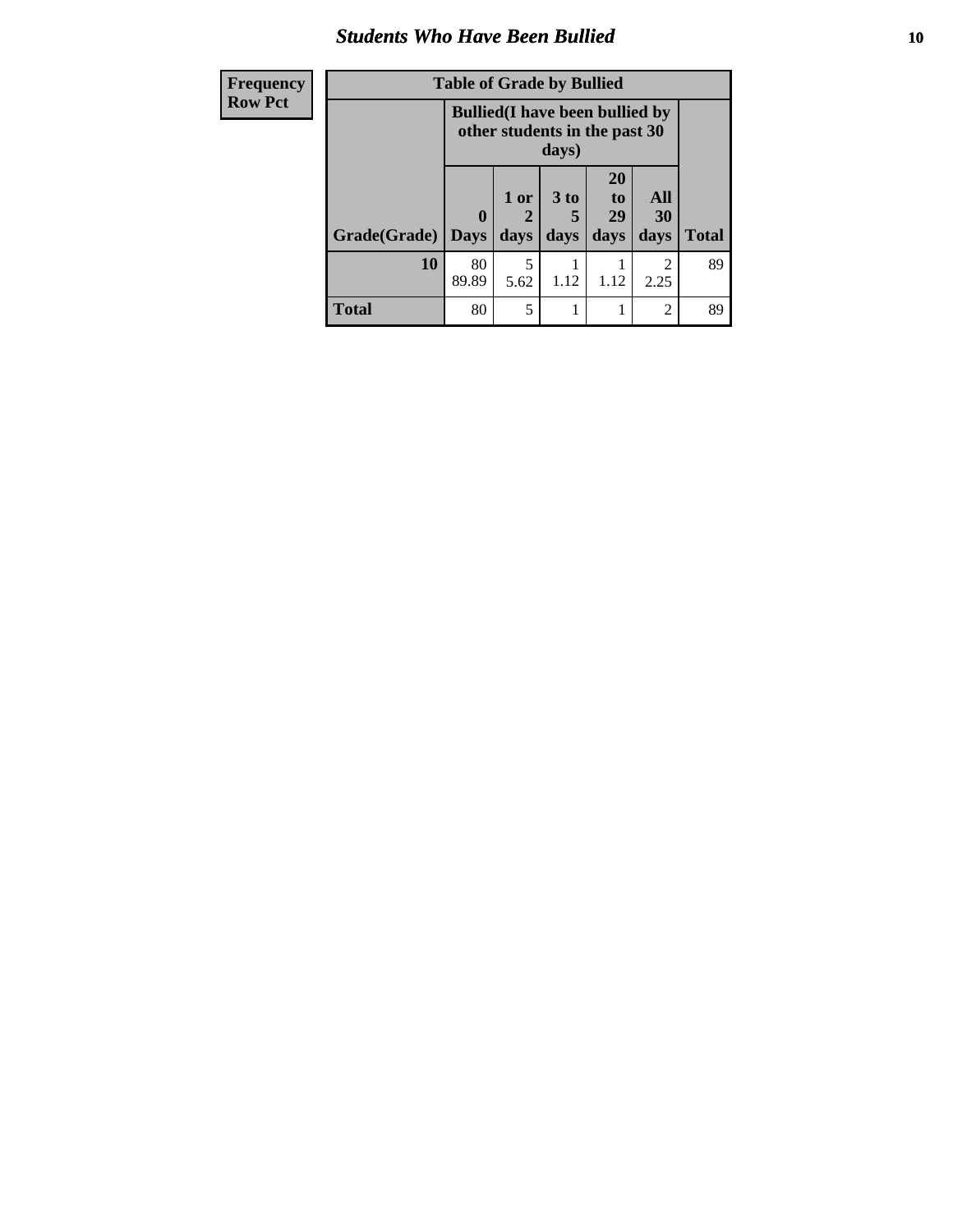## *Students Who Have Been Bullied*

| Frequency<br>Row Pct |
|---|

| Table of Grade by Bullied | | | | | | |
|---|---|---|---|---|---|---|
| | **Bullied(I have been bullied by other students in the past 30 days)** | | | | | |
| **Grade(Grade)** | **0 Days** | **1 or 2 days** | **3 to 5 days** | **20 to 29 days** | **All 30 days** | **Total** |
| **10** | 80<br>89.89 | 5<br>5.62 | 1<br>1.12 | 1<br>1.12 | 2<br>2.25 | 89 |
| **Total** | 80 | 5 | 1 | 1 | 2 | 89 |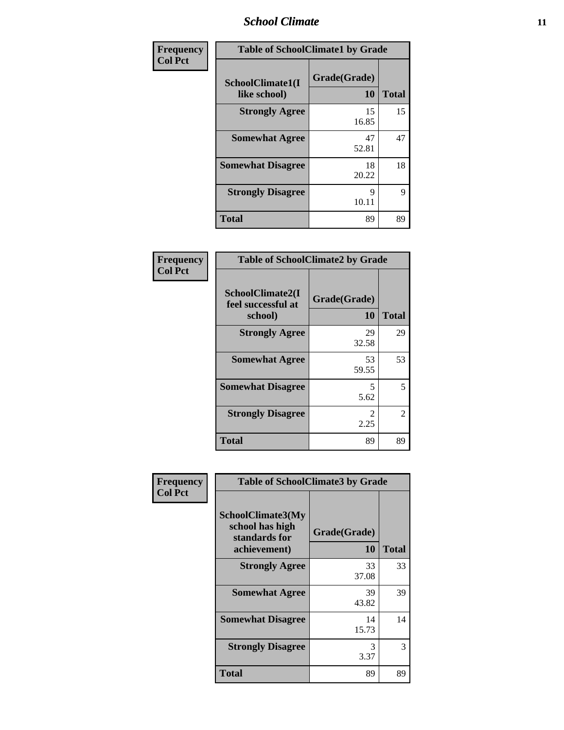| Frequency Col Pct | Table of SchoolClimate1 by Grade | |
|---|---|---|
| SchoolClimate1(I like school) | Grade(Grade) 10 | Total |
| Strongly Agree | 15 16.85 | 15 |
| Somewhat Agree | 47 52.81 | 47 |
| Somewhat Disagree | 18 20.22 | 18 |
| Strongly Disagree | 9 10.11 | 9 |
| Total | 89 | 89 |

| Frequency Col Pct | Table of SchoolClimate2 by Grade | |
|---|---|---|
| SchoolClimate2(I feel successful at school) | Grade(Grade) 10 | Total |
| Strongly Agree | 29 32.58 | 29 |
| Somewhat Agree | 53 59.55 | 53 |
| Somewhat Disagree | 5 5.62 | 5 |
| Strongly Disagree | 2 2.25 | 2 |
| Total | 89 | 89 |

| Frequency Col Pct | Table of SchoolClimate3 by Grade | |
|---|---|---|
| SchoolClimate3(My school has high standards for achievement) | Grade(Grade) 10 | Total |
| Strongly Agree | 33 37.08 | 33 |
| Somewhat Agree | 39 43.82 | 39 |
| Somewhat Disagree | 14 15.73 | 14 |
| Strongly Disagree | 3 3.37 | 3 |
| Total | 89 | 89 |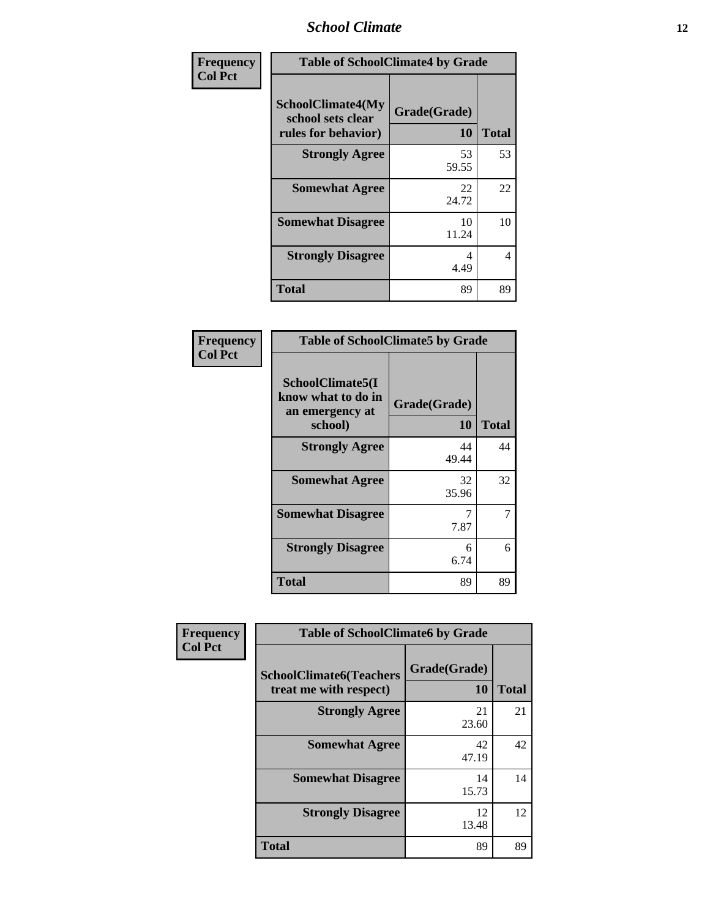| Frequency<br>Col Pct | Table of SchoolClimate4 by Grade | |
|---|---|---|
| SchoolClimate4(My school sets clear rules for behavior) | Grade(Grade)<br>10 | Total |
| Strongly Agree | 53<br>59.55 | 53 |
| Somewhat Agree | 22<br>24.72 | 22 |
| Somewhat Disagree | 10<br>11.24 | 10 |
| Strongly Disagree | 4<br>4.49 | 4 |
| Total | 89 | 89 |

| Frequency<br>Col Pct | Table of SchoolClimate5 by Grade | |
|---|---|---|
| SchoolClimate5(I know what to do in an emergency at school) | Grade(Grade)<br>10 | Total |
| Strongly Agree | 44<br>49.44 | 44 |
| Somewhat Agree | 32<br>35.96 | 32 |
| Somewhat Disagree | 7<br>7.87 | 7 |
| Strongly Disagree | 6<br>6.74 | 6 |
| Total | 89 | 89 |

| Frequency<br>Col Pct | Table of SchoolClimate6 by Grade | |
|---|---|---|
| SchoolClimate6(Teachers treat me with respect) | Grade(Grade)<br>10 | Total |
| Strongly Agree | 21<br>23.60 | 21 |
| Somewhat Agree | 42<br>47.19 | 42 |
| Somewhat Disagree | 14<br>15.73 | 14 |
| Strongly Disagree | 12<br>13.48 | 12 |
| Total | 89 | 89 |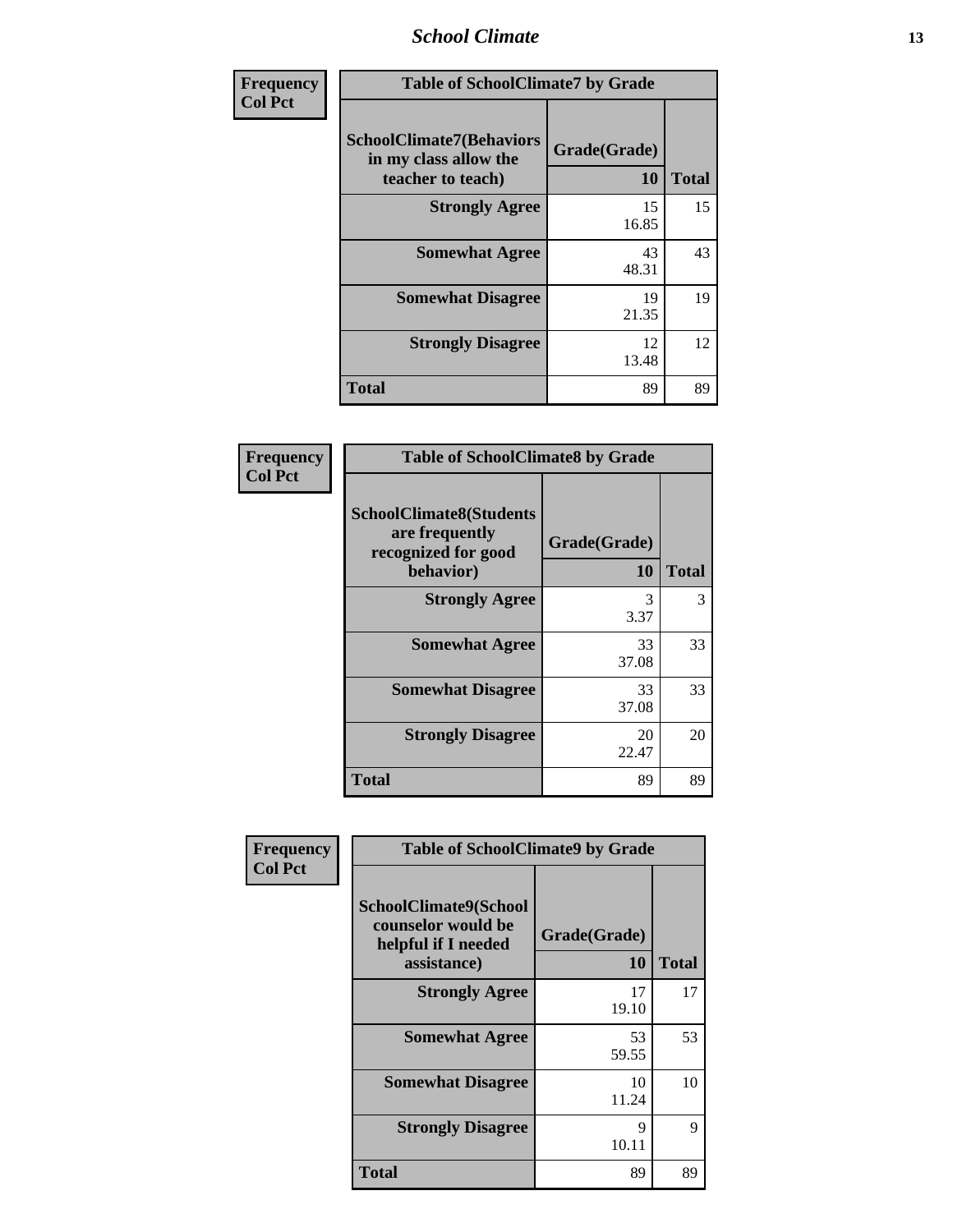| Frequency<br>Col Pct | | |
|---|---|---|
| **Table of SchoolClimate7 by Grade** | | |
| **SchoolClimate7(Behaviors in my class allow the teacher to teach)** | **Grade(Grade)**<br>**10** | **Total** |
| **Strongly Agree** | 15<br>16.85 | 15 |
| **Somewhat Agree** | 43<br>48.31 | 43 |
| **Somewhat Disagree** | 19<br>21.35 | 19 |
| **Strongly Disagree** | 12<br>13.48 | 12 |
| **Total** | 89 | 89 |

| Frequency<br>Col Pct | | |
|---|---|---|
| **Table of SchoolClimate8 by Grade** | | |
| **SchoolClimate8(Students are frequently recognized for good behavior)** | **Grade(Grade)**<br>**10** | **Total** |
| **Strongly Agree** | 3<br>3.37 | 3 |
| **Somewhat Agree** | 33<br>37.08 | 33 |
| **Somewhat Disagree** | 33<br>37.08 | 33 |
| **Strongly Disagree** | 20<br>22.47 | 20 |
| **Total** | 89 | 89 |

| Frequency<br>Col Pct | | |
|---|---|---|
| **Table of SchoolClimate9 by Grade** | | |
| **SchoolClimate9(School counselor would be helpful if I needed assistance)** | **Grade(Grade)**<br>**10** | **Total** |
| **Strongly Agree** | 17<br>19.10 | 17 |
| **Somewhat Agree** | 53<br>59.55 | 53 |
| **Somewhat Disagree** | 10<br>11.24 | 10 |
| **Strongly Disagree** | 9<br>10.11 | 9 |
| **Total** | 89 | 89 |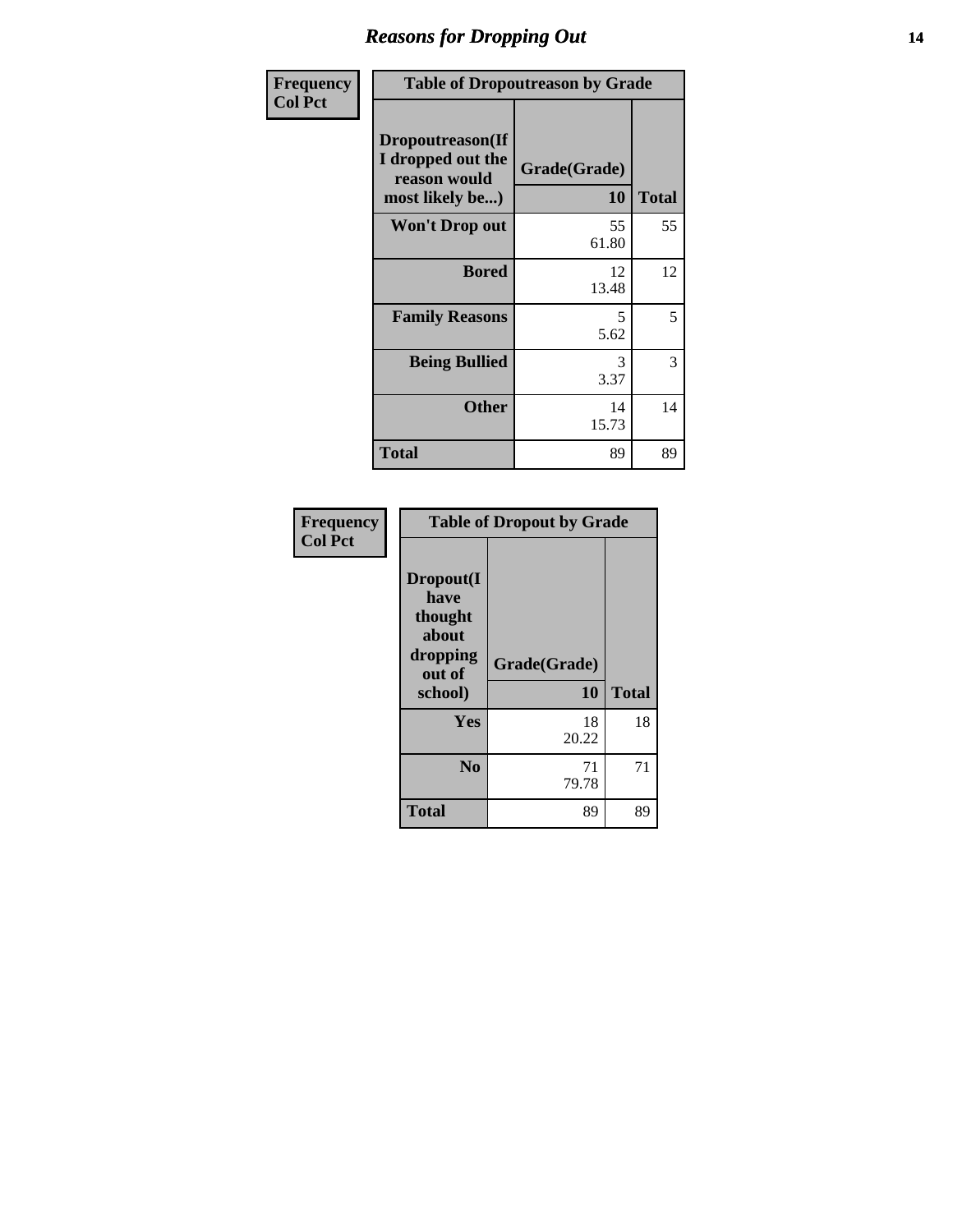# Reasons for Dropping Out

| Frequency<br>Col Pct | | |
|---|---|---|

| Table of Dropoutreason by Grade | | |
|---|---|---|
| Dropoutreason(If I dropped out the reason would most likely be...) | Grade(Grade) 10 | Total |
| Won't Drop out | 55<br>61.80 | 55 |
| Bored | 12<br>13.48 | 12 |
| Family Reasons | 5<br>5.62 | 5 |
| Being Bullied | 3<br>3.37 | 3 |
| Other | 14<br>15.73 | 14 |
| Total | 89 | 89 |

| Frequency<br>Col Pct | | |
|---|---|---|

| Table of Dropout by Grade | | |
|---|---|---|
| Dropout(I have thought about dropping out of school) | Grade(Grade) 10 | Total |
| Yes | 18<br>20.22 | 18 |
| No | 71<br>79.78 | 71 |
| Total | 89 | 89 |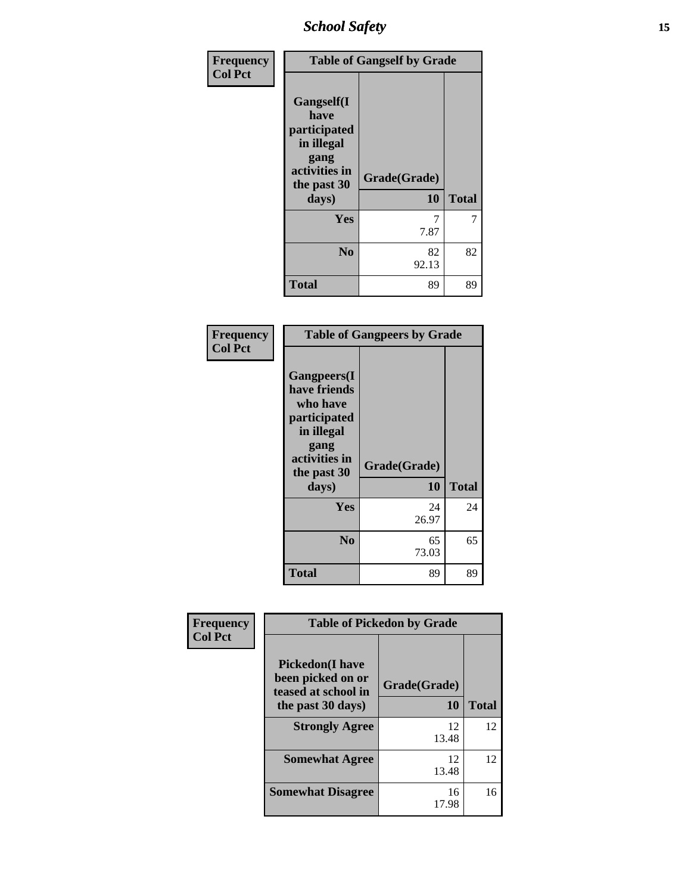| Frequency<br>Col Pct | Table of Gangself by Grade | |
|---|---|---|
| **Gangself(I have participated in illegal gang activities in the past 30 days)** | **Grade(Grade)**<br>**10** | **Total** |
| **Yes** | 7<br>7.87 | 7 |
| **No** | 82<br>92.13 | 82 |
| **Total** | 89 | 89 |

| Frequency<br>Col Pct | Table of Gangpeers by Grade | |
|---|---|---|
| **Gangpeers(I have friends who have participated in illegal gang activities in the past 30 days)** | **Grade(Grade)**<br>**10** | **Total** |
| **Yes** | 24<br>26.97 | 24 |
| **No** | 65<br>73.03 | 65 |
| **Total** | 89 | 89 |

| Frequency<br>Col Pct | Table of Pickedon by Grade | |
|---|---|---|
| **Pickedon(I have been picked on or teased at school in the past 30 days)** | **Grade(Grade)**<br>**10** | **Total** |
| **Strongly Agree** | 12<br>13.48 | 12 |
| **Somewhat Agree** | 12<br>13.48 | 12 |
| **Somewhat Disagree** | 16<br>17.98 | 16 |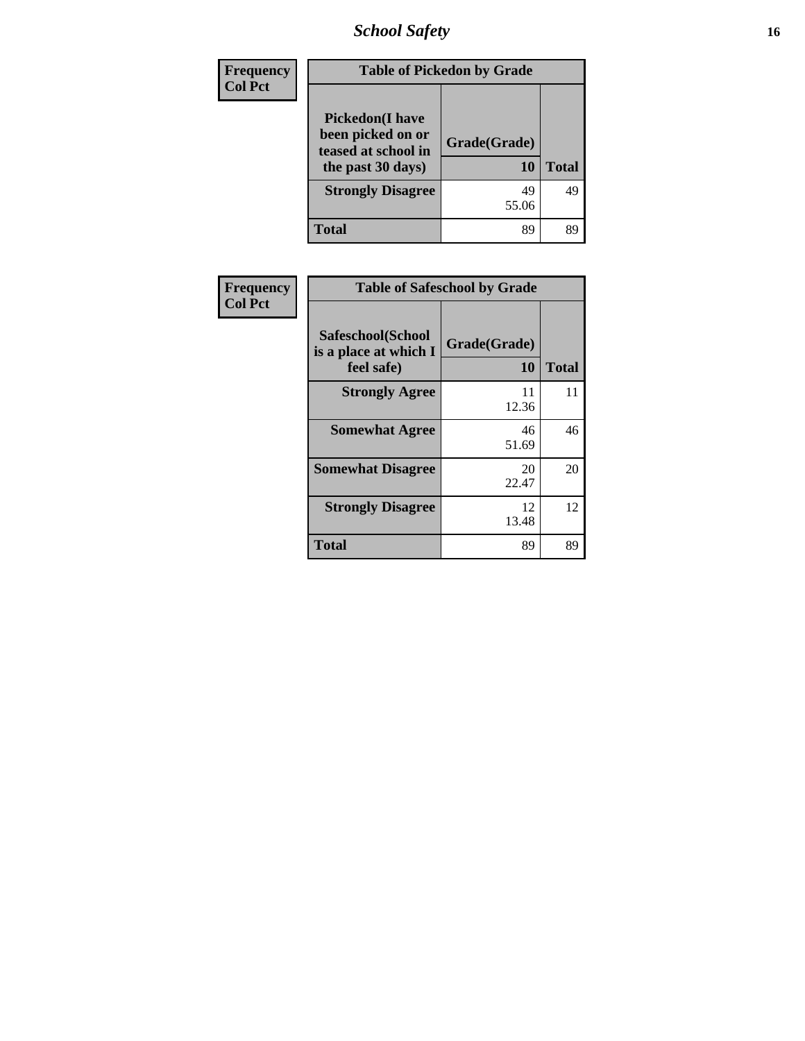## School Safety

| Frequency Col Pct | | |
|---|---|---|
| **Table of Pickedon by Grade** | | |
| **Pickedon(I have been picked on or teased at school in the past 30 days)** | **Grade(Grade) 10** | **Total** |
| **Strongly Disagree** | 49 55.06 | 49 |
| **Total** | 89 | 89 |

| Frequency Col Pct | | |
|---|---|---|
| **Table of Safeschool by Grade** | | |
| **Safeschool(School is a place at which I feel safe)** | **Grade(Grade) 10** | **Total** |
| **Strongly Agree** | 11 12.36 | 11 |
| **Somewhat Agree** | 46 51.69 | 46 |
| **Somewhat Disagree** | 20 22.47 | 20 |
| **Strongly Disagree** | 12 13.48 | 12 |
| **Total** | 89 | 89 |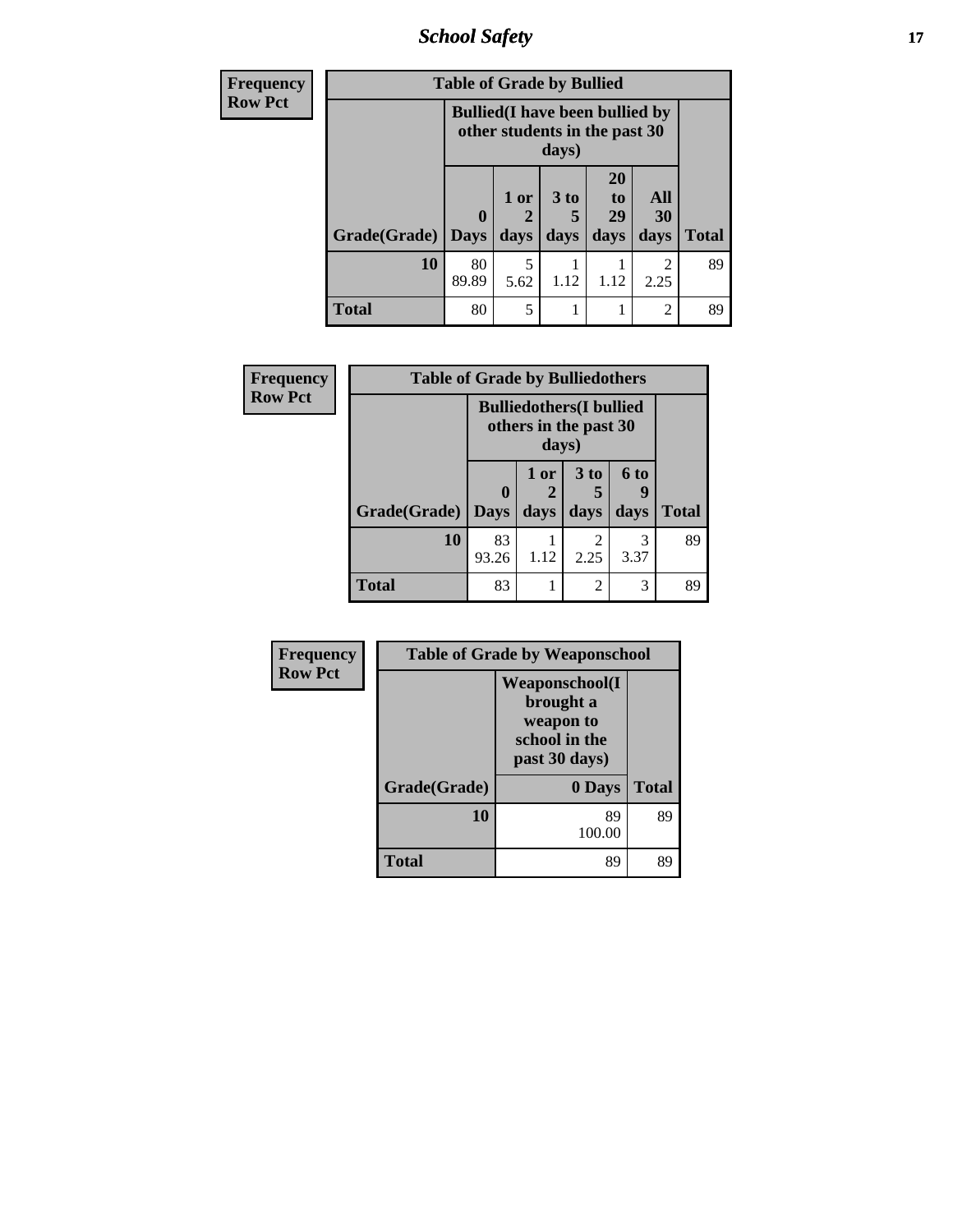## School Safety

| Frequency<br>Row Pct | | | | | | |
|---|---|---|---|---|---|---|
| **Table of Grade by Bullied** | | | | | | |
| | **Bullied(I have been bullied by other students in the past 30 days)** | | | | | |
| **Grade(Grade)** | **0 Days** | **1 or 2 days** | **3 to 5 days** | **20 to 29 days** | **All 30 days** | **Total** |
| **10** | 80<br>89.89 | 5<br>5.62 | 1<br>1.12 | 1<br>1.12 | 2<br>2.25 | 89 |
| **Total** | 80 | 5 | 1 | 1 | 2 | 89 |

| Frequency<br>Row Pct | | | | | |
|---|---|---|---|---|---|
| **Table of Grade by Bulliedothers** | | | | | |
| | **Bulliedothers(I bullied others in the past 30 days)** | | | | |
| **Grade(Grade)** | **0 Days** | **1 or 2 days** | **3 to 5 days** | **6 to 9 days** | **Total** |
| **10** | 83<br>93.26 | 1<br>1.12 | 2<br>2.25 | 3<br>3.37 | 89 |
| **Total** | 83 | 1 | 2 | 3 | 89 |

| Frequency<br>Row Pct | | |
|---|---|---|
| **Table of Grade by Weaponschool** | | |
| | **Weaponschool(I brought a weapon to school in the past 30 days)** | |
| **Grade(Grade)** | **0 Days** | **Total** |
| **10** | 89<br>100.00 | 89 |
| **Total** | 89 | 89 |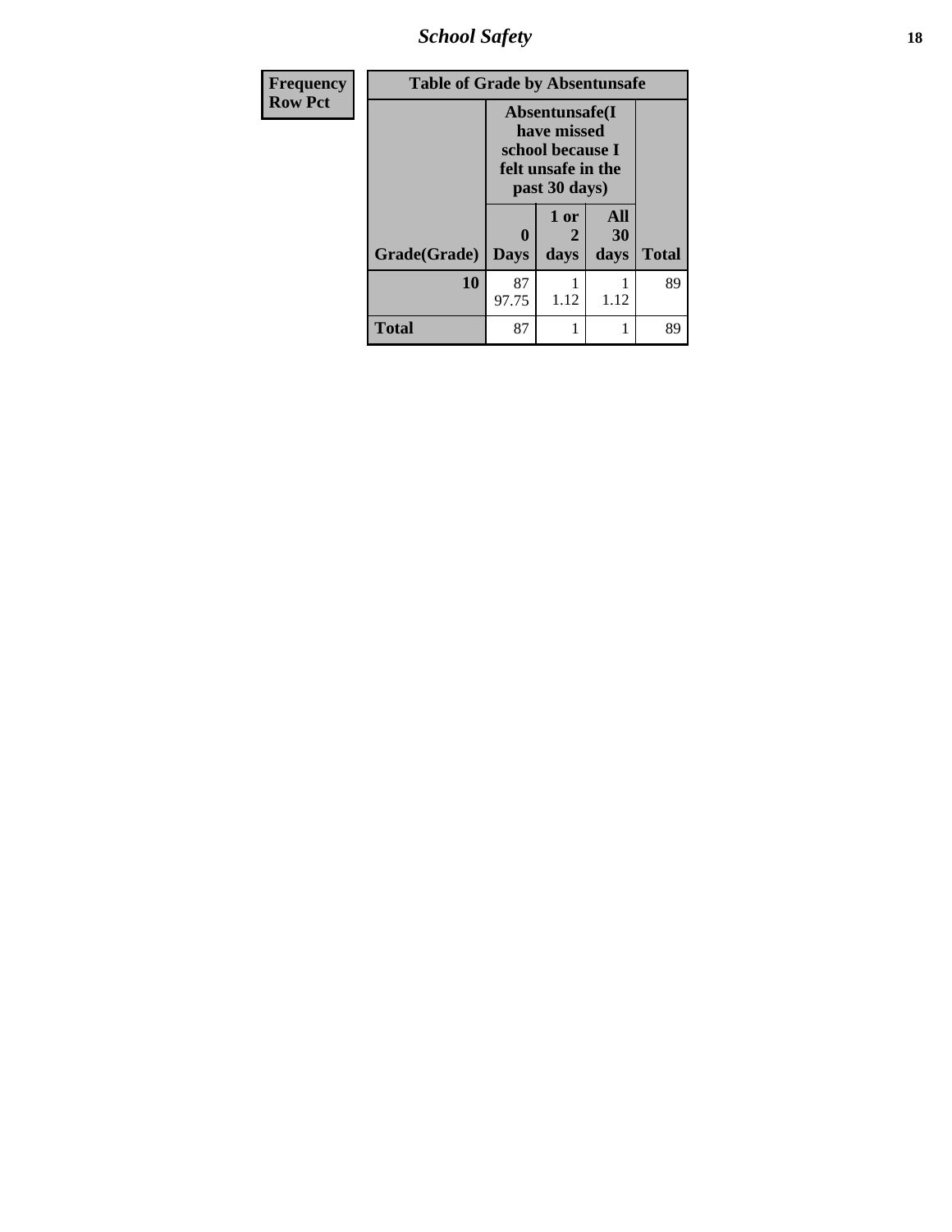| Frequency Row Pct | Table of Grade by Absentunsafe | | | |
|---|---|---|---|---|
| | Absentunsafe(I have missed school because I felt unsafe in the past 30 days) | | | |
| Grade(Grade) | 0 Days | 1 or 2 days | All 30 days | Total |
| 10 | 87<br>97.75 | 1<br>1.12 | 1<br>1.12 | 89 |
| Total | 87 | 1 | 1 | 89 |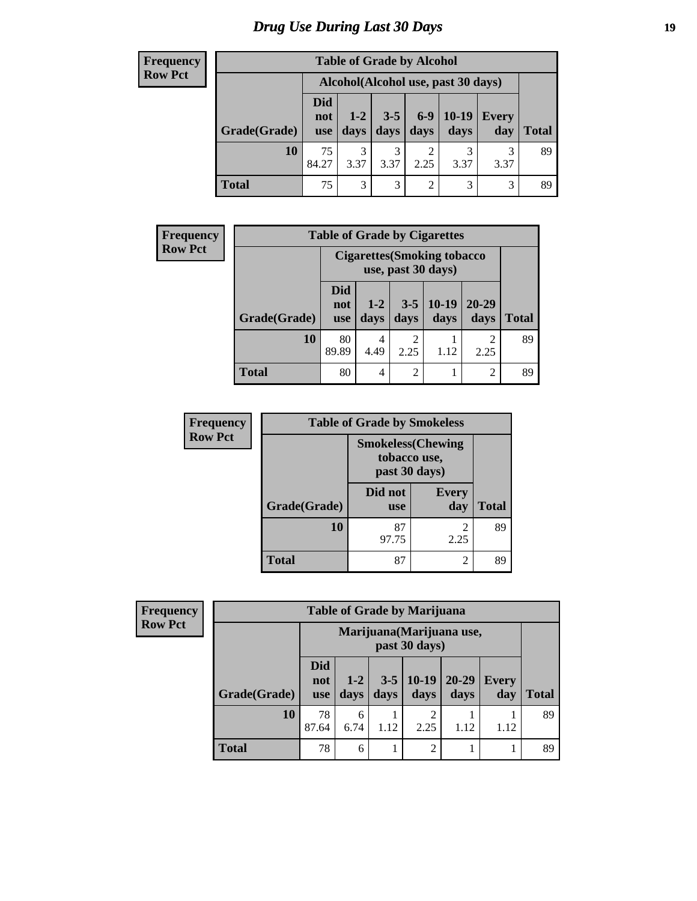# Drug Use During Last 30 Days

**Frequency**
**Row Pct**

| Table of Grade by Alcohol | | | | | | | |
|---|---|---|---|---|---|---|---|
| | Alcohol(Alcohol use, past 30 days) | | | | | | |
| Grade(Grade) | Did not use | 1-2 days | 3-5 days | 6-9 days | 10-19 days | Every day | Total |
| 10 | 75<br>84.27 | 3<br>3.37 | 3<br>3.37 | 2<br>2.25 | 3<br>3.37 | 3<br>3.37 | 89 |
| Total | 75 | 3 | 3 | 2 | 3 | 3 | 89 |

**Frequency**
**Row Pct**

| Table of Grade by Cigarettes | | | | | | |
|---|---|---|---|---|---|---|
| | Cigarettes(Smoking tobacco use, past 30 days) | | | | | |
| Grade(Grade) | Did not use | 1-2 days | 3-5 days | 10-19 days | 20-29 days | Total |
| 10 | 80<br>89.89 | 4<br>4.49 | 2<br>2.25 | 1<br>1.12 | 2<br>2.25 | 89 |
| Total | 80 | 4 | 2 | 1 | 2 | 89 |

**Frequency**
**Row Pct**

| Table of Grade by Smokeless | | | |
|---|---|---|---|
| | Smokeless(Chewing tobacco use, past 30 days) | | |
| Grade(Grade) | Did not use | Every day | Total |
| 10 | 87<br>97.75 | 2<br>2.25 | 89 |
| Total | 87 | 2 | 89 |

**Frequency**
**Row Pct**

| Table of Grade by Marijuana | | | | | | | |
|---|---|---|---|---|---|---|---|
| | Marijuana(Marijuana use, past 30 days) | | | | | | |
| Grade(Grade) | Did not use | 1-2 days | 3-5 days | 10-19 days | 20-29 days | Every day | Total |
| 10 | 78<br>87.64 | 6<br>6.74 | 1<br>1.12 | 2<br>2.25 | 1<br>1.12 | 1<br>1.12 | 89 |
| Total | 78 | 6 | 1 | 2 | 1 | 1 | 89 |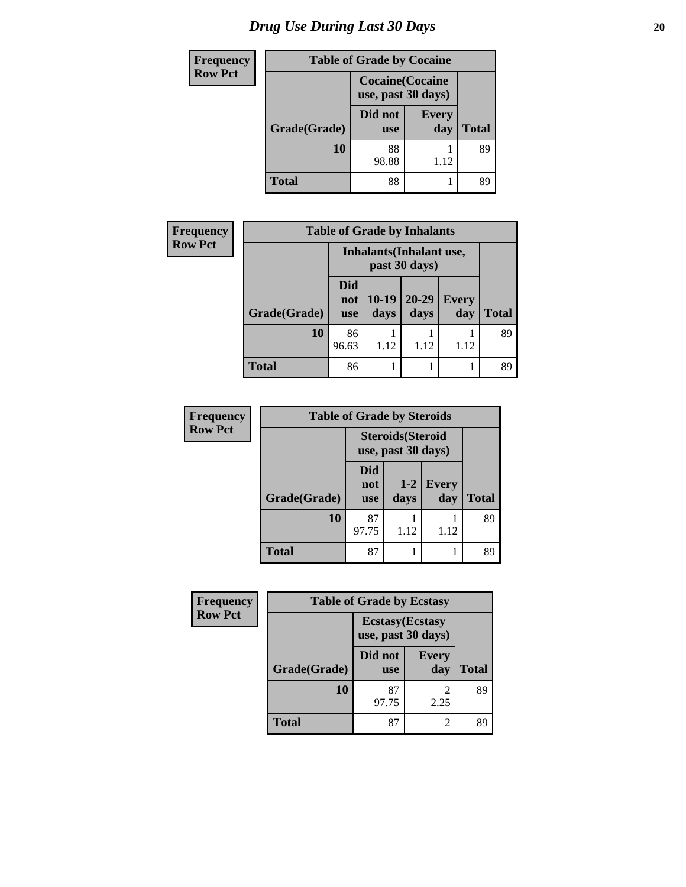# Drug Use During Last 30 Days

**Frequency**
**Row Pct**

| Table of Grade by Cocaine | | | |
|---|---|---|---|
| | Cocaine(Cocaine use, past 30 days) | | |
| Grade(Grade) | Did not use | Every day | Total |
| 10 | 88<br>98.88 | 1<br>1.12 | 89 |
| Total | 88 | 1 | 89 |

**Frequency**
**Row Pct**

| Table of Grade by Inhalants | | | | | |
|---|---|---|---|---|---|
| | Inhalants(Inhalant use, past 30 days) | | | | |
| Grade(Grade) | Did not use | 10-19 days | 20-29 days | Every day | Total |
| 10 | 86<br>96.63 | 1<br>1.12 | 1<br>1.12 | 1<br>1.12 | 89 |
| Total | 86 | 1 | 1 | 1 | 89 |

**Frequency**
**Row Pct**

| Table of Grade by Steroids | | | | |
|---|---|---|---|---|
| | Steroids(Steroid use, past 30 days) | | | |
| Grade(Grade) | Did not use | 1-2 days | Every day | Total |
| 10 | 87<br>97.75 | 1<br>1.12 | 1<br>1.12 | 89 |
| Total | 87 | 1 | 1 | 89 |

**Frequency**
**Row Pct**

| Table of Grade by Ecstasy | | | |
|---|---|---|---|
| | Ecstasy(Ecstasy use, past 30 days) | | |
| Grade(Grade) | Did not use | Every day | Total |
| 10 | 87<br>97.75 | 2<br>2.25 | 89 |
| Total | 87 | 2 | 89 |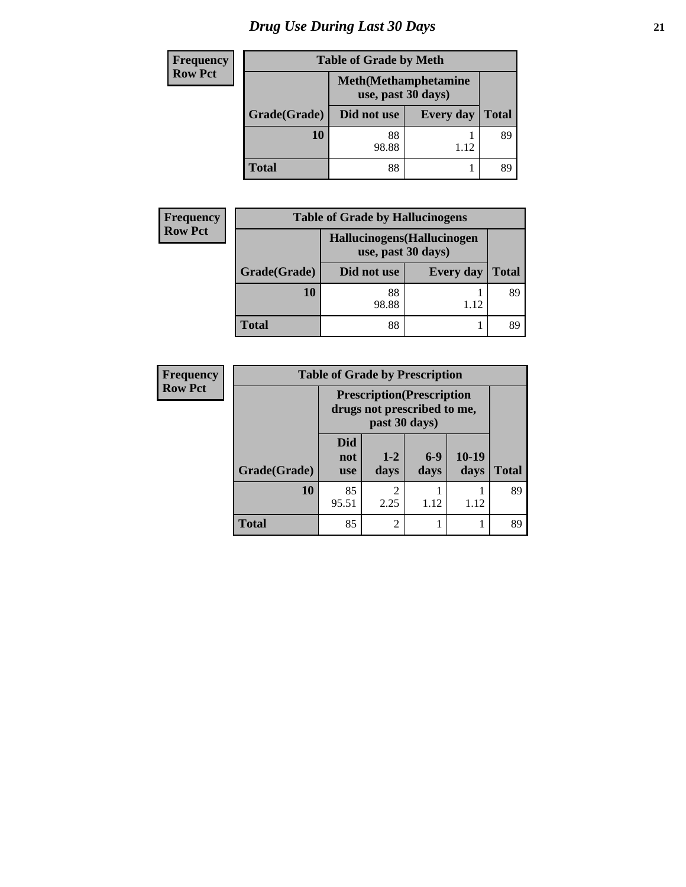# Drug Use During Last 30 Days

| Frequency Row Pct |
|---|

| Table of Grade by Meth | | | |
|---|---|---|---|
| | Meth(Methamphetamine use, past 30 days) | | |
| Grade(Grade) | Did not use | Every day | Total |
| 10 | 88<br>98.88 | 1<br>1.12 | 89 |
| Total | 88 | 1 | 89 |

| Frequency Row Pct |
|---|

| Table of Grade by Hallucinogens | | | |
|---|---|---|---|
| | Hallucinogens(Hallucinogen use, past 30 days) | | |
| Grade(Grade) | Did not use | Every day | Total |
| 10 | 88<br>98.88 | 1<br>1.12 | 89 |
| Total | 88 | 1 | 89 |

| Frequency Row Pct |
|---|

| Table of Grade by Prescription | | | | | |
|---|---|---|---|---|---|
| | Prescription(Prescription drugs not prescribed to me, past 30 days) | | | | |
| Grade(Grade) | Did not use | 1-2 days | 6-9 days | 10-19 days | Total |
| 10 | 85<br>95.51 | 2<br>2.25 | 1<br>1.12 | 1<br>1.12 | 89 |
| Total | 85 | 2 | 1 | 1 | 89 |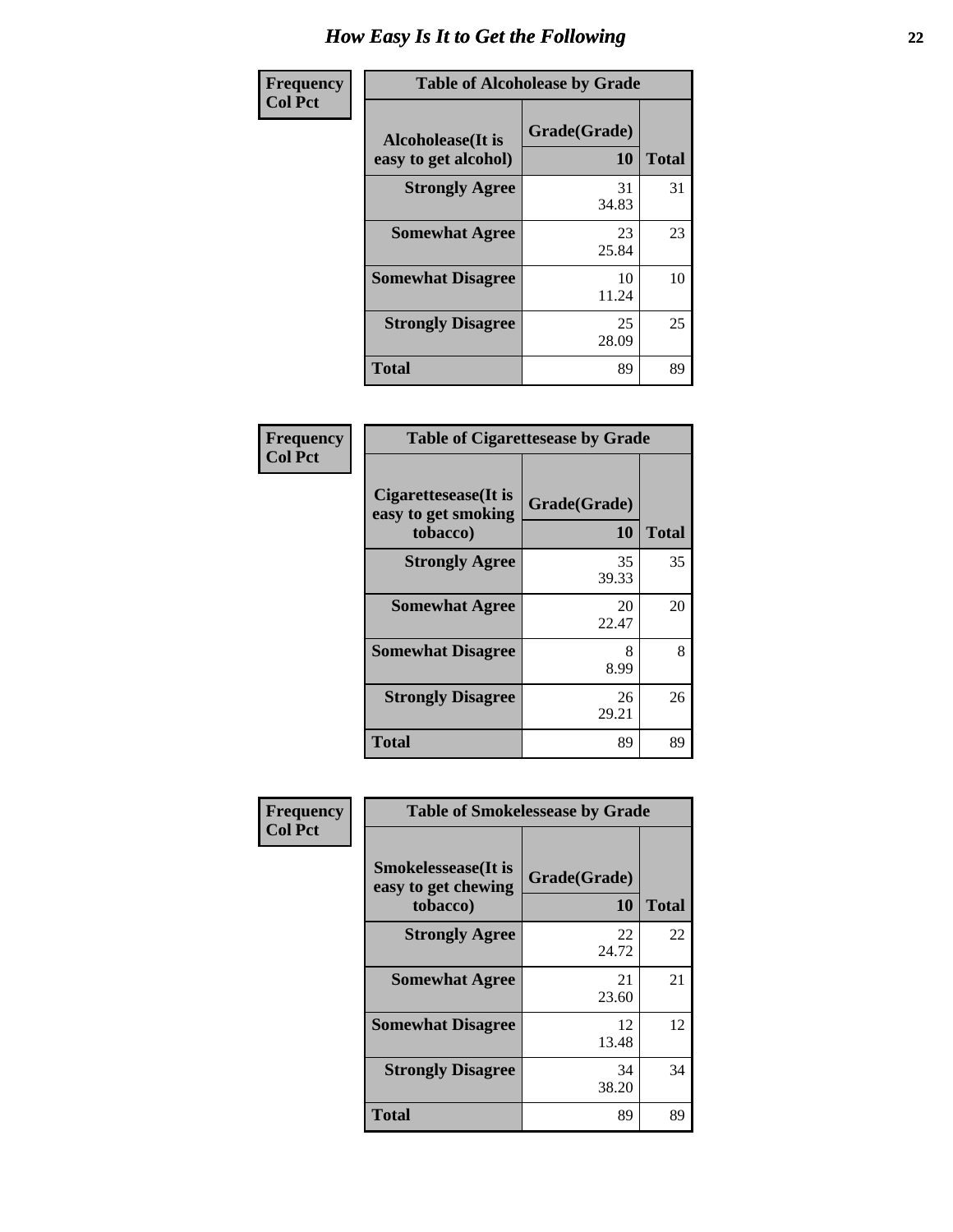# How Easy Is It to Get the Following

**Frequency**
**Col Pct**

**Table of Alcoholease by Grade**

| Alcoholease(It is easy to get alcohol) | Grade(Grade) 10 | Total |
|---|---|---|
| **Strongly Agree** | 31<br>34.83 | 31 |
| **Somewhat Agree** | 23<br>25.84 | 23 |
| **Somewhat Disagree** | 10<br>11.24 | 10 |
| **Strongly Disagree** | 25<br>28.09 | 25 |
| **Total** | 89 | 89 |

**Frequency**
**Col Pct**

**Table of Cigarettesease by Grade**

| Cigarettesease(It is easy to get smoking tobacco) | Grade(Grade) 10 | Total |
|---|---|---|
| **Strongly Agree** | 35<br>39.33 | 35 |
| **Somewhat Agree** | 20<br>22.47 | 20 |
| **Somewhat Disagree** | 8<br>8.99 | 8 |
| **Strongly Disagree** | 26<br>29.21 | 26 |
| **Total** | 89 | 89 |

**Frequency**
**Col Pct**

**Table of Smokelessease by Grade**

| Smokelessease(It is easy to get chewing tobacco) | Grade(Grade) 10 | Total |
|---|---|---|
| **Strongly Agree** | 22<br>24.72 | 22 |
| **Somewhat Agree** | 21<br>23.60 | 21 |
| **Somewhat Disagree** | 12<br>13.48 | 12 |
| **Strongly Disagree** | 34<br>38.20 | 34 |
| **Total** | 89 | 89 |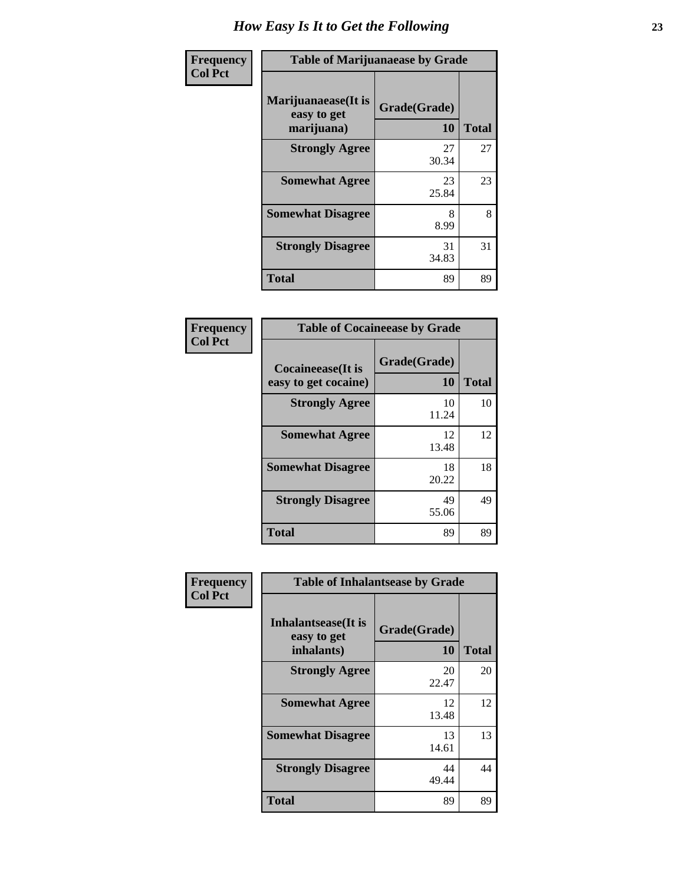# How Easy Is It to Get the Following

**Frequency**
**Col Pct**

**Table of Marijuanaease by Grade**

| Marijuanaease(It is easy to get marijuana) | Grade(Grade) 10 | Total |
|---|---|---|
| **Strongly Agree** | 27<br>30.34 | 27 |
| **Somewhat Agree** | 23<br>25.84 | 23 |
| **Somewhat Disagree** | 8<br>8.99 | 8 |
| **Strongly Disagree** | 31<br>34.83 | 31 |
| **Total** | 89 | 89 |

**Frequency**
**Col Pct**

**Table of Cocaineease by Grade**

| Cocaineease(It is easy to get cocaine) | Grade(Grade) 10 | Total |
|---|---|---|
| **Strongly Agree** | 10<br>11.24 | 10 |
| **Somewhat Agree** | 12<br>13.48 | 12 |
| **Somewhat Disagree** | 18<br>20.22 | 18 |
| **Strongly Disagree** | 49<br>55.06 | 49 |
| **Total** | 89 | 89 |

**Frequency**
**Col Pct**

**Table of Inhalantsease by Grade**

| Inhalantsease(It is easy to get inhalants) | Grade(Grade) 10 | Total |
|---|---|---|
| **Strongly Agree** | 20<br>22.47 | 20 |
| **Somewhat Agree** | 12<br>13.48 | 12 |
| **Somewhat Disagree** | 13<br>14.61 | 13 |
| **Strongly Disagree** | 44<br>49.44 | 44 |
| **Total** | 89 | 89 |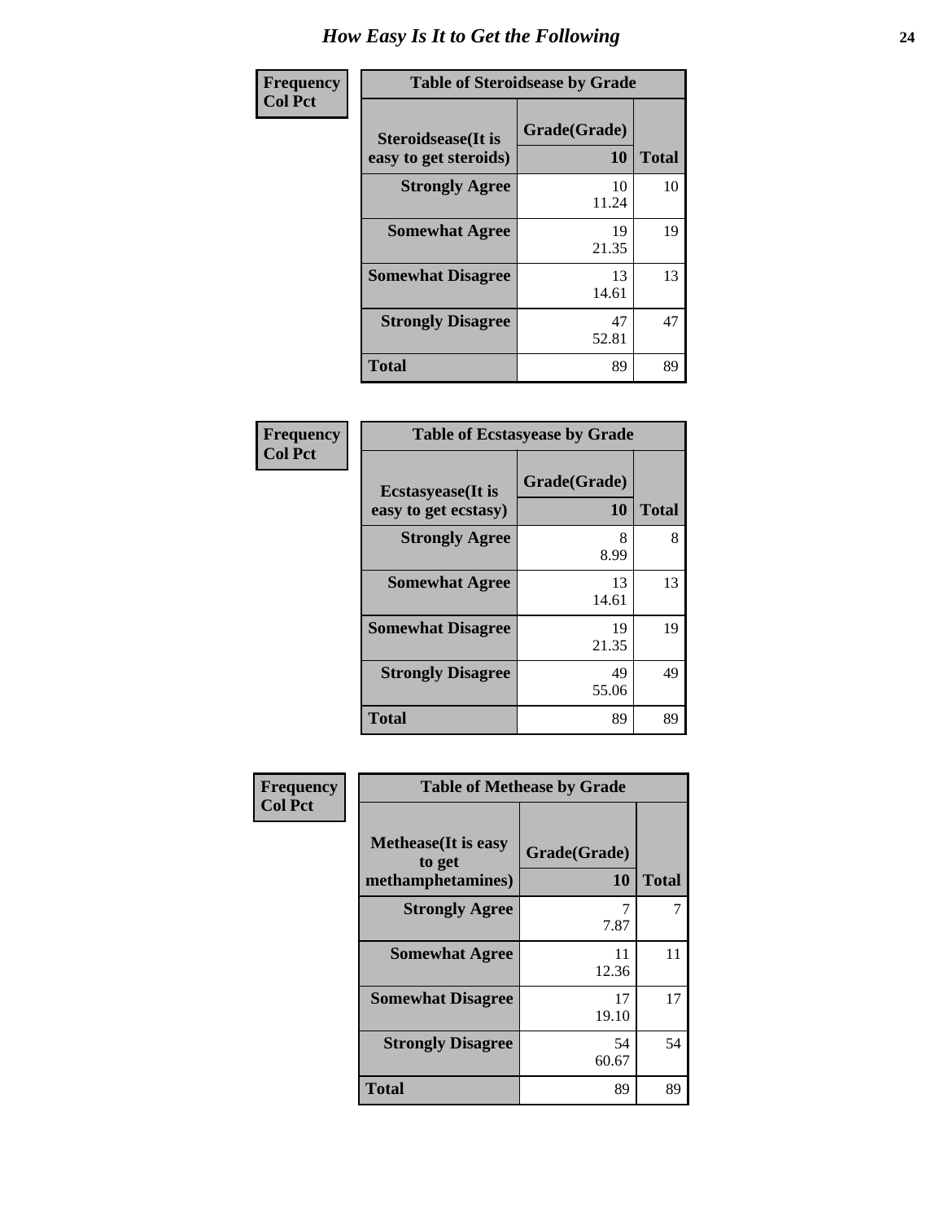# How Easy Is It to Get the Following

**Frequency**
**Col Pct**

| Table of Steroidsease by Grade | | |
|---|---|---|
| Steroidsease(It is easy to get steroids) | Grade(Grade) 10 | Total |
| **Strongly Agree** | 10<br>11.24 | 10 |
| **Somewhat Agree** | 19<br>21.35 | 19 |
| **Somewhat Disagree** | 13<br>14.61 | 13 |
| **Strongly Disagree** | 47<br>52.81 | 47 |
| **Total** | 89 | 89 |

**Frequency**
**Col Pct**

| Table of Ecstasyease by Grade | | |
|---|---|---|
| Ecstasyease(It is easy to get ecstasy) | Grade(Grade) 10 | Total |
| **Strongly Agree** | 8<br>8.99 | 8 |
| **Somewhat Agree** | 13<br>14.61 | 13 |
| **Somewhat Disagree** | 19<br>21.35 | 19 |
| **Strongly Disagree** | 49<br>55.06 | 49 |
| **Total** | 89 | 89 |

**Frequency**
**Col Pct**

| Table of Methease by Grade | | |
|---|---|---|
| Methease(It is easy to get methamphetamines) | Grade(Grade) 10 | Total |
| **Strongly Agree** | 7<br>7.87 | 7 |
| **Somewhat Agree** | 11<br>12.36 | 11 |
| **Somewhat Disagree** | 17<br>19.10 | 17 |
| **Strongly Disagree** | 54<br>60.67 | 54 |
| **Total** | 89 | 89 |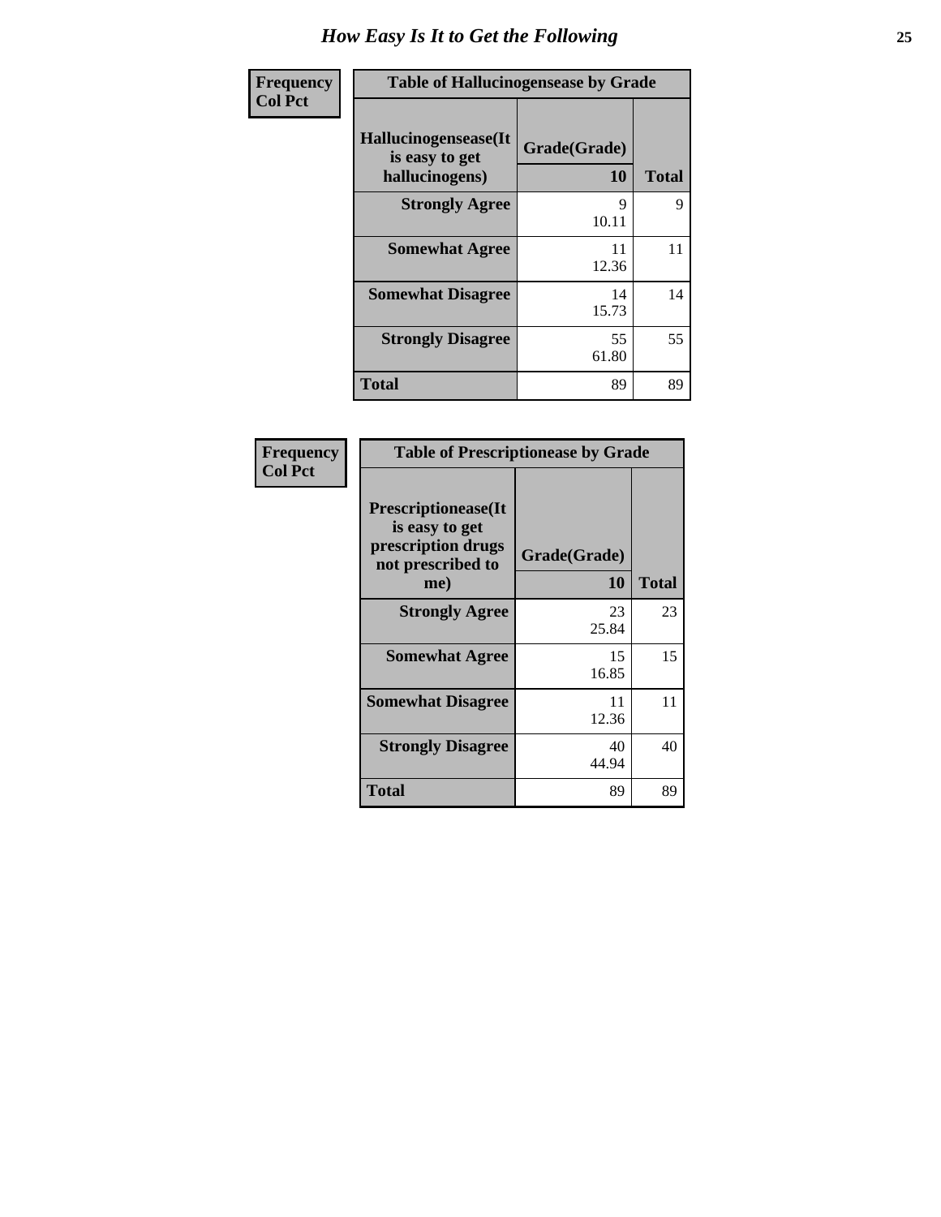# How Easy Is It to Get the Following

| Frequency Col Pct | Table of Hallucinogensease by Grade | |
|---|---|---|
| Hallucinogensease(It is easy to get hallucinogens) | Grade(Grade) 10 | Total |
| Strongly Agree | 9<br>10.11 | 9 |
| Somewhat Agree | 11<br>12.36 | 11 |
| Somewhat Disagree | 14<br>15.73 | 14 |
| Strongly Disagree | 55<br>61.80 | 55 |
| Total | 89 | 89 |

| Frequency Col Pct | Table of Prescriptionease by Grade | |
|---|---|---|
| Prescriptionease(It is easy to get prescription drugs not prescribed to me) | Grade(Grade) 10 | Total |
| Strongly Agree | 23<br>25.84 | 23 |
| Somewhat Agree | 15<br>16.85 | 15 |
| Somewhat Disagree | 11<br>12.36 | 11 |
| Strongly Disagree | 40<br>44.94 | 40 |
| Total | 89 | 89 |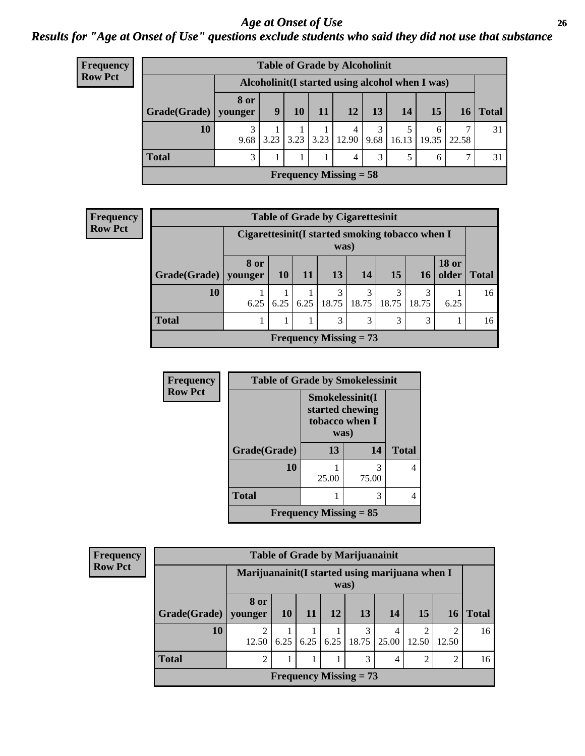# Age at Onset of Use

## *Results for "Age at Onset of Use" questions exclude students who said they did not use that substance*

**Frequency**
**Row Pct**

| Table of Grade by Alcoholinit | | | | | | | | | | |
|---|---|---|---|---|---|---|---|---|---|---|
| | Alcoholinit(I started using alcohol when I was) | | | | | | | | | |
| Grade(Grade) | 8 or younger | 9 | 10 | 11 | 12 | 13 | 14 | 15 | 16 | Total |
| 10 | 3<br>9.68 | 1<br>3.23 | 1<br>3.23 | 1<br>3.23 | 4<br>12.90 | 3<br>9.68 | 5<br>16.13 | 6<br>19.35 | 7<br>22.58 | 31 |
| Total | 3 | 1 | 1 | 1 | 4 | 3 | 5 | 6 | 7 | 31 |
| Frequency Missing = 58 | | | | | | | | | | |

**Frequency**
**Row Pct**

| Table of Grade by Cigarettesinit | | | | | | | | | |
|---|---|---|---|---|---|---|---|---|---|
| | Cigarettesinit(I started smoking tobacco when I was) | | | | | | | | |
| Grade(Grade) | 8 or younger | 10 | 11 | 13 | 14 | 15 | 16 | 18 or older | Total |
| 10 | 1<br>6.25 | 1<br>6.25 | 1<br>6.25 | 3<br>18.75 | 3<br>18.75 | 3<br>18.75 | 3<br>18.75 | 1<br>6.25 | 16 |
| Total | 1 | 1 | 1 | 3 | 3 | 3 | 3 | 1 | 16 |
| Frequency Missing = 73 | | | | | | | | | |

**Frequency**
**Row Pct**

| Table of Grade by Smokelessinit | | | |
|---|---|---|---|
| | Smokelessinit(I started chewing tobacco when I was) | | |
| Grade(Grade) | 13 | 14 | Total |
| 10 | 1<br>25.00 | 3<br>75.00 | 4 |
| Total | 1 | 3 | 4 |
| Frequency Missing = 85 | | | |

**Frequency**
**Row Pct**

| Table of Grade by Marijuanainit | | | | | | | | | |
|---|---|---|---|---|---|---|---|---|---|
| | Marijuanainit(I started using marijuana when I was) | | | | | | | | |
| Grade(Grade) | 8 or younger | 10 | 11 | 12 | 13 | 14 | 15 | 16 | Total |
| 10 | 2<br>12.50 | 1<br>6.25 | 1<br>6.25 | 1<br>6.25 | 3<br>18.75 | 4<br>25.00 | 2<br>12.50 | 2<br>12.50 | 16 |
| Total | 2 | 1 | 1 | 1 | 3 | 4 | 2 | 2 | 16 |
| Frequency Missing = 73 | | | | | | | | | |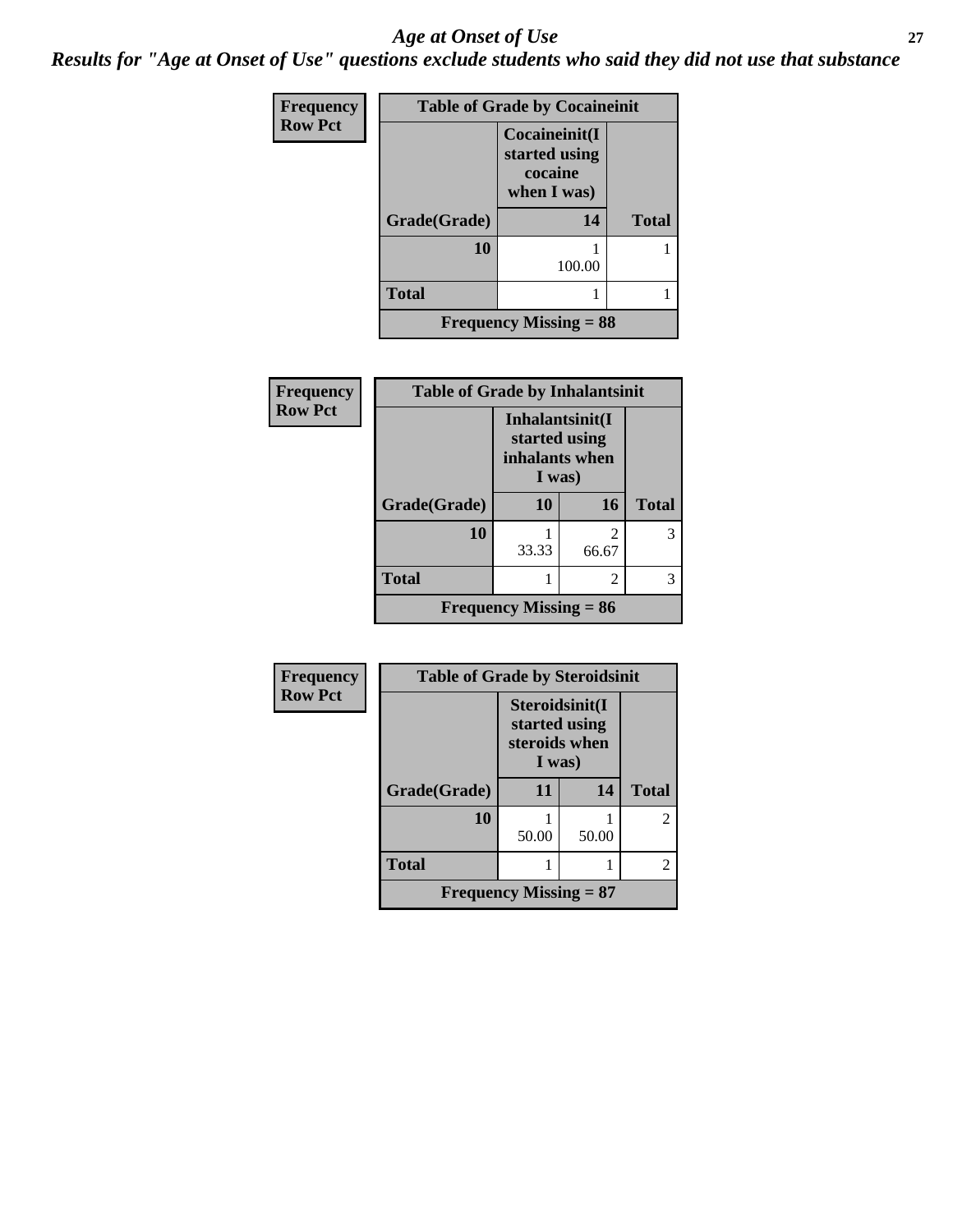# Age at Onset of Use

***Results for "Age at Onset of Use" questions exclude students who said they did not use that substance***

**Frequency**
**Row Pct**

| Table of Grade by Cocaineinit | | |
|---|---|---|
| | **Cocaineinit(I started using cocaine when I was)** | |
| **Grade(Grade)** | **14** | **Total** |
| **10** | 1<br>100.00 | 1 |
| **Total** | 1 | 1 |
| **Frequency Missing = 88** | | |

**Frequency**
**Row Pct**

| Table of Grade by Inhalantsinit | | | |
|---|---|---|---|
| | **Inhalantsinit(I started using inhalants when I was)** | | |
| **Grade(Grade)** | **10** | **16** | **Total** |
| **10** | 1<br>33.33 | 2<br>66.67 | 3 |
| **Total** | 1 | 2 | 3 |
| **Frequency Missing = 86** | | | |

**Frequency**
**Row Pct**

| Table of Grade by Steroidsinit | | | |
|---|---|---|---|
| | **Steroidsinit(I started using steroids when I was)** | | |
| **Grade(Grade)** | **11** | **14** | **Total** |
| **10** | 1<br>50.00 | 1<br>50.00 | 2 |
| **Total** | 1 | 1 | 2 |
| **Frequency Missing = 87** | | | |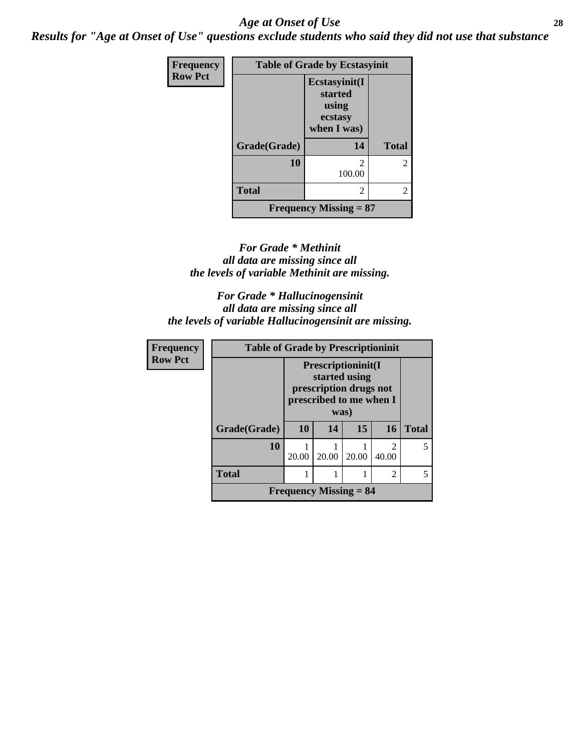# *Age at Onset of Use*

***Results for "Age at Onset of Use" questions exclude students who said they did not use that substance***

| Frequency<br>Row Pct | | |
|---|---|---|
| **Table of Grade by Ecstasyinit** | | |
| | **Ecstasyinit(I started using ecstasy when I was)** | |
| **Grade(Grade)** | **14** | **Total** |
| **10** | 2<br>100.00 | 2 |
| **Total** | 2 | 2 |
| **Frequency Missing = 87** | | |

*For Grade * Methinit all data are missing since all the levels of variable Methinit are missing.*

*For Grade * Hallucinogensinit all data are missing since all the levels of variable Hallucinogensinit are missing.*

| Frequency<br>Row Pct | | | | | |
|---|---|---|---|---|---|
| **Table of Grade by Prescriptioninit** | | | | | |
| | **Prescriptioninit(I started using prescription drugs not prescribed to me when I was)** | | | | |
| **Grade(Grade)** | **10** | **14** | **15** | **16** | **Total** |
| **10** | 1<br>20.00 | 1<br>20.00 | 1<br>20.00 | 2<br>40.00 | 5 |
| **Total** | 1 | 1 | 1 | 2 | 5 |
| **Frequency Missing = 84** | | | | | |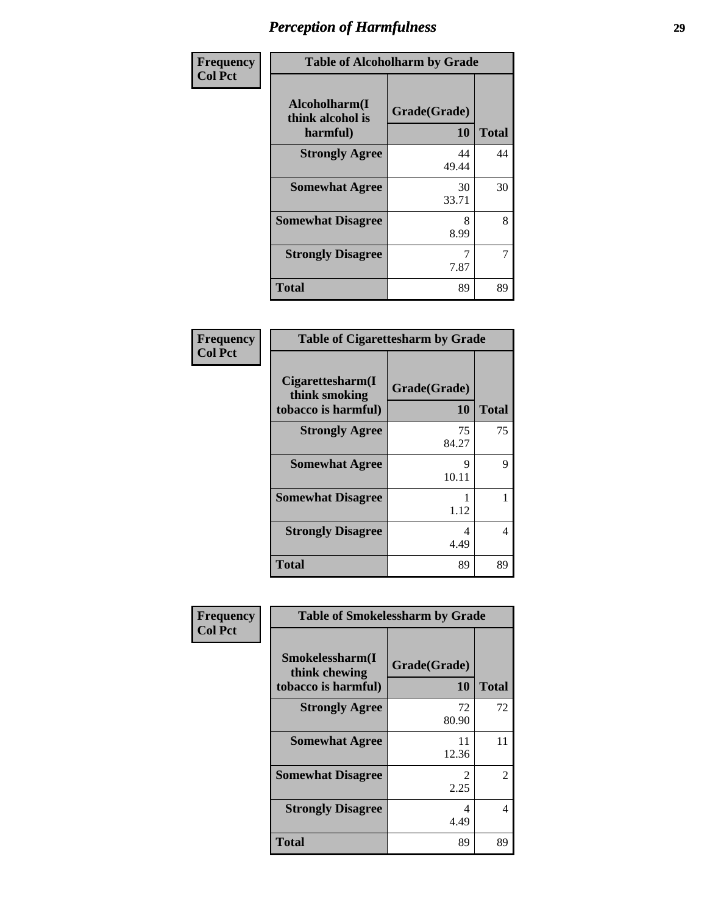# Perception of Harmfulness

| Frequency Col Pct | Table of Alcoholharm by Grade | |
|---|---|---|
| **Alcoholharm(I think alcohol is harmful)** | **Grade(Grade) 10** | **Total** |
| **Strongly Agree** | 44<br>49.44 | 44 |
| **Somewhat Agree** | 30<br>33.71 | 30 |
| **Somewhat Disagree** | 8<br>8.99 | 8 |
| **Strongly Disagree** | 7<br>7.87 | 7 |
| **Total** | 89 | 89 |

| Frequency Col Pct | Table of Cigarettesharm by Grade | |
|---|---|---|
| **Cigarettesharm(I think smoking tobacco is harmful)** | **Grade(Grade) 10** | **Total** |
| **Strongly Agree** | 75<br>84.27 | 75 |
| **Somewhat Agree** | 9<br>10.11 | 9 |
| **Somewhat Disagree** | 1<br>1.12 | 1 |
| **Strongly Disagree** | 4<br>4.49 | 4 |
| **Total** | 89 | 89 |

| Frequency Col Pct | Table of Smokelessharm by Grade | |
|---|---|---|
| **Smokelessharm(I think chewing tobacco is harmful)** | **Grade(Grade) 10** | **Total** |
| **Strongly Agree** | 72<br>80.90 | 72 |
| **Somewhat Agree** | 11<br>12.36 | 11 |
| **Somewhat Disagree** | 2<br>2.25 | 2 |
| **Strongly Disagree** | 4<br>4.49 | 4 |
| **Total** | 89 | 89 |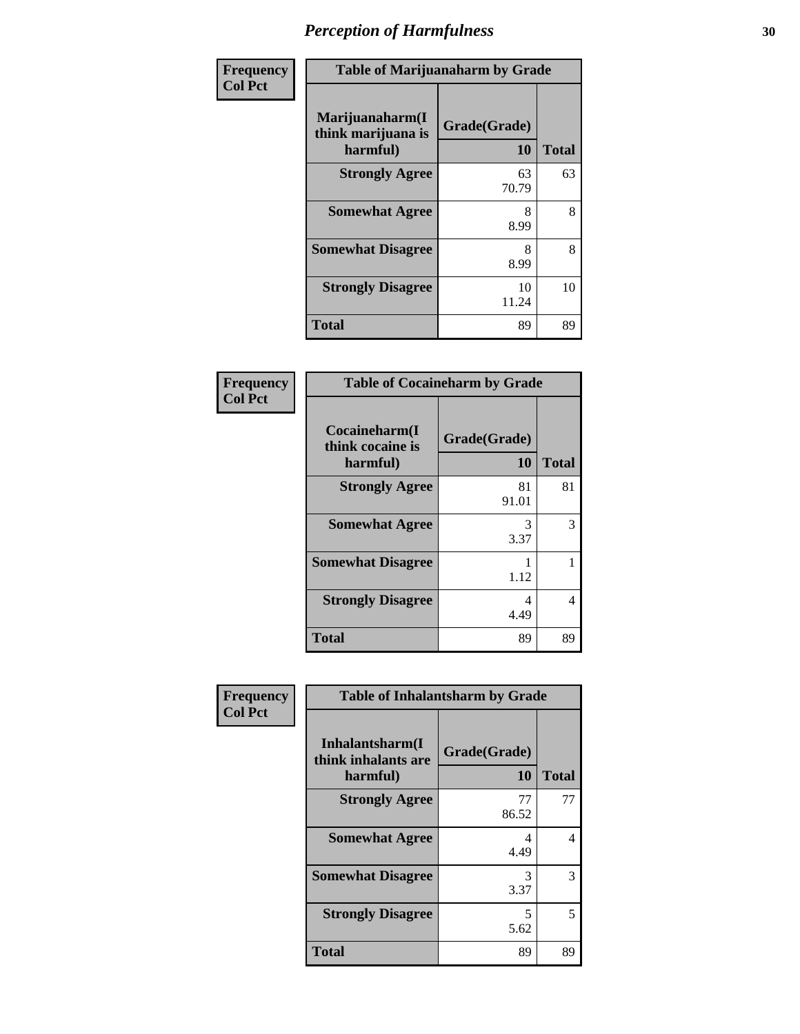# Perception of Harmfulness

| Frequency<br>Col Pct | Table of Marijuanaharm by Grade | |
|---|---|---|
| Marijuanaharm(I think marijuana is harmful) | Grade(Grade) 10 | Total |
| Strongly Agree | 63<br>70.79 | 63 |
| Somewhat Agree | 8<br>8.99 | 8 |
| Somewhat Disagree | 8<br>8.99 | 8 |
| Strongly Disagree | 10<br>11.24 | 10 |
| Total | 89 | 89 |

| Frequency<br>Col Pct | Table of Cocaineharm by Grade | |
|---|---|---|
| Cocaineharm(I think cocaine is harmful) | Grade(Grade) 10 | Total |
| Strongly Agree | 81<br>91.01 | 81 |
| Somewhat Agree | 3<br>3.37 | 3 |
| Somewhat Disagree | 1<br>1.12 | 1 |
| Strongly Disagree | 4<br>4.49 | 4 |
| Total | 89 | 89 |

| Frequency<br>Col Pct | Table of Inhalantsharm by Grade | |
|---|---|---|
| Inhalantsharm(I think inhalants are harmful) | Grade(Grade) 10 | Total |
| Strongly Agree | 77<br>86.52 | 77 |
| Somewhat Agree | 4<br>4.49 | 4 |
| Somewhat Disagree | 3<br>3.37 | 3 |
| Strongly Disagree | 5<br>5.62 | 5 |
| Total | 89 | 89 |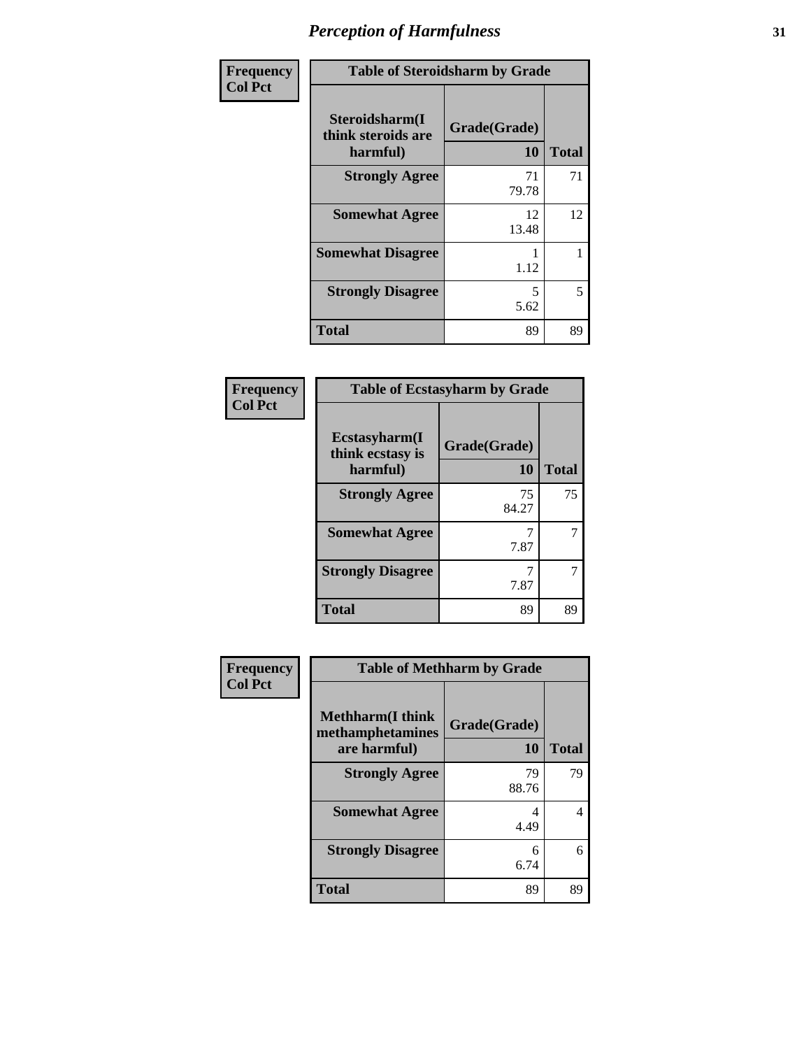# *Perception of Harmfulness*

| Frequency Col Pct |
|---|

**Table of Steroidsharm by Grade**

| Steroidsharm(I think steroids are harmful) | Grade(Grade) 10 | Total |
|---|---|---|
| **Strongly Agree** | 71<br>79.78 | 71 |
| **Somewhat Agree** | 12<br>13.48 | 12 |
| **Somewhat Disagree** | 1<br>1.12 | 1 |
| **Strongly Disagree** | 5<br>5.62 | 5 |
| **Total** | 89 | 89 |

| Frequency Col Pct |
|---|

**Table of Ecstasyharm by Grade**

| Ecstasyharm(I think ecstasy is harmful) | Grade(Grade) 10 | Total |
|---|---|---|
| **Strongly Agree** | 75<br>84.27 | 75 |
| **Somewhat Agree** | 7<br>7.87 | 7 |
| **Strongly Disagree** | 7<br>7.87 | 7 |
| **Total** | 89 | 89 |

| Frequency Col Pct |
|---|

**Table of Methharm by Grade**

| Methharm(I think methamphetamines are harmful) | Grade(Grade) 10 | Total |
|---|---|---|
| **Strongly Agree** | 79<br>88.76 | 79 |
| **Somewhat Agree** | 4<br>4.49 | 4 |
| **Strongly Disagree** | 6<br>6.74 | 6 |
| **Total** | 89 | 89 |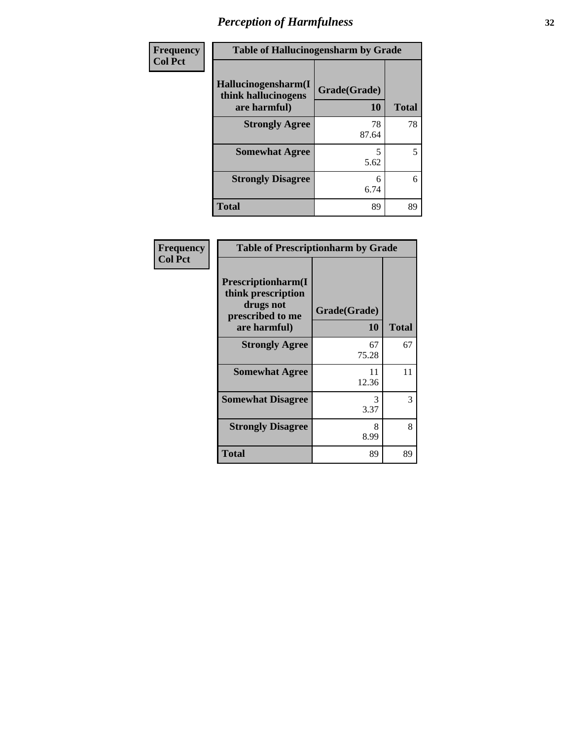# Perception of Harmfulness

| Frequency Col Pct | Table of Hallucinogensharm by Grade | |
|---|---|---|
| Hallucinogensharm(I think hallucinogens are harmful) | Grade(Grade) 10 | Total |
| Strongly Agree | 78 87.64 | 78 |
| Somewhat Agree | 5 5.62 | 5 |
| Strongly Disagree | 6 6.74 | 6 |
| Total | 89 | 89 |

| Frequency Col Pct | Table of Prescriptionharm by Grade | |
|---|---|---|
| Prescriptionharm(I think prescription drugs not prescribed to me are harmful) | Grade(Grade) 10 | Total |
| Strongly Agree | 67 75.28 | 67 |
| Somewhat Agree | 11 12.36 | 11 |
| Somewhat Disagree | 3 3.37 | 3 |
| Strongly Disagree | 8 8.99 | 8 |
| Total | 89 | 89 |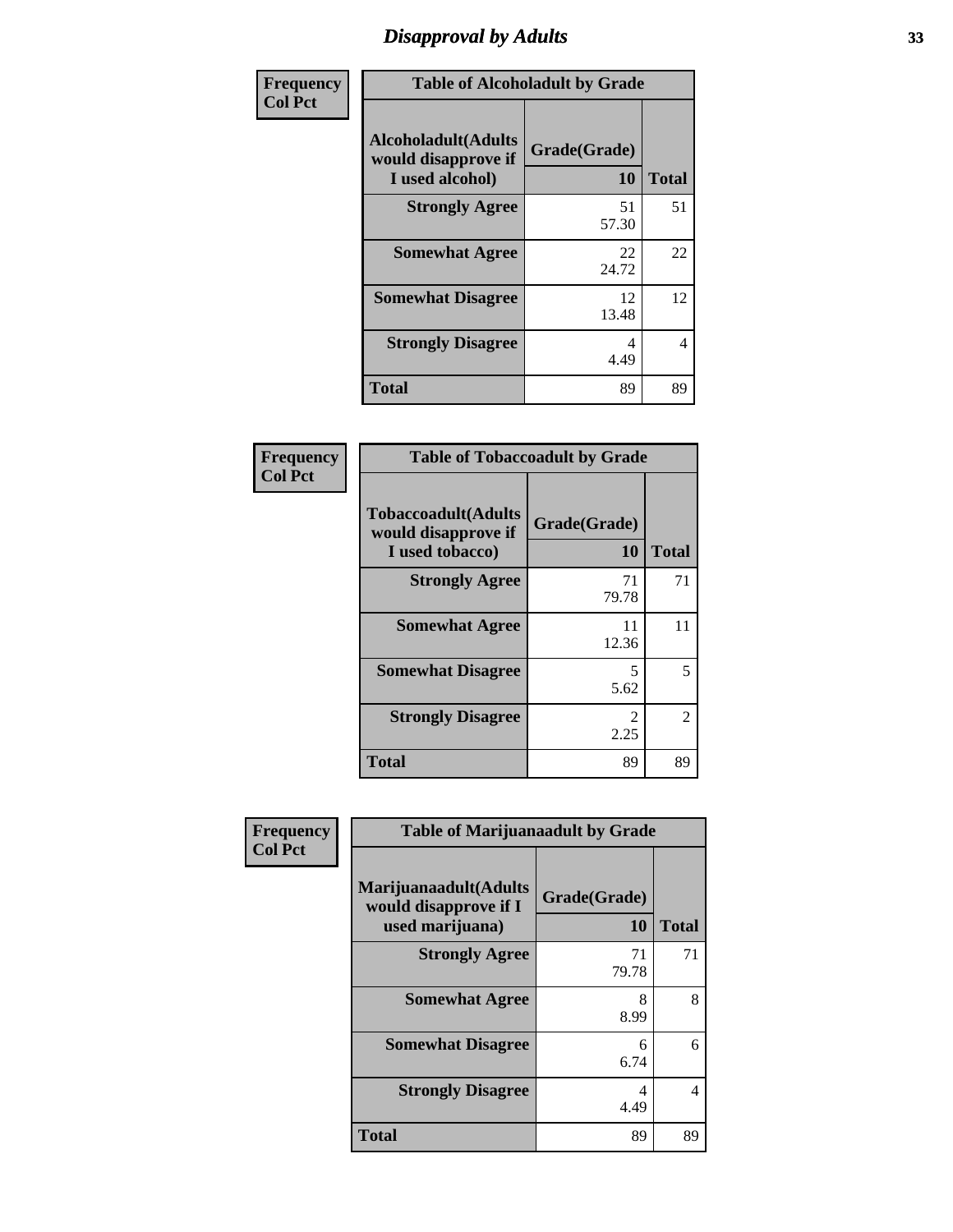# Disapproval by Adults

| Frequency<br>Col Pct | Table of Alcoholadult by Grade | |
|---|---|---|
| **Alcoholadult(Adults would disapprove if I used alcohol)** | **Grade(Grade)**<br>**10** | **Total** |
| **Strongly Agree** | 51<br>57.30 | 51 |
| **Somewhat Agree** | 22<br>24.72 | 22 |
| **Somewhat Disagree** | 12<br>13.48 | 12 |
| **Strongly Disagree** | 4<br>4.49 | 4 |
| **Total** | 89 | 89 |

| Frequency<br>Col Pct | Table of Tobaccoadult by Grade | |
|---|---|---|
| **Tobaccoadult(Adults would disapprove if I used tobacco)** | **Grade(Grade)**<br>**10** | **Total** |
| **Strongly Agree** | 71<br>79.78 | 71 |
| **Somewhat Agree** | 11<br>12.36 | 11 |
| **Somewhat Disagree** | 5<br>5.62 | 5 |
| **Strongly Disagree** | 2<br>2.25 | 2 |
| **Total** | 89 | 89 |

| Frequency<br>Col Pct | Table of Marijuanaadult by Grade | |
|---|---|---|
| **Marijuanaadult(Adults would disapprove if I used marijuana)** | **Grade(Grade)**<br>**10** | **Total** |
| **Strongly Agree** | 71<br>79.78 | 71 |
| **Somewhat Agree** | 8<br>8.99 | 8 |
| **Somewhat Disagree** | 6<br>6.74 | 6 |
| **Strongly Disagree** | 4<br>4.49 | 4 |
| **Total** | 89 | 89 |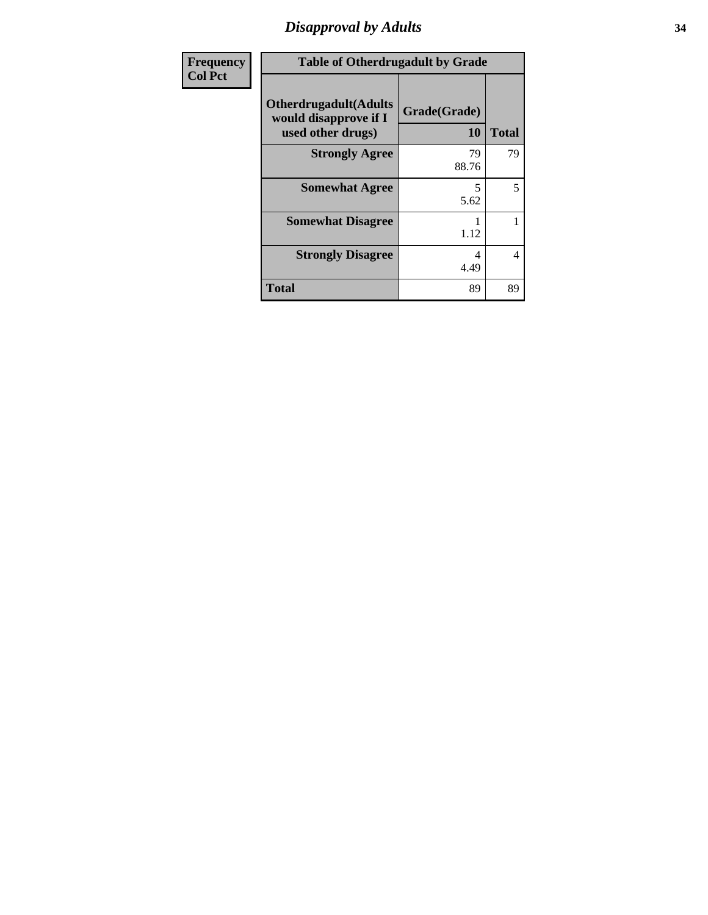# *Disapproval by Adults*

| Frequency<br>Col Pct |
|---|

| Table of Otherdrugadult by Grade | | |
|---|---|---|
| **Otherdrugadult(Adults would disapprove if I used other drugs)** | **Grade(Grade)**<br>**10** | **Total** |
| **Strongly Agree** | 79<br>88.76 | 79 |
| **Somewhat Agree** | 5<br>5.62 | 5 |
| **Somewhat Disagree** | 1<br>1.12 | 1 |
| **Strongly Disagree** | 4<br>4.49 | 4 |
| **Total** | 89 | 89 |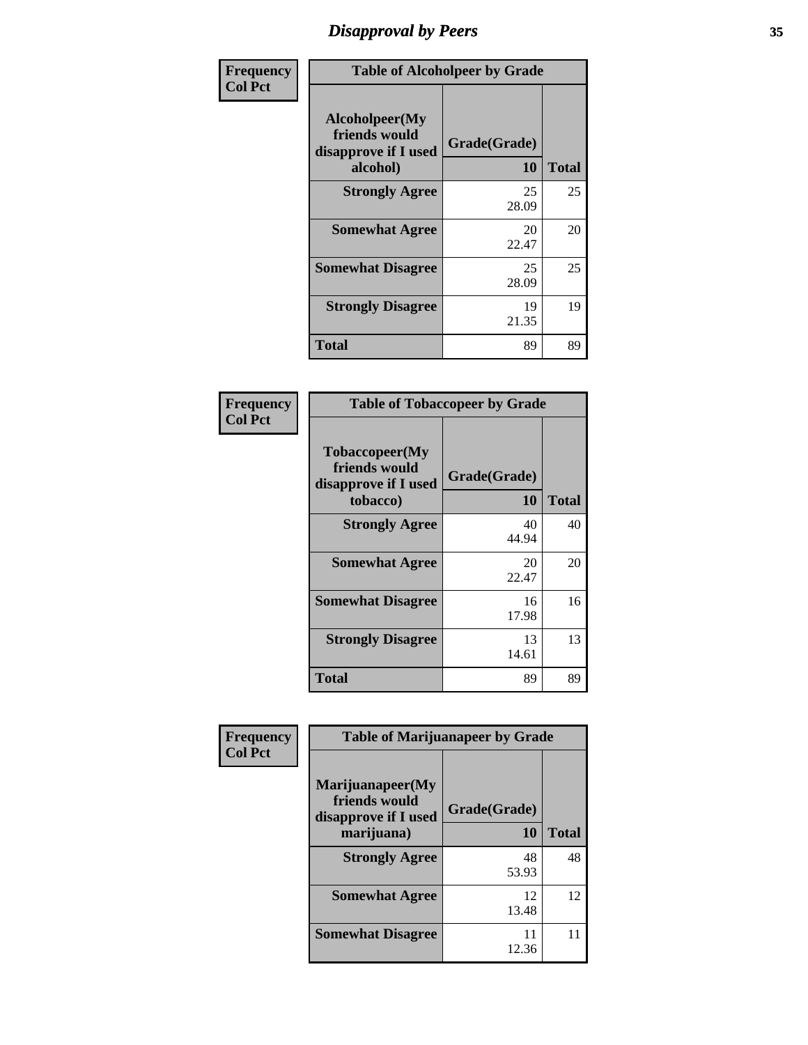# Disapproval by Peers

Frequency
Col Pct

| Table of Alcoholpeer by Grade | | |
|---|---|---|
| Alcoholpeer(My friends would disapprove if I used alcohol) | Grade(Grade) 10 | Total |
| Strongly Agree | 25<br>28.09 | 25 |
| Somewhat Agree | 20<br>22.47 | 20 |
| Somewhat Disagree | 25<br>28.09 | 25 |
| Strongly Disagree | 19<br>21.35 | 19 |
| Total | 89 | 89 |

Frequency
Col Pct

| Table of Tobaccopeer by Grade | | |
|---|---|---|
| Tobaccopeer(My friends would disapprove if I used tobacco) | Grade(Grade) 10 | Total |
| Strongly Agree | 40<br>44.94 | 40 |
| Somewhat Agree | 20<br>22.47 | 20 |
| Somewhat Disagree | 16<br>17.98 | 16 |
| Strongly Disagree | 13<br>14.61 | 13 |
| Total | 89 | 89 |

Frequency
Col Pct

| Table of Marijuanapeer by Grade | | |
|---|---|---|
| Marijuanapeer(My friends would disapprove if I used marijuana) | Grade(Grade) 10 | Total |
| Strongly Agree | 48<br>53.93 | 48 |
| Somewhat Agree | 12<br>13.48 | 12 |
| Somewhat Disagree | 11<br>12.36 | 11 |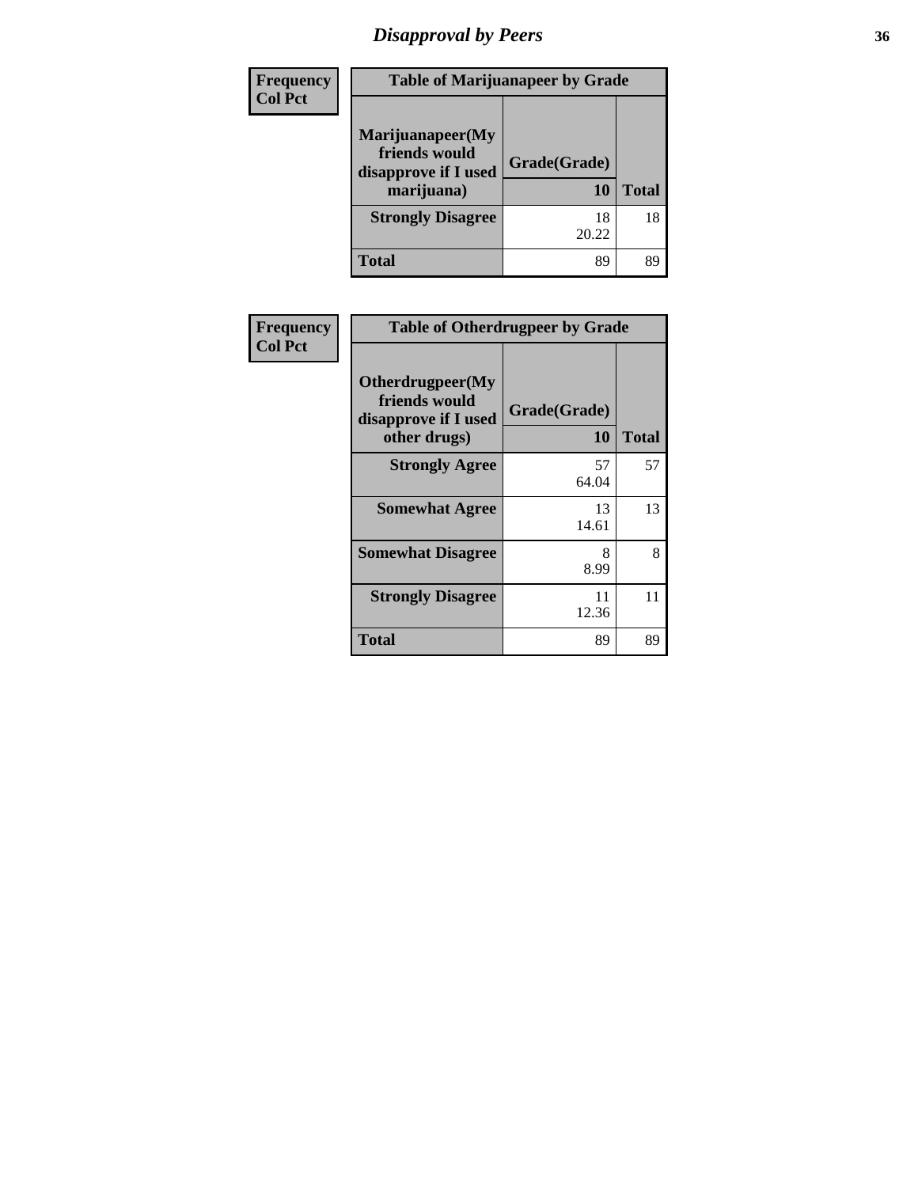# Disapproval by Peers

| Frequency<br>Col Pct | Table of Marijuanapeer by Grade | |
|---|---|---|
| Marijuanapeer(My friends would disapprove if I used marijuana) | Grade(Grade)<br>10 | Total |
| Strongly Disagree | 18<br>20.22 | 18 |
| Total | 89 | 89 |

| Frequency<br>Col Pct | Table of Otherdrugpeer by Grade | |
|---|---|---|
| Otherdrugpeer(My friends would disapprove if I used other drugs) | Grade(Grade)<br>10 | Total |
| Strongly Agree | 57<br>64.04 | 57 |
| Somewhat Agree | 13<br>14.61 | 13 |
| Somewhat Disagree | 8<br>8.99 | 8 |
| Strongly Disagree | 11<br>12.36 | 11 |
| Total | 89 | 89 |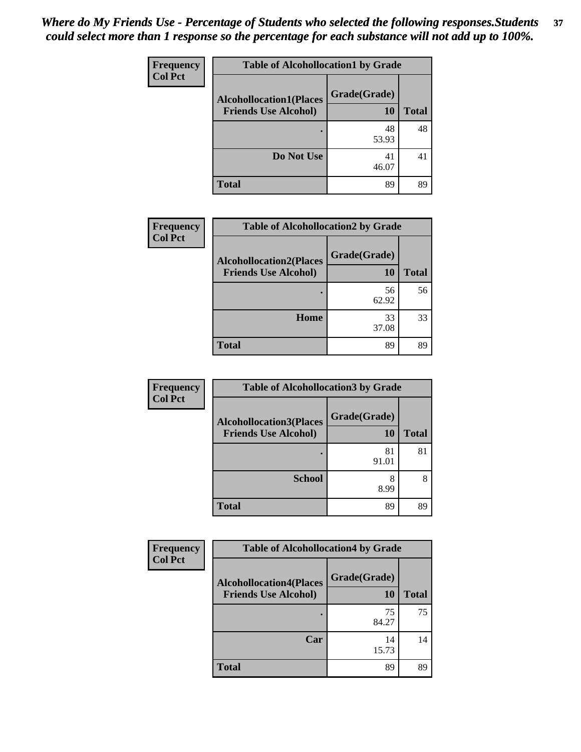*Where do My Friends Use - Percentage of Students who selected the following responses.Students could select more than 1 response so the percentage for each substance will not add up to 100%.*

**Frequency**
**Col Pct**

| Table of Alcohollocation1 by Grade | | |
|---|---|---|
| **Alcohollocation1(Places Friends Use Alcohol)** | **Grade(Grade)** **10** | **Total** |
| **.** | 48<br>53.93 | 48 |
| **Do Not Use** | 41<br>46.07 | 41 |
| **Total** | 89 | 89 |

**Frequency**
**Col Pct**

| Table of Alcohollocation2 by Grade | | |
|---|---|---|
| **Alcohollocation2(Places Friends Use Alcohol)** | **Grade(Grade)** **10** | **Total** |
| **.** | 56<br>62.92 | 56 |
| **Home** | 33<br>37.08 | 33 |
| **Total** | 89 | 89 |

**Frequency**
**Col Pct**

| Table of Alcohollocation3 by Grade | | |
|---|---|---|
| **Alcohollocation3(Places Friends Use Alcohol)** | **Grade(Grade)** **10** | **Total** |
| **.** | 81<br>91.01 | 81 |
| **School** | 8<br>8.99 | 8 |
| **Total** | 89 | 89 |

**Frequency**
**Col Pct**

| Table of Alcohollocation4 by Grade | | |
|---|---|---|
| **Alcohollocation4(Places Friends Use Alcohol)** | **Grade(Grade)** **10** | **Total** |
| **.** | 75<br>84.27 | 75 |
| **Car** | 14<br>15.73 | 14 |
| **Total** | 89 | 89 |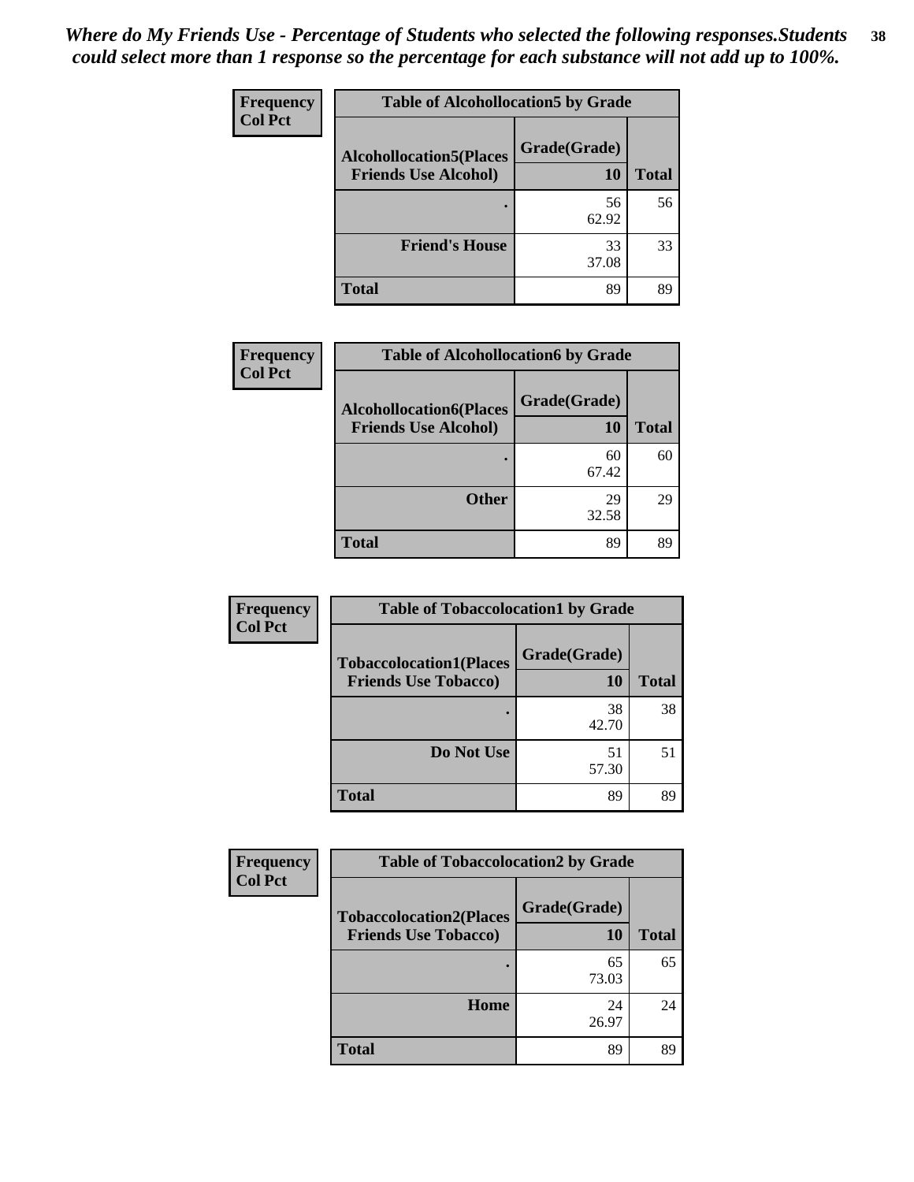*Where do My Friends Use - Percentage of Students who selected the following responses.Students could select more than 1 response so the percentage for each substance will not add up to 100%.*

**Frequency**
**Col Pct**

| Table of Alcohollocation5 by Grade | | |
|---|---|---|
| **Alcohollocation5(Places Friends Use Alcohol)** | **Grade(Grade) 10** | **Total** |
| . | 56<br>62.92 | 56 |
| **Friend's House** | 33<br>37.08 | 33 |
| **Total** | 89 | 89 |

**Frequency**
**Col Pct**

| Table of Alcohollocation6 by Grade | | |
|---|---|---|
| **Alcohollocation6(Places Friends Use Alcohol)** | **Grade(Grade) 10** | **Total** |
| . | 60<br>67.42 | 60 |
| **Other** | 29<br>32.58 | 29 |
| **Total** | 89 | 89 |

**Frequency**
**Col Pct**

| Table of Tobaccolocation1 by Grade | | |
|---|---|---|
| **Tobaccolocation1(Places Friends Use Tobacco)** | **Grade(Grade) 10** | **Total** |
| . | 38<br>42.70 | 38 |
| **Do Not Use** | 51<br>57.30 | 51 |
| **Total** | 89 | 89 |

**Frequency**
**Col Pct**

| Table of Tobaccolocation2 by Grade | | |
|---|---|---|
| **Tobaccolocation2(Places Friends Use Tobacco)** | **Grade(Grade) 10** | **Total** |
| . | 65<br>73.03 | 65 |
| **Home** | 24<br>26.97 | 24 |
| **Total** | 89 | 89 |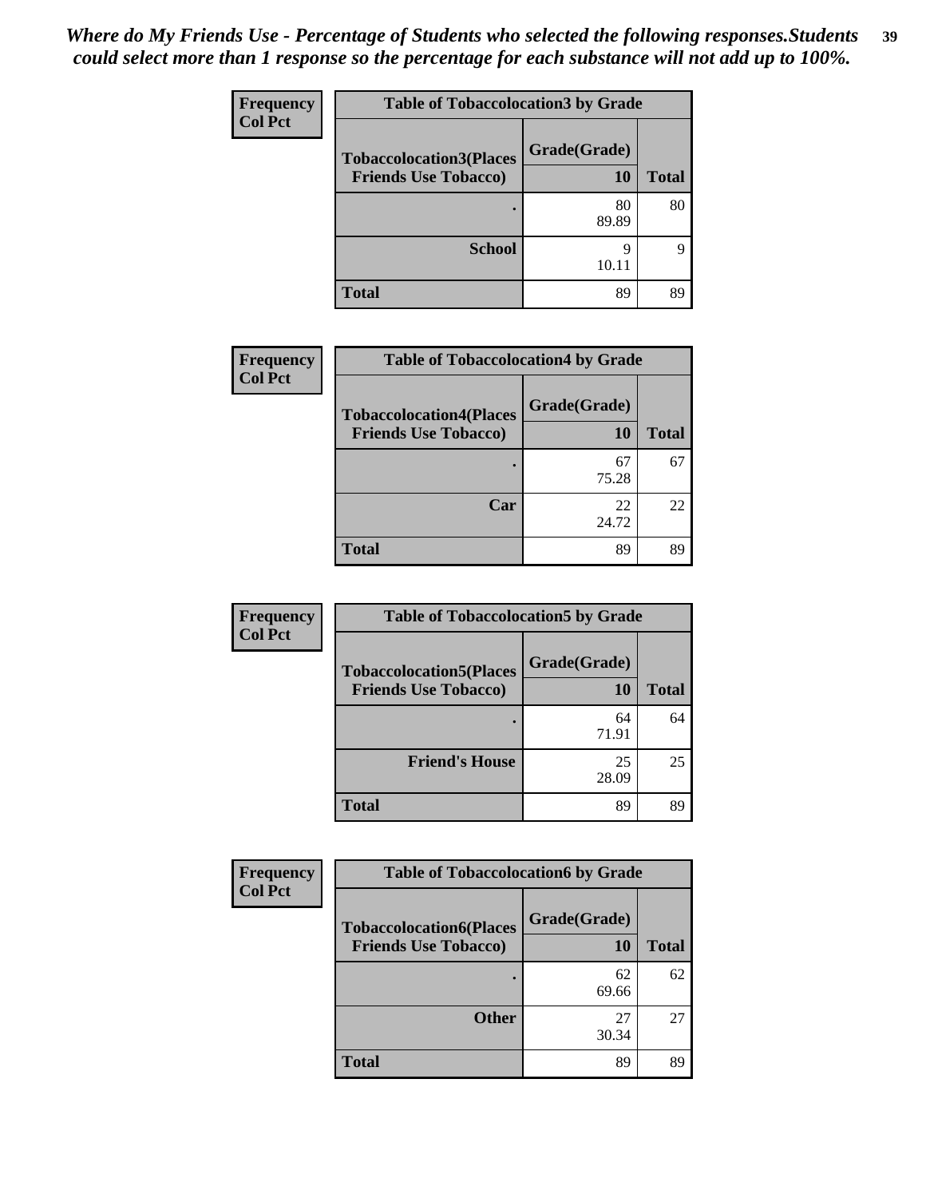*Where do My Friends Use - Percentage of Students who selected the following responses.Students could select more than 1 response so the percentage for each substance will not add up to 100%.*

**Frequency**
**Col Pct**

| Table of Tobaccolocation3 by Grade | | |
|---|---|---|
| **Tobaccolocation3(Places Friends Use Tobacco)** | **Grade(Grade)** | |
| | **10** | **Total** |
| **.** | 80<br>89.89 | 80 |
| **School** | 9<br>10.11 | 9 |
| **Total** | 89 | 89 |

**Frequency**
**Col Pct**

| Table of Tobaccolocation4 by Grade | | |
|---|---|---|
| **Tobaccolocation4(Places Friends Use Tobacco)** | **Grade(Grade)** | |
| | **10** | **Total** |
| **.** | 67<br>75.28 | 67 |
| **Car** | 22<br>24.72 | 22 |
| **Total** | 89 | 89 |

**Frequency**
**Col Pct**

| Table of Tobaccolocation5 by Grade | | |
|---|---|---|
| **Tobaccolocation5(Places Friends Use Tobacco)** | **Grade(Grade)** | |
| | **10** | **Total** |
| **.** | 64<br>71.91 | 64 |
| **Friend's House** | 25<br>28.09 | 25 |
| **Total** | 89 | 89 |

**Frequency**
**Col Pct**

| Table of Tobaccolocation6 by Grade | | |
|---|---|---|
| **Tobaccolocation6(Places Friends Use Tobacco)** | **Grade(Grade)** | |
| | **10** | **Total** |
| **.** | 62<br>69.66 | 62 |
| **Other** | 27<br>30.34 | 27 |
| **Total** | 89 | 89 |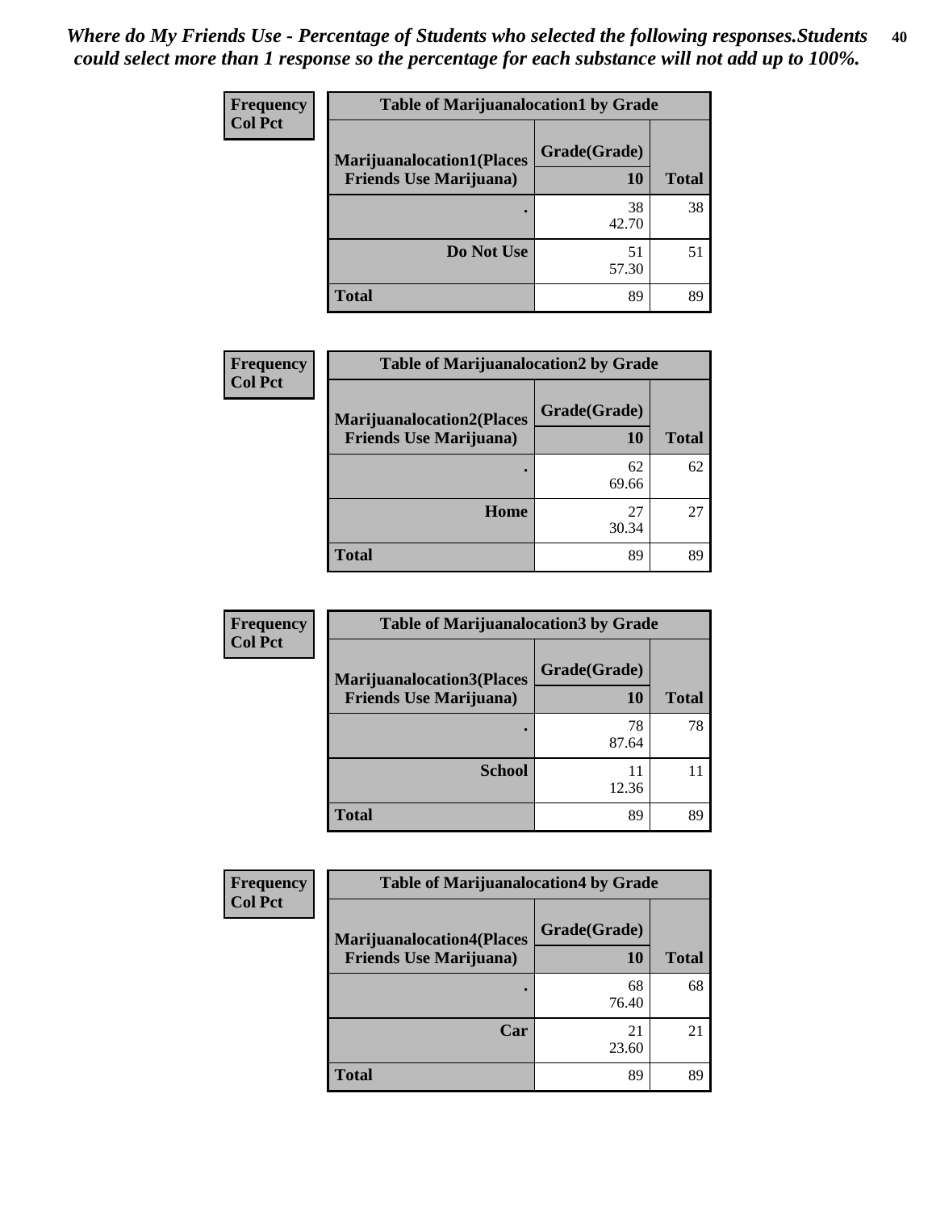***Where do My Friends Use - Percentage of Students who selected the following responses.Students could select more than 1 response so the percentage for each substance will not add up to 100%.***

| Frequency Col Pct | Table of Marijuanalocation1 by Grade | |
|---|---|---|
| **Marijuanalocation1(Places Friends Use Marijuana)** | **Grade(Grade) 10** | **Total** |
| **.** | 38 42.70 | 38 |
| **Do Not Use** | 51 57.30 | 51 |
| **Total** | 89 | 89 |

| Frequency Col Pct | Table of Marijuanalocation2 by Grade | |
|---|---|---|
| **Marijuanalocation2(Places Friends Use Marijuana)** | **Grade(Grade) 10** | **Total** |
| **.** | 62 69.66 | 62 |
| **Home** | 27 30.34 | 27 |
| **Total** | 89 | 89 |

| Frequency Col Pct | Table of Marijuanalocation3 by Grade | |
|---|---|---|
| **Marijuanalocation3(Places Friends Use Marijuana)** | **Grade(Grade) 10** | **Total** |
| **.** | 78 87.64 | 78 |
| **School** | 11 12.36 | 11 |
| **Total** | 89 | 89 |

| Frequency Col Pct | Table of Marijuanalocation4 by Grade | |
|---|---|---|
| **Marijuanalocation4(Places Friends Use Marijuana)** | **Grade(Grade) 10** | **Total** |
| **.** | 68 76.40 | 68 |
| **Car** | 21 23.60 | 21 |
| **Total** | 89 | 89 |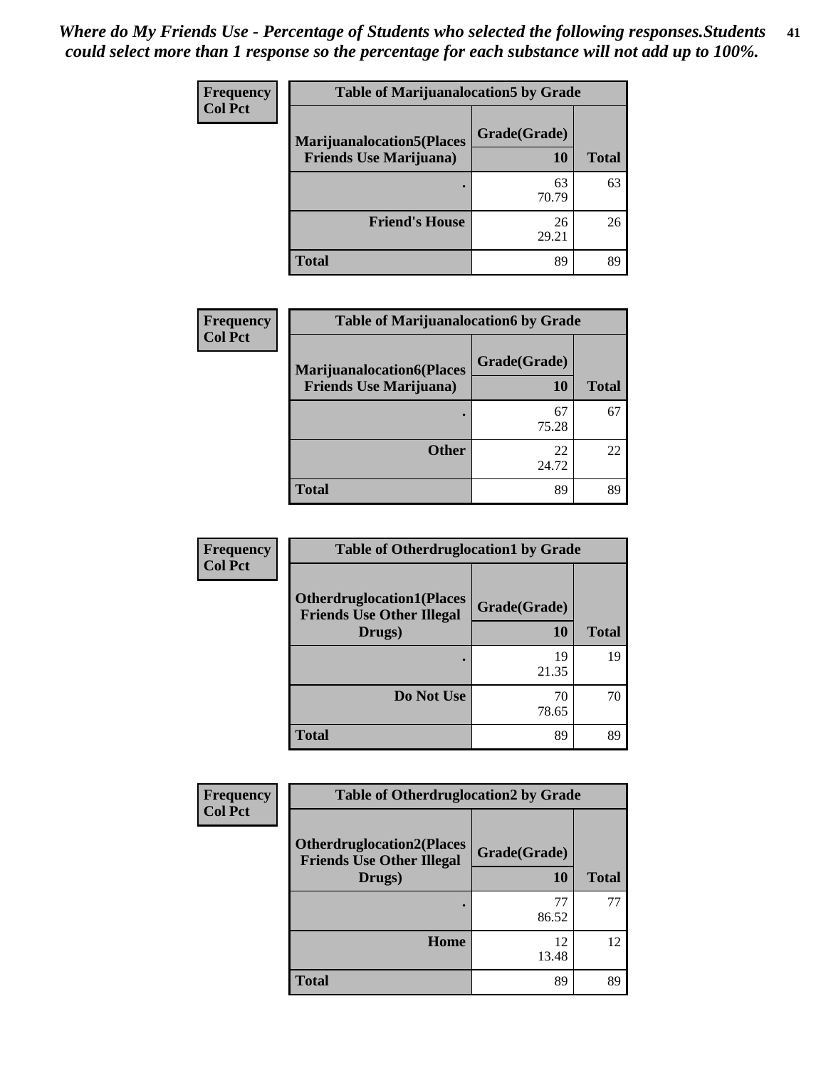*Where do My Friends Use - Percentage of Students who selected the following responses.Students could select more than 1 response so the percentage for each substance will not add up to 100%.*

**Frequency**
**Col Pct**

| Table of Marijuanalocation5 by Grade | | |
|---|---|---|
| **Marijuanalocation5(Places Friends Use Marijuana)** | **Grade(Grade)** | |
| | **10** | **Total** |
| **.** | 63<br>70.79 | 63 |
| **Friend's House** | 26<br>29.21 | 26 |
| **Total** | 89 | 89 |

**Frequency**
**Col Pct**

| Table of Marijuanalocation6 by Grade | | |
|---|---|---|
| **Marijuanalocation6(Places Friends Use Marijuana)** | **Grade(Grade)** | |
| | **10** | **Total** |
| **.** | 67<br>75.28 | 67 |
| **Other** | 22<br>24.72 | 22 |
| **Total** | 89 | 89 |

**Frequency**
**Col Pct**

| Table of Otherdruglocation1 by Grade | | |
|---|---|---|
| **Otherdruglocation1(Places Friends Use Other Illegal Drugs)** | **Grade(Grade)** | |
| | **10** | **Total** |
| **.** | 19<br>21.35 | 19 |
| **Do Not Use** | 70<br>78.65 | 70 |
| **Total** | 89 | 89 |

**Frequency**
**Col Pct**

| Table of Otherdruglocation2 by Grade | | |
|---|---|---|
| **Otherdruglocation2(Places Friends Use Other Illegal Drugs)** | **Grade(Grade)** | |
| | **10** | **Total** |
| **.** | 77<br>86.52 | 77 |
| **Home** | 12<br>13.48 | 12 |
| **Total** | 89 | 89 |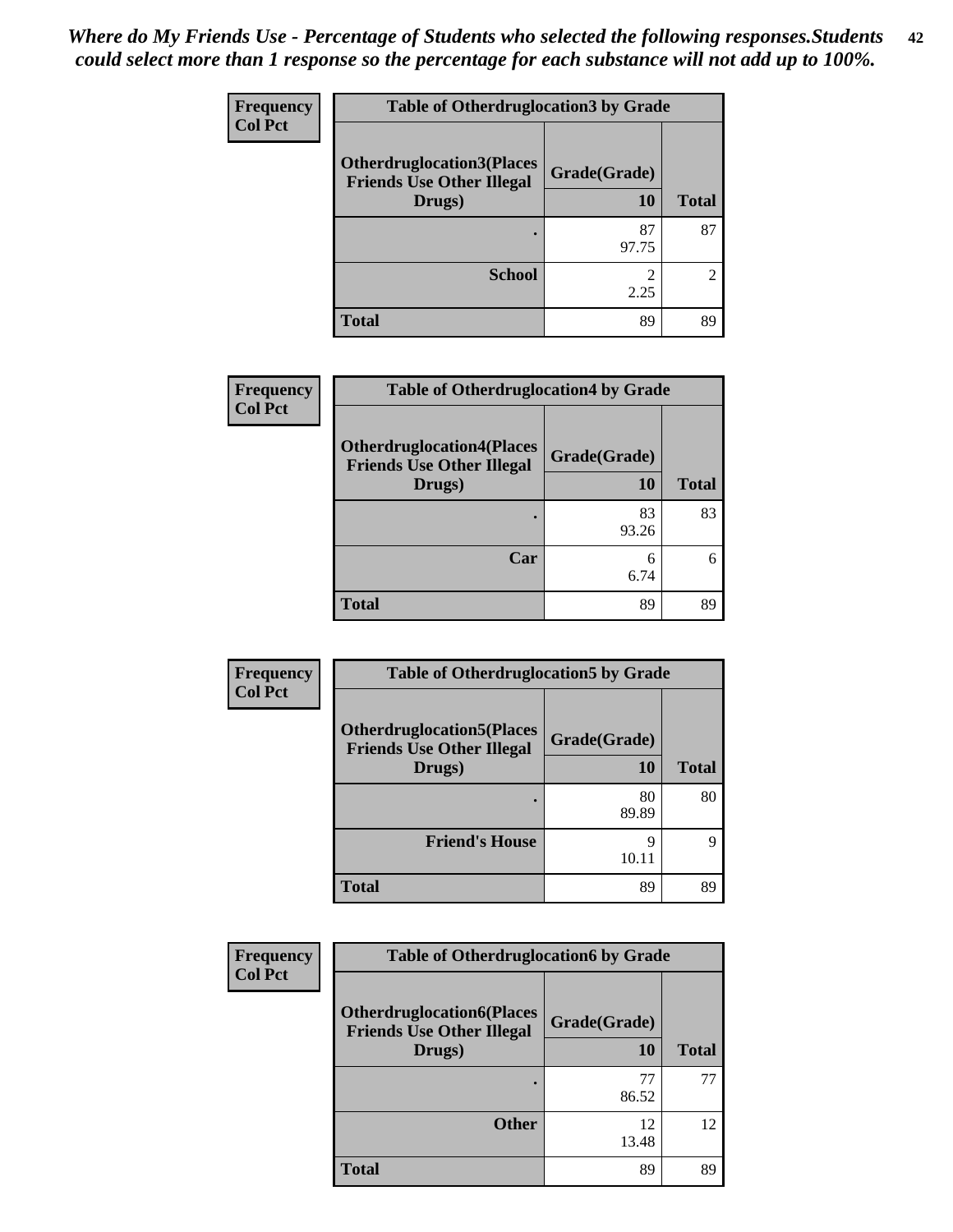*Where do My Friends Use - Percentage of Students who selected the following responses.Students could select more than 1 response so the percentage for each substance will not add up to 100%.*

**Frequency**
**Col Pct**

| Table of Otherdruglocation3 by Grade | | |
|---|---|---|
| **Otherdruglocation3(Places Friends Use Other Illegal Drugs)** | **Grade(Grade)** | |
| | **10** | **Total** |
| **.** | 87<br>97.75 | 87 |
| **School** | 2<br>2.25 | 2 |
| **Total** | 89 | 89 |

**Frequency**
**Col Pct**

| Table of Otherdruglocation4 by Grade | | |
|---|---|---|
| **Otherdruglocation4(Places Friends Use Other Illegal Drugs)** | **Grade(Grade)** | |
| | **10** | **Total** |
| **.** | 83<br>93.26 | 83 |
| **Car** | 6<br>6.74 | 6 |
| **Total** | 89 | 89 |

**Frequency**
**Col Pct**

| Table of Otherdruglocation5 by Grade | | |
|---|---|---|
| **Otherdruglocation5(Places Friends Use Other Illegal Drugs)** | **Grade(Grade)** | |
| | **10** | **Total** |
| **.** | 80<br>89.89 | 80 |
| **Friend's House** | 9<br>10.11 | 9 |
| **Total** | 89 | 89 |

**Frequency**
**Col Pct**

| Table of Otherdruglocation6 by Grade | | |
|---|---|---|
| **Otherdruglocation6(Places Friends Use Other Illegal Drugs)** | **Grade(Grade)** | |
| | **10** | **Total** |
| **.** | 77<br>86.52 | 77 |
| **Other** | 12<br>13.48 | 12 |
| **Total** | 89 | 89 |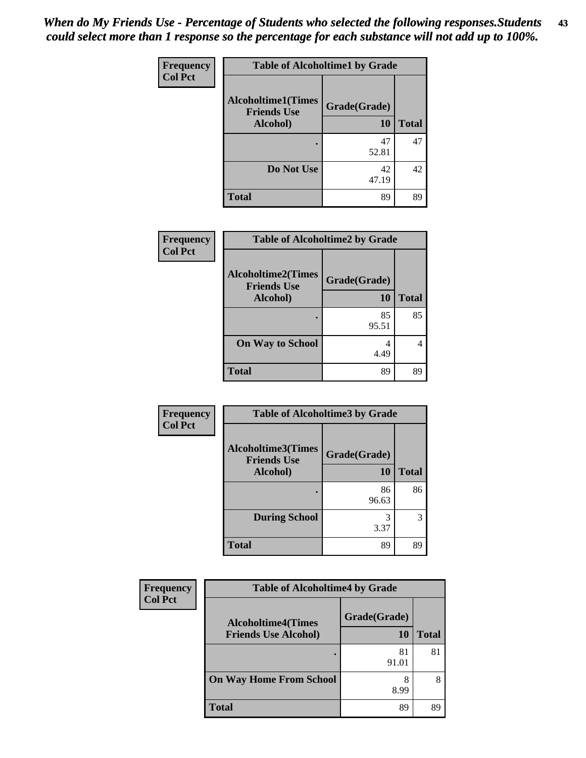*When do My Friends Use - Percentage of Students who selected the following responses.Students could select more than 1 response so the percentage for each substance will not add up to 100%.*

**Frequency**
**Col Pct**

| Table of Alcoholtime1 by Grade | | |
|---|---|---|
| **Alcoholtime1(Times Friends Use Alcohol)** | **Grade(Grade)** | |
| | **10** | **Total** |
| **.** | 47<br>52.81 | 47 |
| **Do Not Use** | 42<br>47.19 | 42 |
| **Total** | 89 | 89 |

**Frequency**
**Col Pct**

| Table of Alcoholtime2 by Grade | | |
|---|---|---|
| **Alcoholtime2(Times Friends Use Alcohol)** | **Grade(Grade)** | |
| | **10** | **Total** |
| **.** | 85<br>95.51 | 85 |
| **On Way to School** | 4<br>4.49 | 4 |
| **Total** | 89 | 89 |

**Frequency**
**Col Pct**

| Table of Alcoholtime3 by Grade | | |
|---|---|---|
| **Alcoholtime3(Times Friends Use Alcohol)** | **Grade(Grade)** | |
| | **10** | **Total** |
| **.** | 86<br>96.63 | 86 |
| **During School** | 3<br>3.37 | 3 |
| **Total** | 89 | 89 |

**Frequency**
**Col Pct**

| Table of Alcoholtime4 by Grade | | |
|---|---|---|
| **Alcoholtime4(Times Friends Use Alcohol)** | **Grade(Grade)** | |
| | **10** | **Total** |
| **.** | 81<br>91.01 | 81 |
| **On Way Home From School** | 8<br>8.99 | 8 |
| **Total** | 89 | 89 |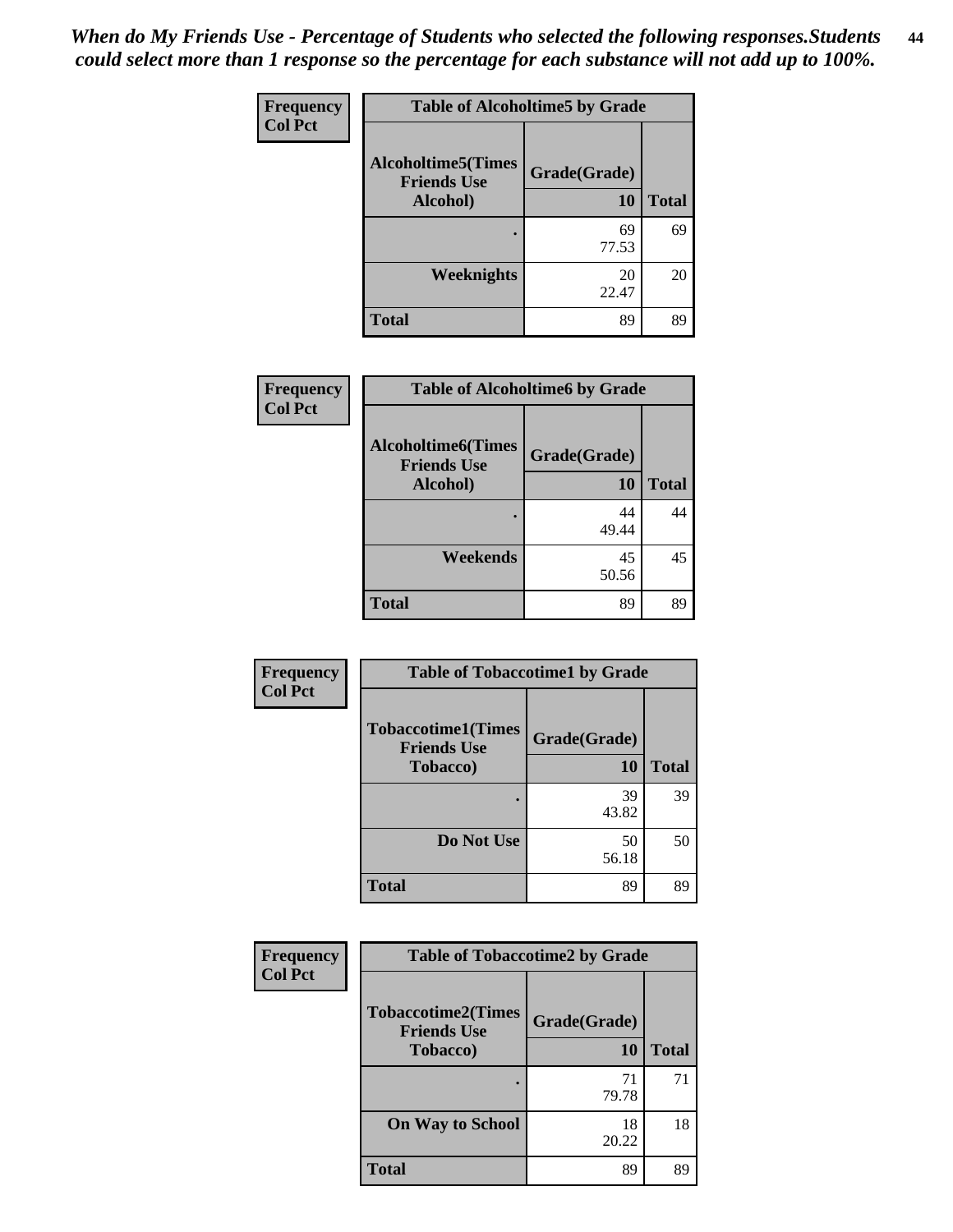*When do My Friends Use - Percentage of Students who selected the following responses.Students could select more than 1 response so the percentage for each substance will not add up to 100%.*

**Frequency / Col Pct**

| Table of Alcoholtime5 by Grade | | |
|---|---|---|
| Alcoholtime5(Times Friends Use Alcohol) | Grade(Grade) | |
| | 10 | Total |
| . | 69<br>77.53 | 69 |
| Weeknights | 20<br>22.47 | 20 |
| Total | 89 | 89 |

**Frequency / Col Pct**

| Table of Alcoholtime6 by Grade | | |
|---|---|---|
| Alcoholtime6(Times Friends Use Alcohol) | Grade(Grade) | |
| | 10 | Total |
| . | 44<br>49.44 | 44 |
| Weekends | 45<br>50.56 | 45 |
| Total | 89 | 89 |

**Frequency / Col Pct**

| Table of Tobaccotime1 by Grade | | |
|---|---|---|
| Tobaccotime1(Times Friends Use Tobacco) | Grade(Grade) | |
| | 10 | Total |
| . | 39<br>43.82 | 39 |
| Do Not Use | 50<br>56.18 | 50 |
| Total | 89 | 89 |

**Frequency / Col Pct**

| Table of Tobaccotime2 by Grade | | |
|---|---|---|
| Tobaccotime2(Times Friends Use Tobacco) | Grade(Grade) | |
| | 10 | Total |
| . | 71<br>79.78 | 71 |
| On Way to School | 18<br>20.22 | 18 |
| Total | 89 | 89 |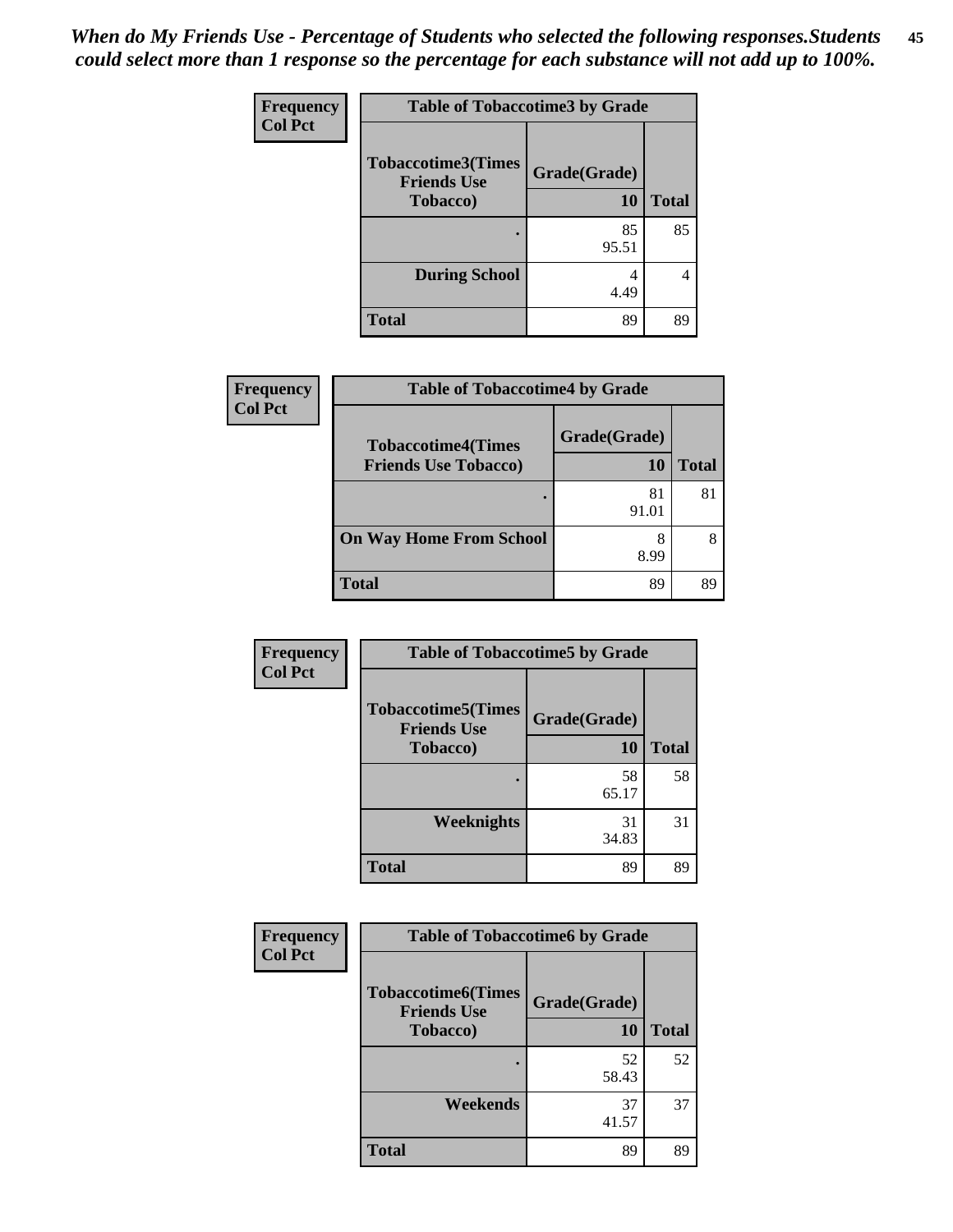*When do My Friends Use - Percentage of Students who selected the following responses.Students could select more than 1 response so the percentage for each substance will not add up to 100%.*

**Frequency**
**Col Pct**

| Table of Tobaccotime3 by Grade | | |
|---|---|---|
| **Tobaccotime3(Times Friends Use Tobacco)** | **Grade(Grade)** | |
| | **10** | **Total** |
| **.** | 85<br>95.51 | 85 |
| **During School** | 4<br>4.49 | 4 |
| **Total** | 89 | 89 |

**Frequency**
**Col Pct**

| Table of Tobaccotime4 by Grade | | |
|---|---|---|
| **Tobaccotime4(Times Friends Use Tobacco)** | **Grade(Grade)** | |
| | **10** | **Total** |
| **.** | 81<br>91.01 | 81 |
| **On Way Home From School** | 8<br>8.99 | 8 |
| **Total** | 89 | 89 |

**Frequency**
**Col Pct**

| Table of Tobaccotime5 by Grade | | |
|---|---|---|
| **Tobaccotime5(Times Friends Use Tobacco)** | **Grade(Grade)** | |
| | **10** | **Total** |
| **.** | 58<br>65.17 | 58 |
| **Weeknights** | 31<br>34.83 | 31 |
| **Total** | 89 | 89 |

**Frequency**
**Col Pct**

| Table of Tobaccotime6 by Grade | | |
|---|---|---|
| **Tobaccotime6(Times Friends Use Tobacco)** | **Grade(Grade)** | |
| | **10** | **Total** |
| **.** | 52<br>58.43 | 52 |
| **Weekends** | 37<br>41.57 | 37 |
| **Total** | 89 | 89 |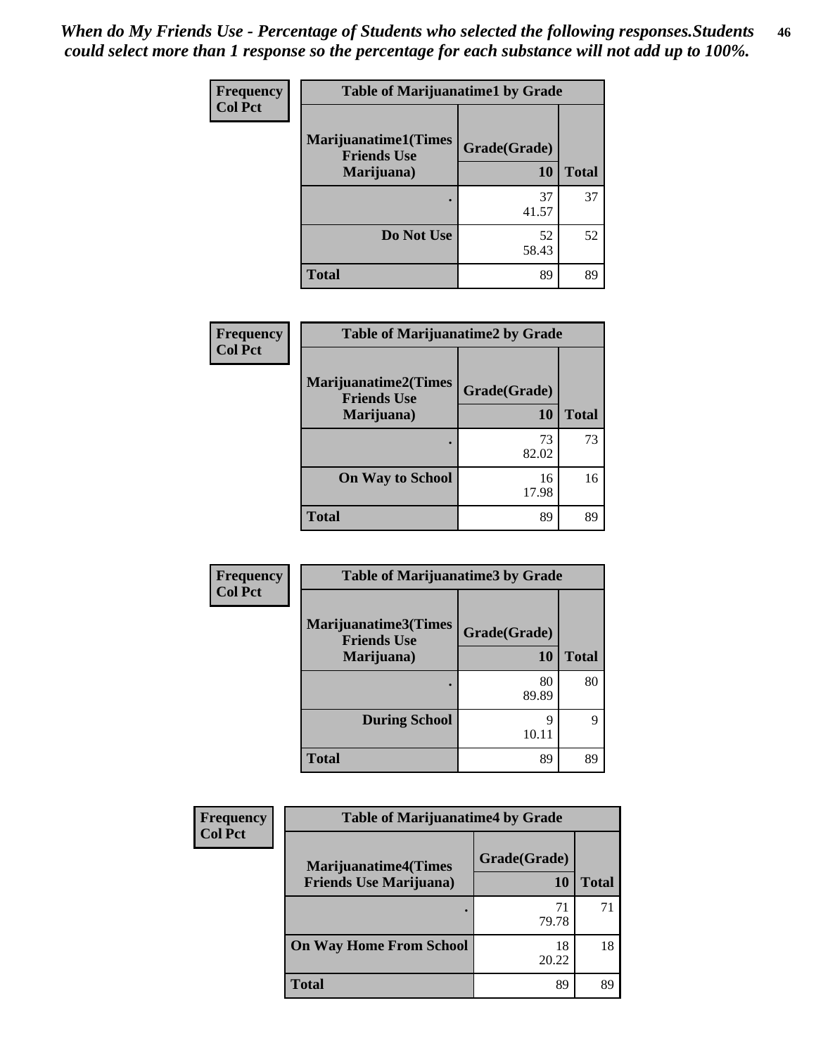*When do My Friends Use - Percentage of Students who selected the following responses.Students could select more than 1 response so the percentage for each substance will not add up to 100%.*

**Frequency**
**Col Pct**

| Table of Marijuanatime1 by Grade | | |
|---|---|---|
| **Marijuanatime1(Times Friends Use Marijuana)** | **Grade(Grade)** | |
| | **10** | **Total** |
| **.** | 37<br>41.57 | 37 |
| **Do Not Use** | 52<br>58.43 | 52 |
| **Total** | 89 | 89 |

**Frequency**
**Col Pct**

| Table of Marijuanatime2 by Grade | | |
|---|---|---|
| **Marijuanatime2(Times Friends Use Marijuana)** | **Grade(Grade)** | |
| | **10** | **Total** |
| **.** | 73<br>82.02 | 73 |
| **On Way to School** | 16<br>17.98 | 16 |
| **Total** | 89 | 89 |

**Frequency**
**Col Pct**

| Table of Marijuanatime3 by Grade | | |
|---|---|---|
| **Marijuanatime3(Times Friends Use Marijuana)** | **Grade(Grade)** | |
| | **10** | **Total** |
| **.** | 80<br>89.89 | 80 |
| **During School** | 9<br>10.11 | 9 |
| **Total** | 89 | 89 |

**Frequency**
**Col Pct**

| Table of Marijuanatime4 by Grade | | |
|---|---|---|
| **Marijuanatime4(Times Friends Use Marijuana)** | **Grade(Grade)** | |
| | **10** | **Total** |
| **.** | 71<br>79.78 | 71 |
| **On Way Home From School** | 18<br>20.22 | 18 |
| **Total** | 89 | 89 |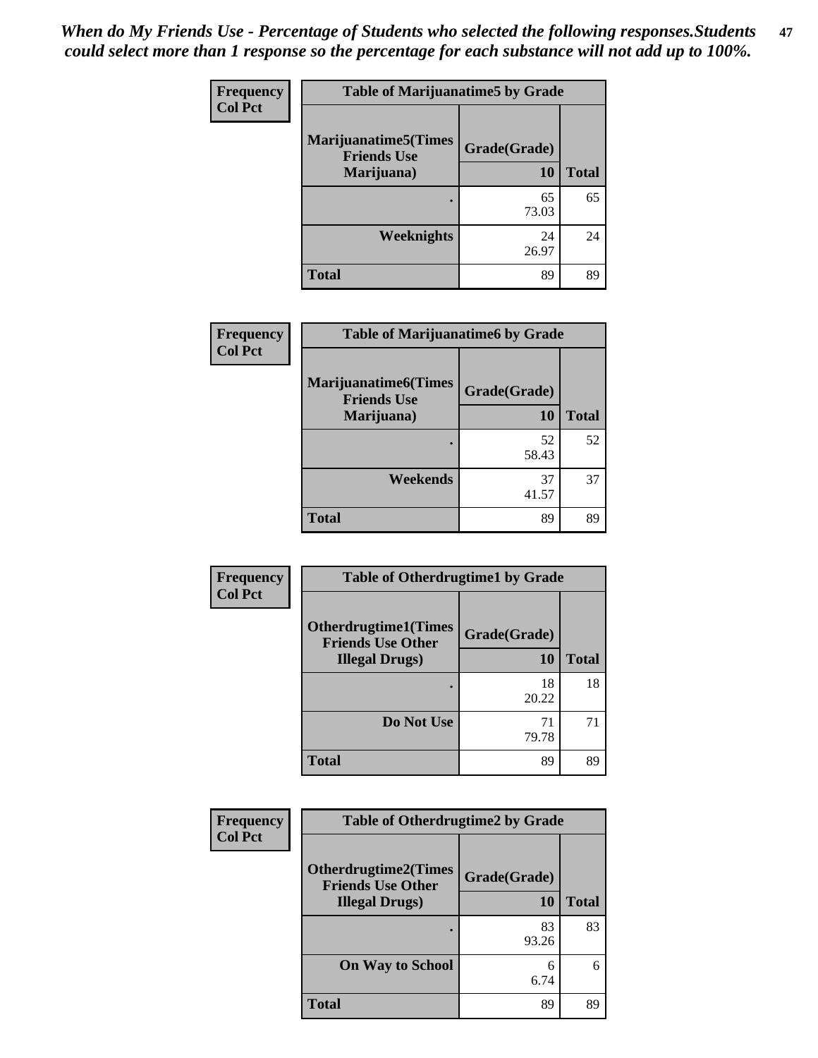*When do My Friends Use - Percentage of Students who selected the following responses.Students could select more than 1 response so the percentage for each substance will not add up to 100%.*

**Table of Marijuanatime5 by Grade**

| Frequency Col Pct | Grade(Grade) | |
|---|---|---|
| Marijuanatime5(Times Friends Use Marijuana) | 10 | Total |
| . | 65<br>73.03 | 65 |
| Weeknights | 24<br>26.97 | 24 |
| Total | 89 | 89 |

**Table of Marijuanatime6 by Grade**

| Frequency Col Pct | Grade(Grade) | |
|---|---|---|
| Marijuanatime6(Times Friends Use Marijuana) | 10 | Total |
| . | 52<br>58.43 | 52 |
| Weekends | 37<br>41.57 | 37 |
| Total | 89 | 89 |

**Table of Otherdrugtime1 by Grade**

| Frequency Col Pct | Grade(Grade) | |
|---|---|---|
| Otherdrugtime1(Times Friends Use Other Illegal Drugs) | 10 | Total |
| . | 18<br>20.22 | 18 |
| Do Not Use | 71<br>79.78 | 71 |
| Total | 89 | 89 |

**Table of Otherdrugtime2 by Grade**

| Frequency Col Pct | Grade(Grade) | |
|---|---|---|
| Otherdrugtime2(Times Friends Use Other Illegal Drugs) | 10 | Total |
| . | 83<br>93.26 | 83 |
| On Way to School | 6<br>6.74 | 6 |
| Total | 89 | 89 |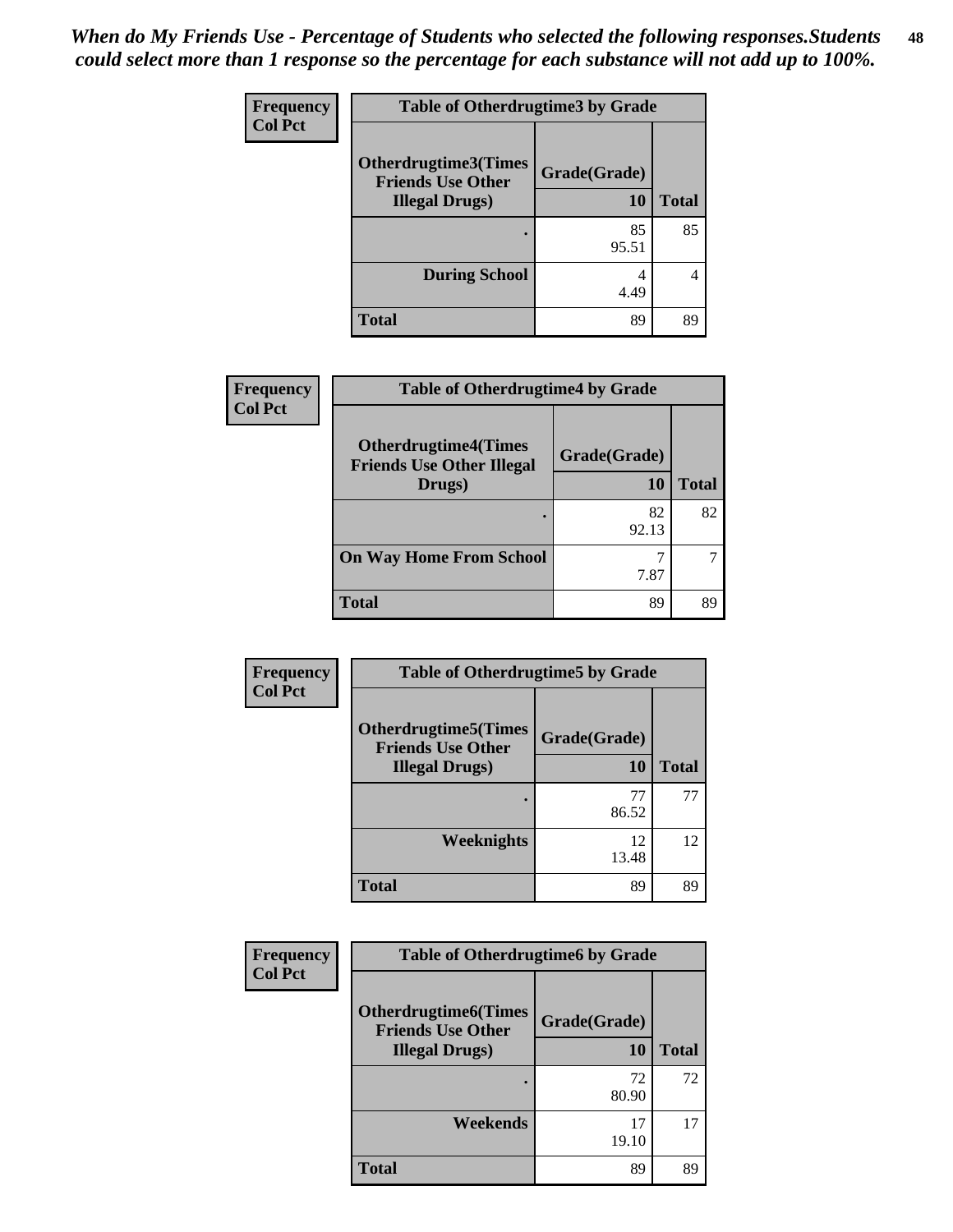*When do My Friends Use - Percentage of Students who selected the following responses.Students could select more than 1 response so the percentage for each substance will not add up to 100%.*

| Frequency Col Pct | Table of Otherdrugtime3 by Grade | |
|---|---|---|
| **Otherdrugtime3(Times Friends Use Other Illegal Drugs)** | **Grade(Grade) 10** | **Total** |
| **.** | 85<br>95.51 | 85 |
| **During School** | 4<br>4.49 | 4 |
| **Total** | 89 | 89 |

| Frequency Col Pct | Table of Otherdrugtime4 by Grade | |
|---|---|---|
| **Otherdrugtime4(Times Friends Use Other Illegal Drugs)** | **Grade(Grade) 10** | **Total** |
| **.** | 82<br>92.13 | 82 |
| **On Way Home From School** | 7<br>7.87 | 7 |
| **Total** | 89 | 89 |

| Frequency Col Pct | Table of Otherdrugtime5 by Grade | |
|---|---|---|
| **Otherdrugtime5(Times Friends Use Other Illegal Drugs)** | **Grade(Grade) 10** | **Total** |
| **.** | 77<br>86.52 | 77 |
| **Weeknights** | 12<br>13.48 | 12 |
| **Total** | 89 | 89 |

| Frequency Col Pct | Table of Otherdrugtime6 by Grade | |
|---|---|---|
| **Otherdrugtime6(Times Friends Use Other Illegal Drugs)** | **Grade(Grade) 10** | **Total** |
| **.** | 72<br>80.90 | 72 |
| **Weekends** | 17<br>19.10 | 17 |
| **Total** | 89 | 89 |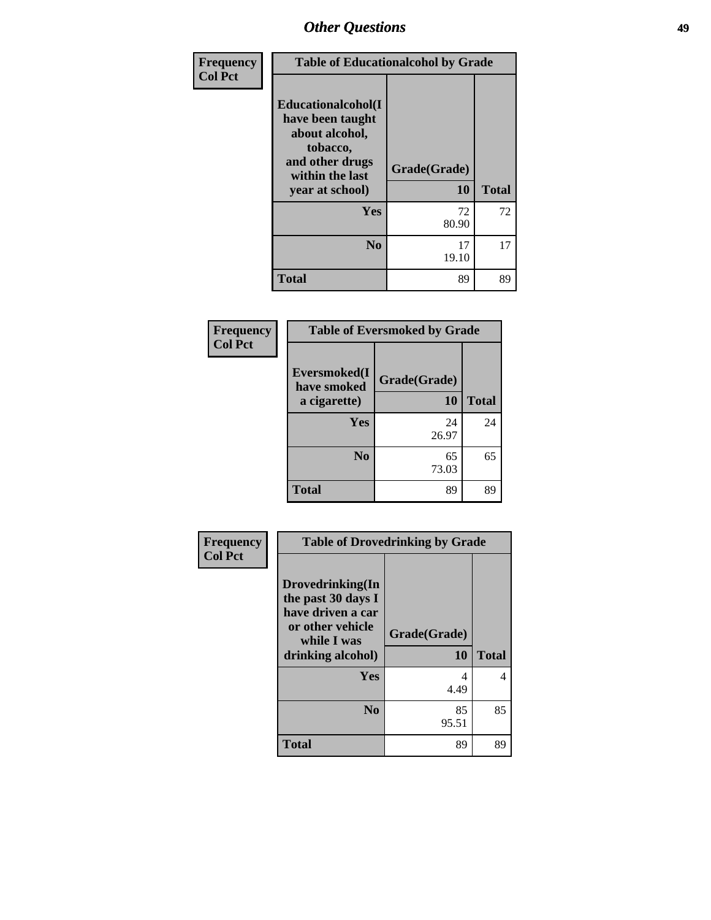## Other Questions

| Frequency Col Pct | Table of Educationalcohol by Grade | |
|---|---|---|
| **Educationalcohol(I have been taught about alcohol, tobacco, and other drugs within the last year at school)** | **Grade(Grade) 10** | **Total** |
| **Yes** | 72<br>80.90 | 72 |
| **No** | 17<br>19.10 | 17 |
| **Total** | 89 | 89 |

| Frequency Col Pct | Table of Eversmoked by Grade | |
|---|---|---|
| **Eversmoked(I have smoked a cigarette)** | **Grade(Grade) 10** | **Total** |
| **Yes** | 24<br>26.97 | 24 |
| **No** | 65<br>73.03 | 65 |
| **Total** | 89 | 89 |

| Frequency Col Pct | Table of Drovedrinking by Grade | |
|---|---|---|
| **Drovedrinking(In the past 30 days I have driven a car or other vehicle while I was drinking alcohol)** | **Grade(Grade) 10** | **Total** |
| **Yes** | 4<br>4.49 | 4 |
| **No** | 85<br>95.51 | 85 |
| **Total** | 89 | 89 |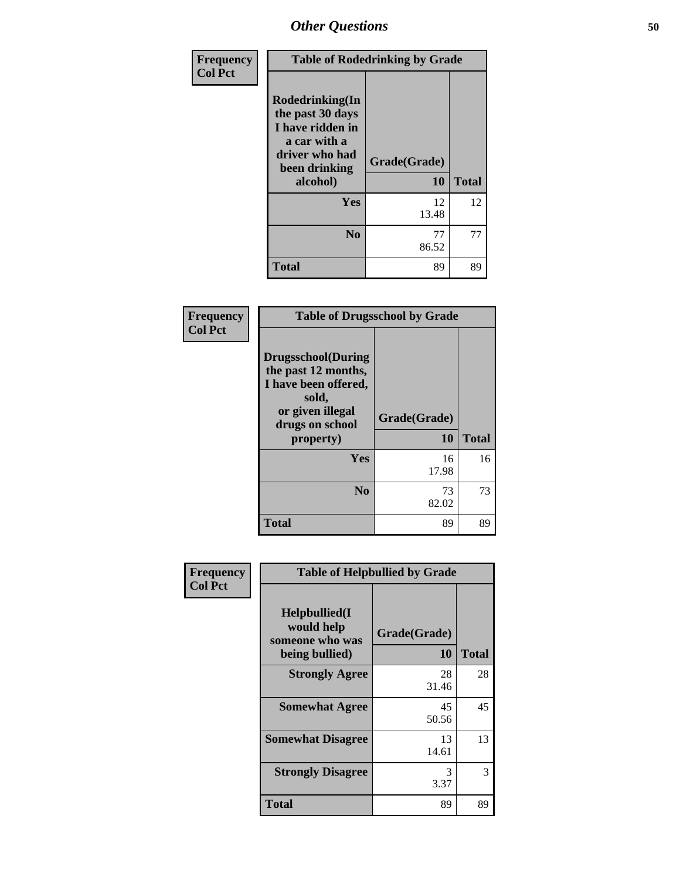# Other Questions

| Frequency<br>Col Pct | Table of Rodedrinking by Grade | |
|---|---|---|
| **Rodedrinking(In the past 30 days I have ridden in a car with a driver who had been drinking alcohol)** | **Grade(Grade)**<br>**10** | **Total** |
| **Yes** | 12<br>13.48 | 12 |
| **No** | 77<br>86.52 | 77 |
| **Total** | 89 | 89 |

| Frequency<br>Col Pct | Table of Drugsschool by Grade | |
|---|---|---|
| **Drugsschool(During the past 12 months, I have been offered, sold, or given illegal drugs on school property)** | **Grade(Grade)**<br>**10** | **Total** |
| **Yes** | 16<br>17.98 | 16 |
| **No** | 73<br>82.02 | 73 |
| **Total** | 89 | 89 |

| Frequency<br>Col Pct | Table of Helpbullied by Grade | |
|---|---|---|
| **Helpbullied(I would help someone who was being bullied)** | **Grade(Grade)**<br>**10** | **Total** |
| **Strongly Agree** | 28<br>31.46 | 28 |
| **Somewhat Agree** | 45<br>50.56 | 45 |
| **Somewhat Disagree** | 13<br>14.61 | 13 |
| **Strongly Disagree** | 3<br>3.37 | 3 |
| **Total** | 89 | 89 |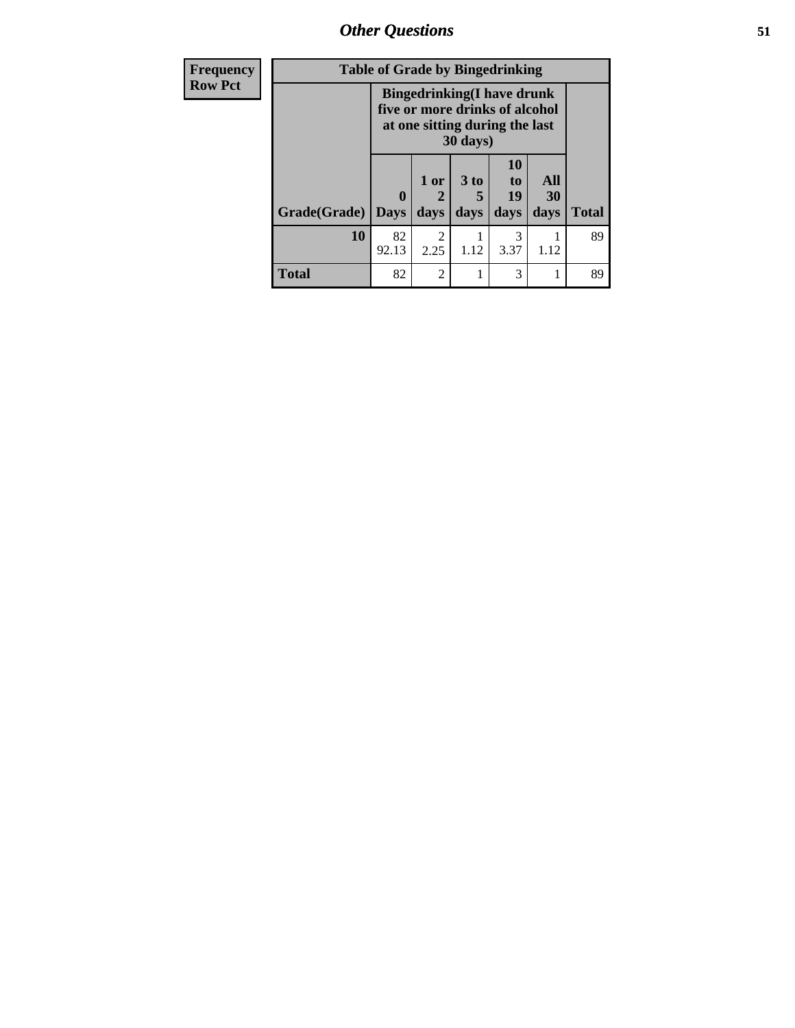| Frequency<br>Row Pct |
|---|

| Table of Grade by Bingedrinking | | | | | | |
|---|---|---|---|---|---|---|
| | Bingedrinking(I have drunk five or more drinks of alcohol at one sitting during the last 30 days) | | | | | |
| Grade(Grade) | 0 Days | 1 or 2 days | 3 to 5 days | 10 to 19 days | All 30 days | Total |
| **10** | 82<br>92.13 | 2<br>2.25 | 1<br>1.12 | 3<br>3.37 | 1<br>1.12 | 89 |
| **Total** | 82 | 2 | 1 | 3 | 1 | 89 |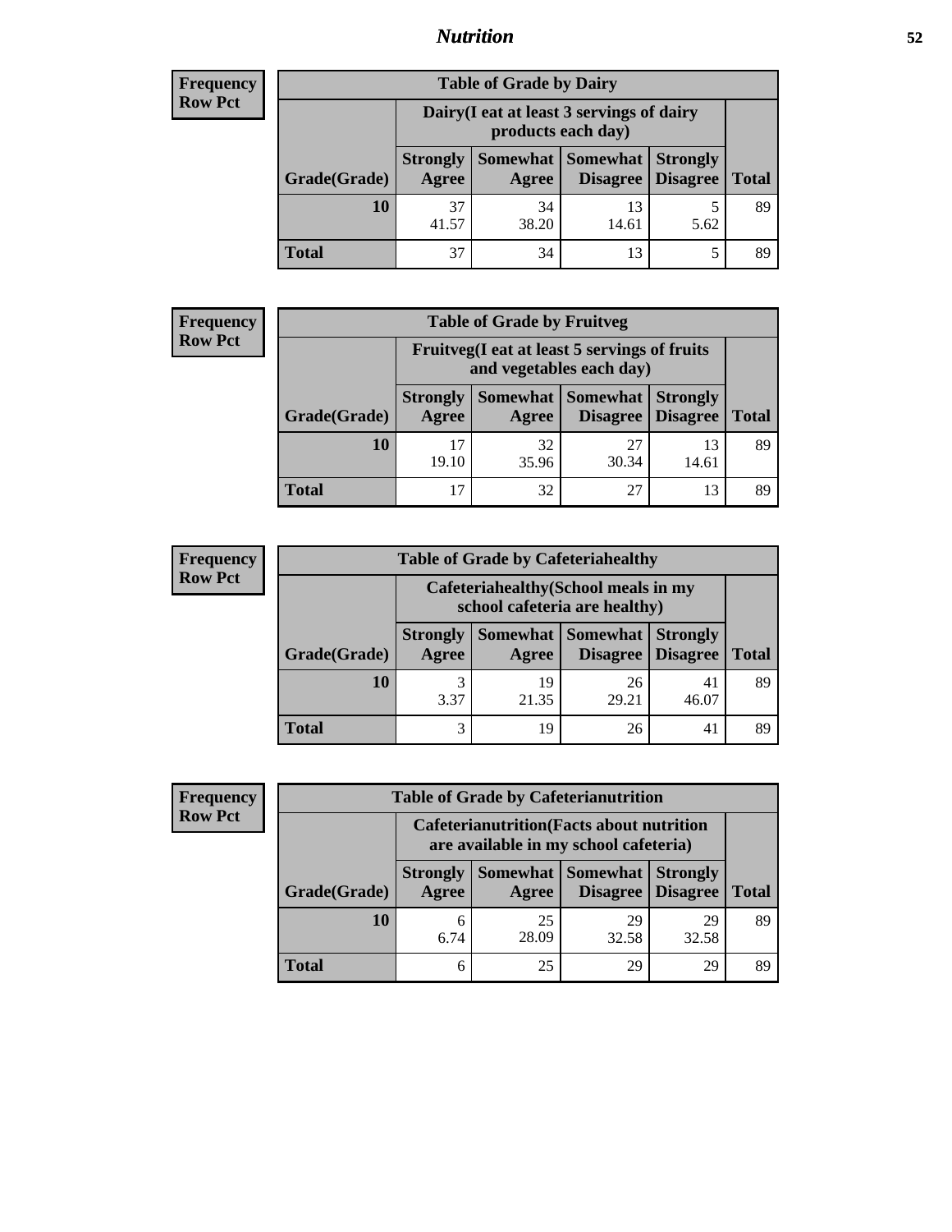## Nutrition

**Frequency**
**Row Pct**

| Table of Grade by Dairy | | | | | |
|---|---|---|---|---|---|
| | Dairy(I eat at least 3 servings of dairy products each day) | | | | |
| Grade(Grade) | Strongly Agree | Somewhat Agree | Somewhat Disagree | Strongly Disagree | Total |
| 10 | 37<br>41.57 | 34<br>38.20 | 13<br>14.61 | 5<br>5.62 | 89 |
| Total | 37 | 34 | 13 | 5 | 89 |

**Frequency**
**Row Pct**

| Table of Grade by Fruitveg | | | | | |
|---|---|---|---|---|---|
| | Fruitveg(I eat at least 5 servings of fruits and vegetables each day) | | | | |
| Grade(Grade) | Strongly Agree | Somewhat Agree | Somewhat Disagree | Strongly Disagree | Total |
| 10 | 17<br>19.10 | 32<br>35.96 | 27<br>30.34 | 13<br>14.61 | 89 |
| Total | 17 | 32 | 27 | 13 | 89 |

**Frequency**
**Row Pct**

| Table of Grade by Cafeteriahealthy | | | | | |
|---|---|---|---|---|---|
| | Cafeteriahealthy(School meals in my school cafeteria are healthy) | | | | |
| Grade(Grade) | Strongly Agree | Somewhat Agree | Somewhat Disagree | Strongly Disagree | Total |
| 10 | 3<br>3.37 | 19<br>21.35 | 26<br>29.21 | 41<br>46.07 | 89 |
| Total | 3 | 19 | 26 | 41 | 89 |

**Frequency**
**Row Pct**

| Table of Grade by Cafeterianutrition | | | | | |
|---|---|---|---|---|---|
| | Cafeterianutrition(Facts about nutrition are available in my school cafeteria) | | | | |
| Grade(Grade) | Strongly Agree | Somewhat Agree | Somewhat Disagree | Strongly Disagree | Total |
| 10 | 6<br>6.74 | 25<br>28.09 | 29<br>32.58 | 29<br>32.58 | 89 |
| Total | 6 | 25 | 29 | 29 | 89 |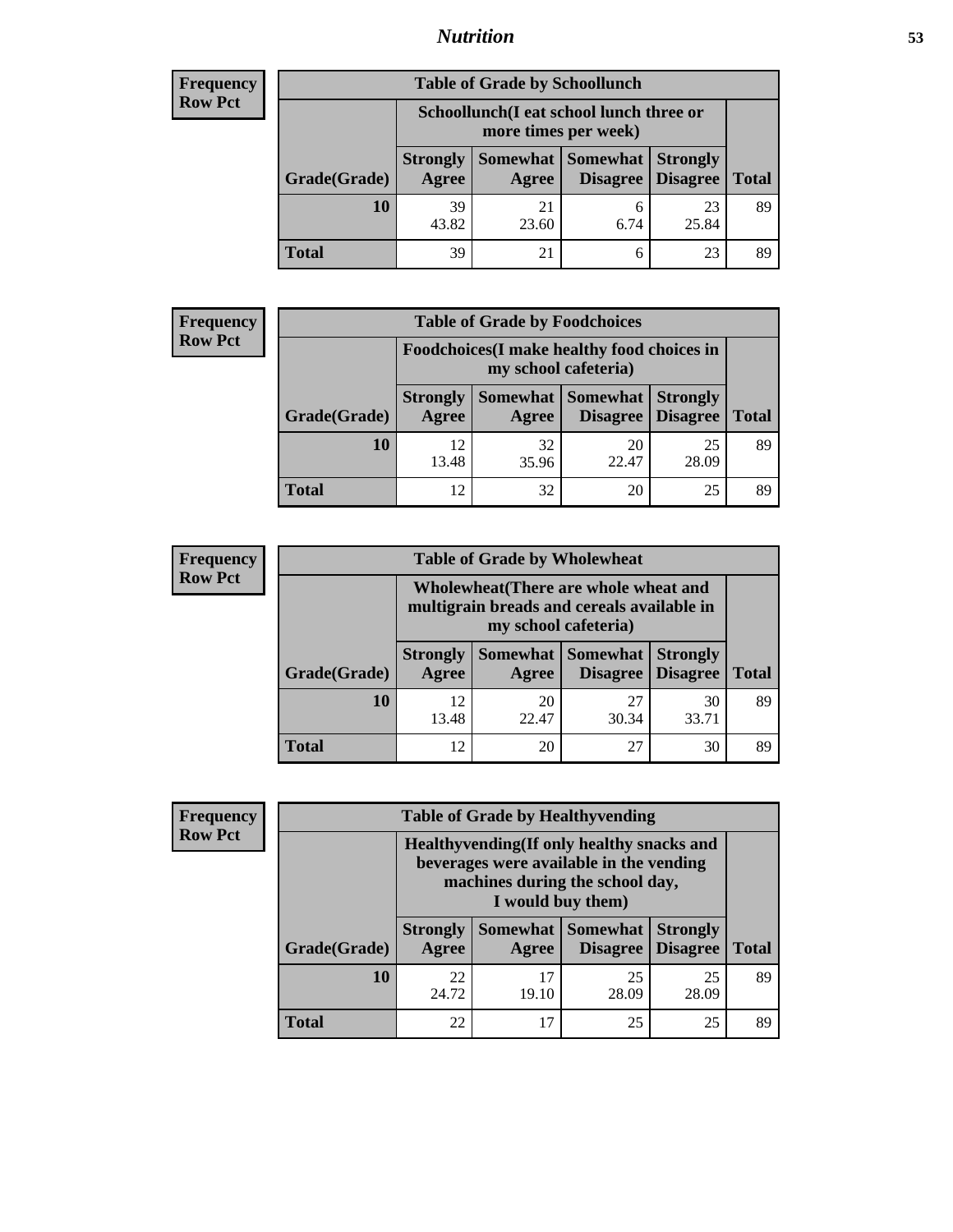| Frequency<br>Row Pct | | | | | |
|---|---|---|---|---|---|

| Table of Grade by Schoollunch | | | | | |
|---|---|---|---|---|---|
| | Schoollunch(I eat school lunch three or more times per week) | | | | |
| Grade(Grade) | Strongly Agree | Somewhat Agree | Somewhat Disagree | Strongly Disagree | Total |
| 10 | 39<br>43.82 | 21<br>23.60 | 6<br>6.74 | 23<br>25.84 | 89 |
| Total | 39 | 21 | 6 | 23 | 89 |

| Frequency<br>Row Pct | | | | | |
|---|---|---|---|---|---|

| Table of Grade by Foodchoices | | | | | |
|---|---|---|---|---|---|
| | Foodchoices(I make healthy food choices in my school cafeteria) | | | | |
| Grade(Grade) | Strongly Agree | Somewhat Agree | Somewhat Disagree | Strongly Disagree | Total |
| 10 | 12<br>13.48 | 32<br>35.96 | 20<br>22.47 | 25<br>28.09 | 89 |
| Total | 12 | 32 | 20 | 25 | 89 |

| Frequency<br>Row Pct | | | | | |
|---|---|---|---|---|---|

| Table of Grade by Wholewheat | | | | | |
|---|---|---|---|---|---|
| | Wholewheat(There are whole wheat and multigrain breads and cereals available in my school cafeteria) | | | | |
| Grade(Grade) | Strongly Agree | Somewhat Agree | Somewhat Disagree | Strongly Disagree | Total |
| 10 | 12<br>13.48 | 20<br>22.47 | 27<br>30.34 | 30<br>33.71 | 89 |
| Total | 12 | 20 | 27 | 30 | 89 |

| Frequency<br>Row Pct | | | | | |
|---|---|---|---|---|---|

| Table of Grade by Healthyvending | | | | | |
|---|---|---|---|---|---|
| | Healthyvending(If only healthy snacks and beverages were available in the vending machines during the school day, I would buy them) | | | | |
| Grade(Grade) | Strongly Agree | Somewhat Agree | Somewhat Disagree | Strongly Disagree | Total |
| 10 | 22<br>24.72 | 17<br>19.10 | 25<br>28.09 | 25<br>28.09 | 89 |
| Total | 22 | 17 | 25 | 25 | 89 |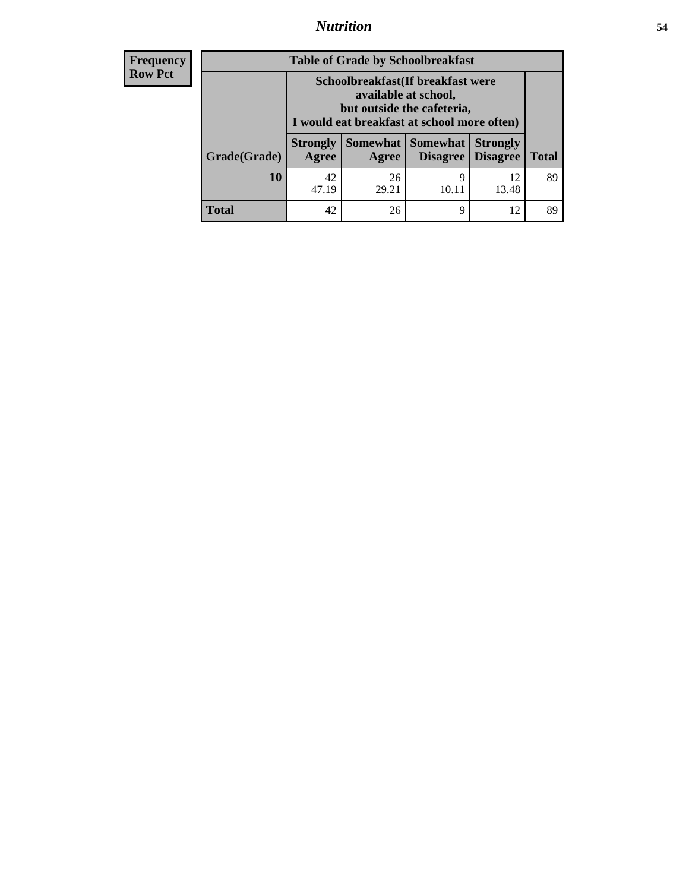## Nutrition

| Frequency Row Pct | | | | | |
|---|---|---|---|---|---|

**Table of Grade by Schoolbreakfast**

| | Schoolbreakfast(If breakfast were available at school, but outside the cafeteria, I would eat breakfast at school more often) | | | | |
|---|---|---|---|---|---|
| **Grade(Grade)** | **Strongly Agree** | **Somewhat Agree** | **Somewhat Disagree** | **Strongly Disagree** | **Total** |
| **10** | 42<br>47.19 | 26<br>29.21 | 9<br>10.11 | 12<br>13.48 | 89 |
| **Total** | 42 | 26 | 9 | 12 | 89 |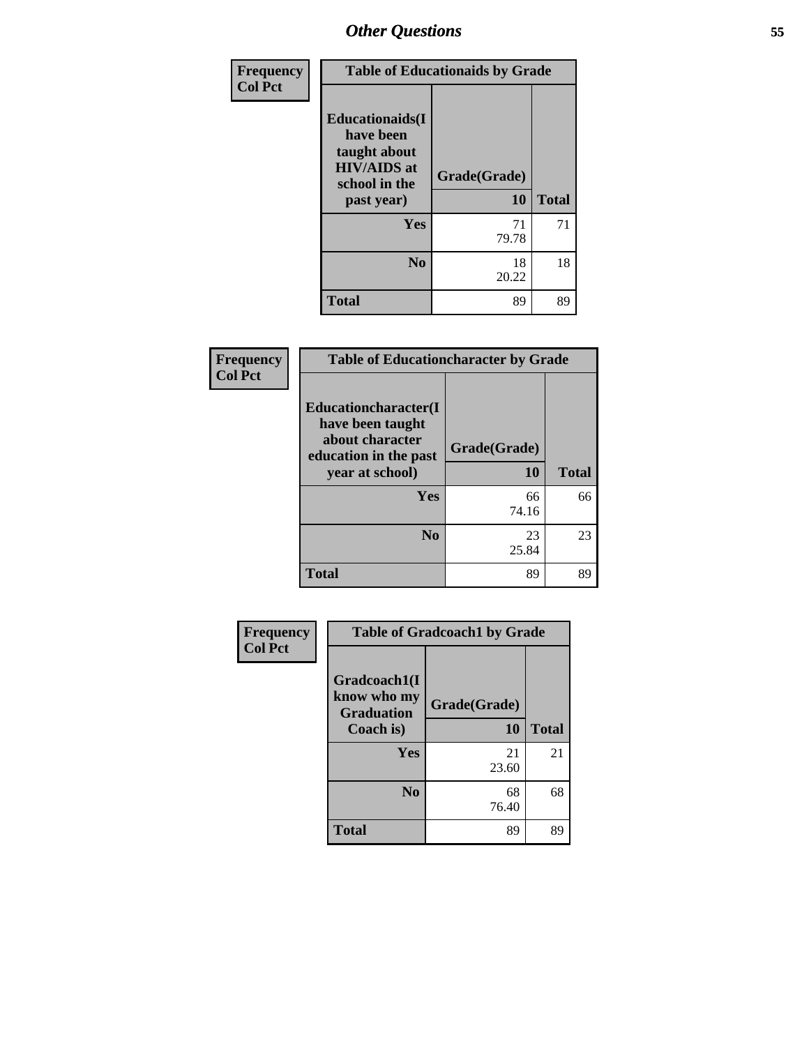## Other Questions

| Frequency Col Pct |
|---|

| Table of Educationaids by Grade | | |
|---|---|---|
| Educationaids(I have been taught about HIV/AIDS at school in the past year) | Grade(Grade) 10 | Total |
| Yes | 71 79.78 | 71 |
| No | 18 20.22 | 18 |
| Total | 89 | 89 |

| Frequency Col Pct |
|---|

| Table of Educationcharacter by Grade | | |
|---|---|---|
| Educationcharacter(I have been taught about character education in the past year at school) | Grade(Grade) 10 | Total |
| Yes | 66 74.16 | 66 |
| No | 23 25.84 | 23 |
| Total | 89 | 89 |

| Frequency Col Pct |
|---|

| Table of Gradcoach1 by Grade | | |
|---|---|---|
| Gradcoach1(I know who my Graduation Coach is) | Grade(Grade) 10 | Total |
| Yes | 21 23.60 | 21 |
| No | 68 76.40 | 68 |
| Total | 89 | 89 |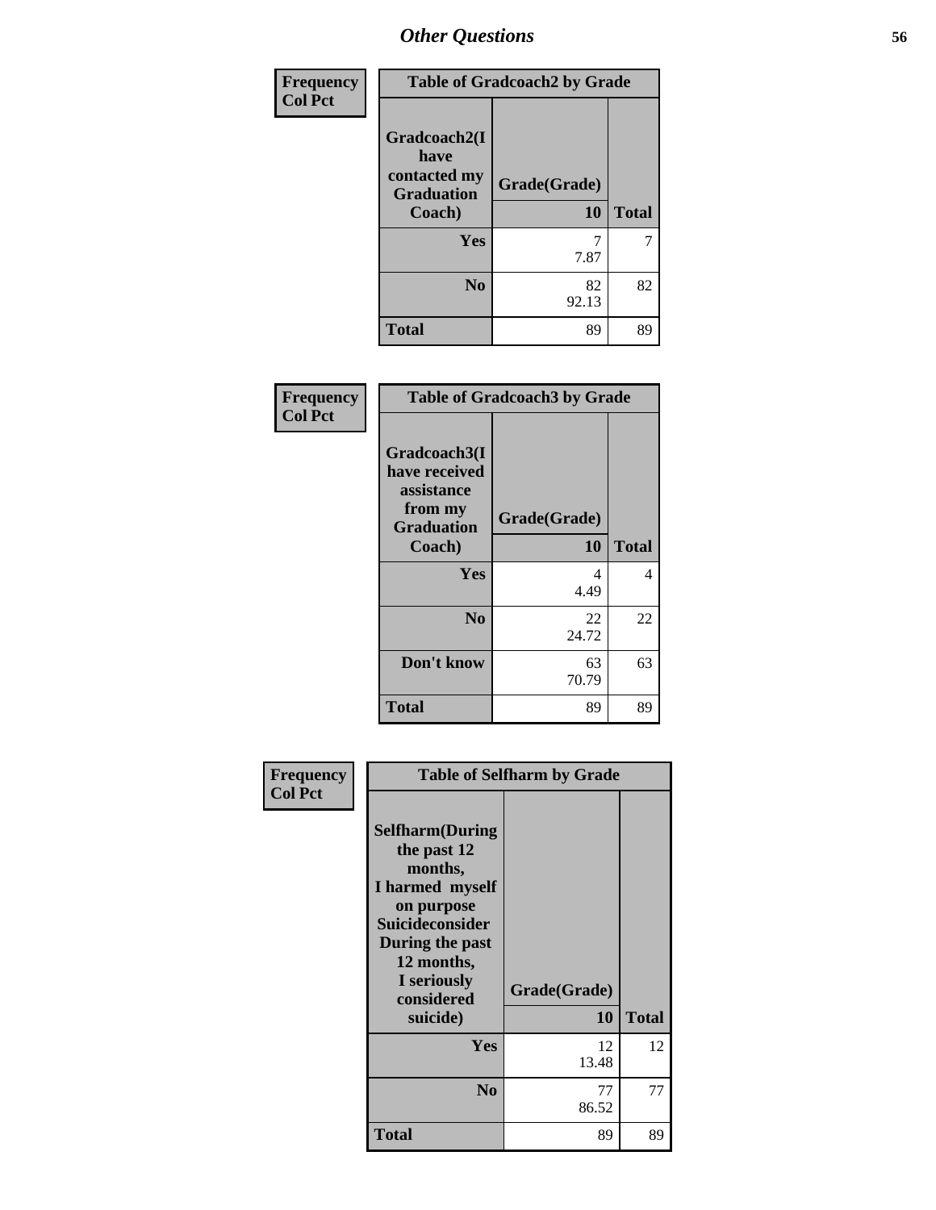## Other Questions

**Frequency**
**Col Pct**

| Table of Gradcoach2 by Grade | | |
|---|---|---|
| Gradcoach2(I have contacted my Graduation Coach) | Grade(Grade) 10 | Total |
| Yes | 7<br>7.87 | 7 |
| No | 82<br>92.13 | 82 |
| Total | 89 | 89 |

**Frequency**
**Col Pct**

| Table of Gradcoach3 by Grade | | |
|---|---|---|
| Gradcoach3(I have received assistance from my Graduation Coach) | Grade(Grade) 10 | Total |
| Yes | 4<br>4.49 | 4 |
| No | 22<br>24.72 | 22 |
| Don't know | 63<br>70.79 | 63 |
| Total | 89 | 89 |

**Frequency**
**Col Pct**

| Table of Selfharm by Grade | | |
|---|---|---|
| Selfharm(During the past 12 months, I harmed myself on purpose Suicideconsider During the past 12 months, I seriously considered suicide) | Grade(Grade) 10 | Total |
| Yes | 12<br>13.48 | 12 |
| No | 77<br>86.52 | 77 |
| Total | 89 | 89 |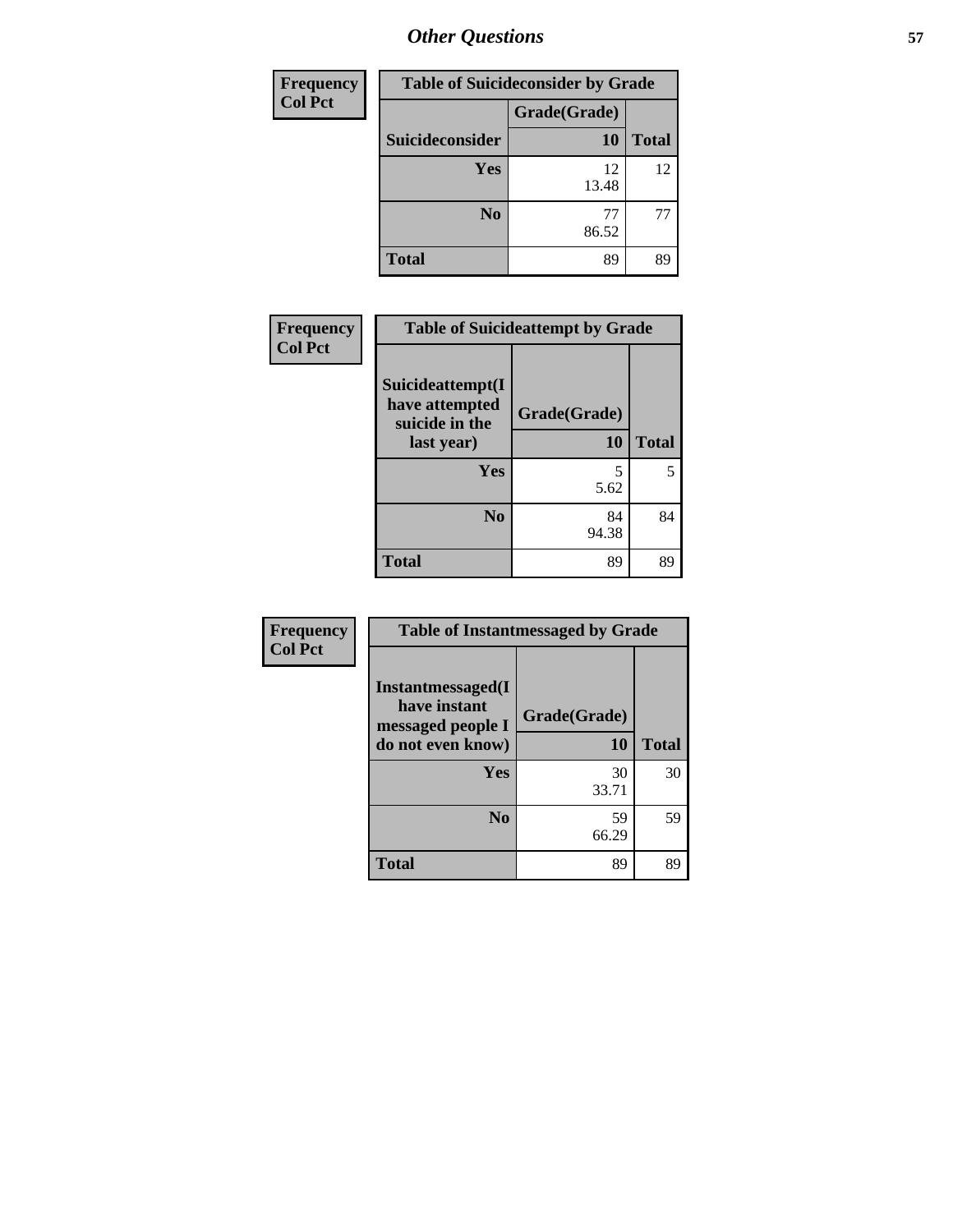## Other Questions

| Frequency Col Pct |
|---|

| Table of Suicideconsider by Grade | | |
|---|---|---|
| | Grade(Grade) | |
| Suicideconsider | 10 | Total |
| Yes | 12<br>13.48 | 12 |
| No | 77<br>86.52 | 77 |
| Total | 89 | 89 |

| Frequency Col Pct |
|---|

| Table of Suicideattempt by Grade | | |
|---|---|---|
| Suicideattempt(I have attempted suicide in the last year) | Grade(Grade)<br>10 | Total |
| Yes | 5<br>5.62 | 5 |
| No | 84<br>94.38 | 84 |
| Total | 89 | 89 |

| Frequency Col Pct |
|---|

| Table of Instantmessaged by Grade | | |
|---|---|---|
| Instantmessaged(I have instant messaged people I do not even know) | Grade(Grade)<br>10 | Total |
| Yes | 30<br>33.71 | 30 |
| No | 59<br>66.29 | 59 |
| Total | 89 | 89 |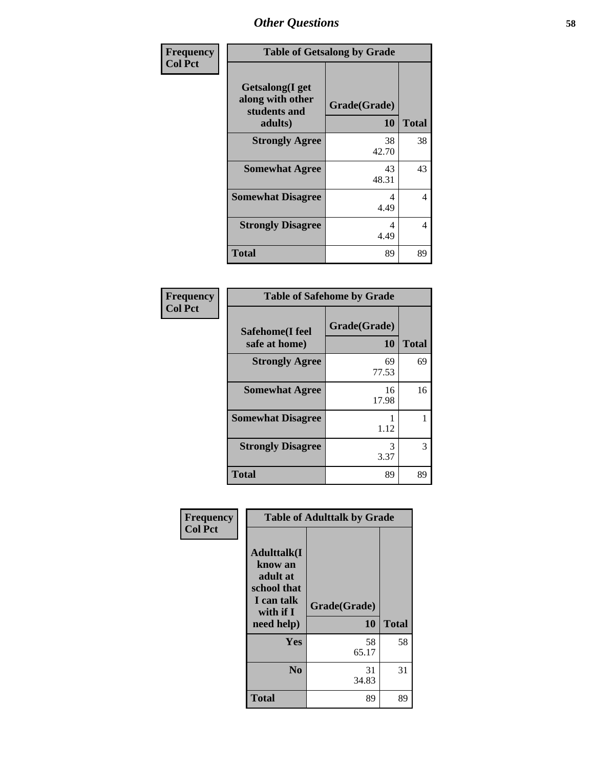# Other Questions

**Frequency / Col Pct**

| Table of Getsalong by Grade | | |
|---|---|---|
| Getsalong(I get along with other students and adults) | Grade(Grade) 10 | Total |
| Strongly Agree | 38<br>42.70 | 38 |
| Somewhat Agree | 43<br>48.31 | 43 |
| Somewhat Disagree | 4<br>4.49 | 4 |
| Strongly Disagree | 4<br>4.49 | 4 |
| Total | 89 | 89 |

**Frequency / Col Pct**

| Table of Safehome by Grade | | |
|---|---|---|
| Safehome(I feel safe at home) | Grade(Grade) 10 | Total |
| Strongly Agree | 69<br>77.53 | 69 |
| Somewhat Agree | 16<br>17.98 | 16 |
| Somewhat Disagree | 1<br>1.12 | 1 |
| Strongly Disagree | 3<br>3.37 | 3 |
| Total | 89 | 89 |

**Frequency / Col Pct**

| Table of Adulttalk by Grade | | |
|---|---|---|
| Adulttalk(I know an adult at school that I can talk with if I need help) | Grade(Grade) 10 | Total |
| Yes | 58<br>65.17 | 58 |
| No | 31<br>34.83 | 31 |
| Total | 89 | 89 |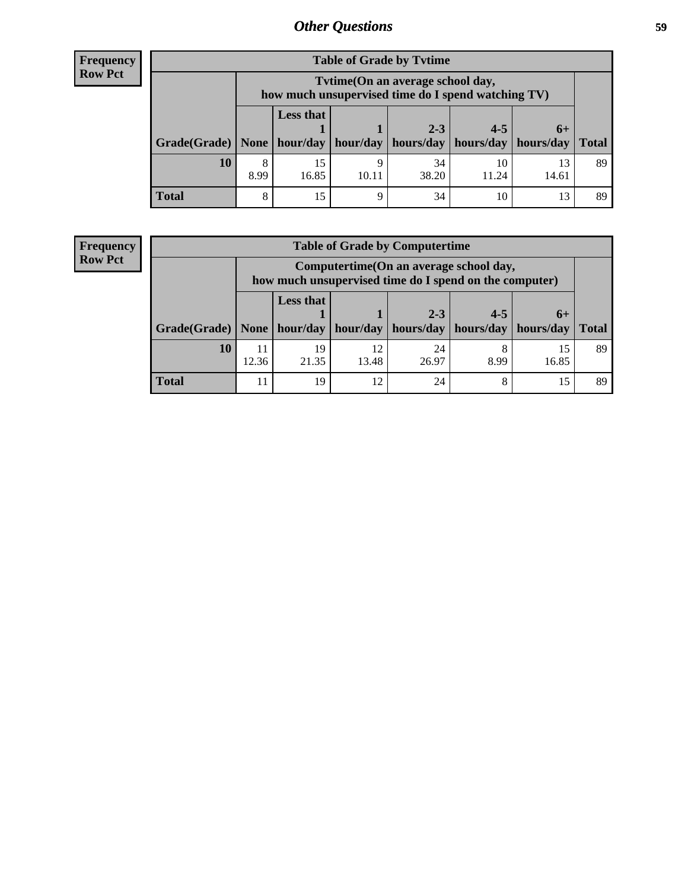## Other Questions

**Frequency**
**Row Pct**

| Table of Grade by Tvtime | | | | | | | |
|---|---|---|---|---|---|---|---|
| | Tvtime(On an average school day, how much unsupervised time do I spend watching TV) | | | | | | |
| Grade(Grade) | None | Less that 1 hour/day | 1 hour/day | 2-3 hours/day | 4-5 hours/day | 6+ hours/day | Total |
| **10** | 8<br>8.99 | 15<br>16.85 | 9<br>10.11 | 34<br>38.20 | 10<br>11.24 | 13<br>14.61 | 89 |
| **Total** | 8 | 15 | 9 | 34 | 10 | 13 | 89 |

**Frequency**
**Row Pct**

| Table of Grade by Computertime | | | | | | | |
|---|---|---|---|---|---|---|---|
| | Computertime(On an average school day, how much unsupervised time do I spend on the computer) | | | | | | |
| Grade(Grade) | None | Less that 1 hour/day | 1 hour/day | 2-3 hours/day | 4-5 hours/day | 6+ hours/day | Total |
| **10** | 11<br>12.36 | 19<br>21.35 | 12<br>13.48 | 24<br>26.97 | 8<br>8.99 | 15<br>16.85 | 89 |
| **Total** | 11 | 19 | 12 | 24 | 8 | 15 | 89 |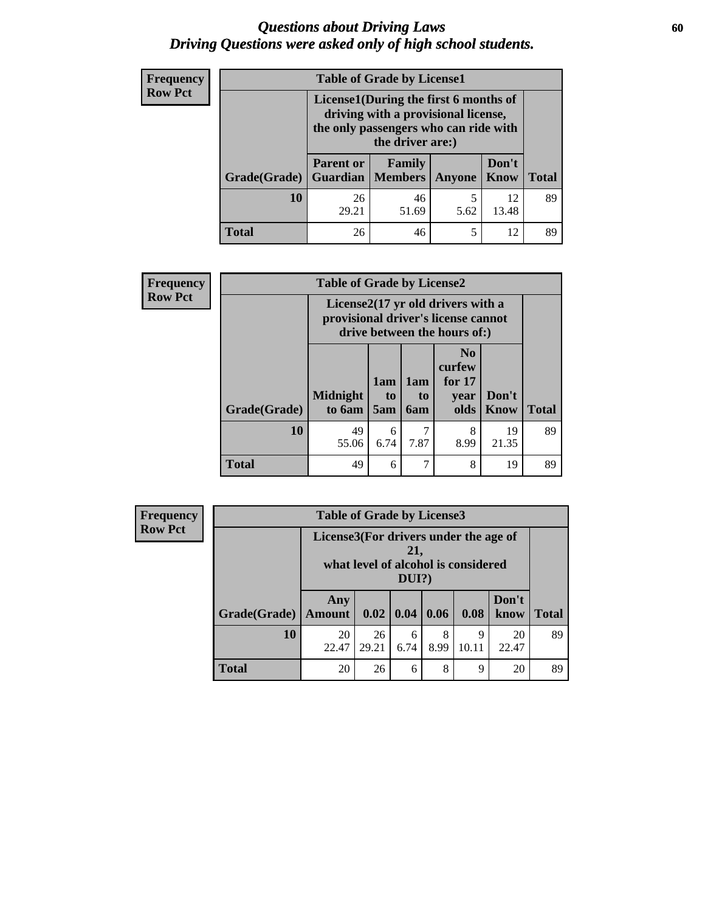# *Questions about Driving Laws*
# *Driving Questions were asked only of high school students.*

**Frequency**
**Row Pct**

| Table of Grade by License1 | | | | | |
|---|---|---|---|---|---|
| | License1(During the first 6 months of driving with a provisional license, the only passengers who can ride with the driver are:) | | | | |
| Grade(Grade) | Parent or Guardian | Family Members | Anyone | Don't Know | Total |
| 10 | 26<br>29.21 | 46<br>51.69 | 5<br>5.62 | 12<br>13.48 | 89 |
| Total | 26 | 46 | 5 | 12 | 89 |

**Frequency**
**Row Pct**

| Table of Grade by License2 | | | | | | |
|---|---|---|---|---|---|---|
| | License2(17 yr old drivers with a provisional driver's license cannot drive between the hours of:) | | | | | |
| Grade(Grade) | Midnight to 6am | 1am to 5am | 1am to 6am | No curfew for 17 year olds | Don't Know | Total |
| 10 | 49<br>55.06 | 6<br>6.74 | 7<br>7.87 | 8<br>8.99 | 19<br>21.35 | 89 |
| Total | 49 | 6 | 7 | 8 | 19 | 89 |

**Frequency**
**Row Pct**

| Table of Grade by License3 | | | | | | | |
|---|---|---|---|---|---|---|---|
| | License3(For drivers under the age of 21, what level of alcohol is considered DUI?) | | | | | | |
| Grade(Grade) | Any Amount | 0.02 | 0.04 | 0.06 | 0.08 | Don't know | Total |
| 10 | 20<br>22.47 | 26<br>29.21 | 6<br>6.74 | 8<br>8.99 | 9<br>10.11 | 20<br>22.47 | 89 |
| Total | 20 | 26 | 6 | 8 | 9 | 20 | 89 |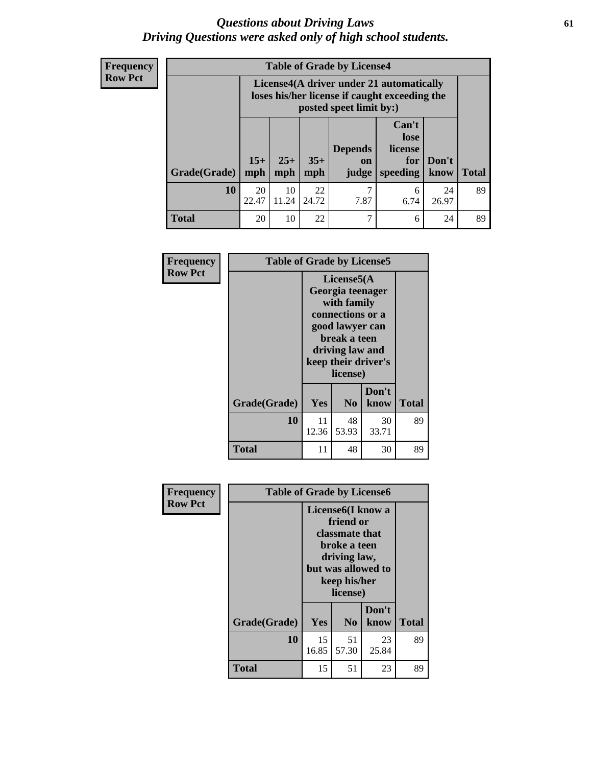# *Questions about Driving Laws*
## *Driving Questions were asked only of high school students.*

**Frequency**
**Row Pct**

| Table of Grade by License4 | | | | | | | |
|---|---|---|---|---|---|---|---|
| | License4(A driver under 21 automatically loses his/her license if caught exceeding the posted speet limit by:) | | | | | | |
| Grade(Grade) | 15+ mph | 25+ mph | 35+ mph | Depends on judge | Can't lose license for speeding | Don't know | Total |
| **10** | 20<br>22.47 | 10<br>11.24 | 22<br>24.72 | 7<br>7.87 | 6<br>6.74 | 24<br>26.97 | 89 |
| **Total** | 20 | 10 | 22 | 7 | 6 | 24 | 89 |

**Frequency**
**Row Pct**

| Table of Grade by License5 | | | | |
|---|---|---|---|---|
| | License5(A Georgia teenager with family connections or a good lawyer can break a teen driving law and keep their driver's license) | | | |
| Grade(Grade) | Yes | No | Don't know | Total |
| **10** | 11<br>12.36 | 48<br>53.93 | 30<br>33.71 | 89 |
| **Total** | 11 | 48 | 30 | 89 |

**Frequency**
**Row Pct**

| Table of Grade by License6 | | | | |
|---|---|---|---|---|
| | License6(I know a friend or classmate that broke a teen driving law, but was allowed to keep his/her license) | | | |
| Grade(Grade) | Yes | No | Don't know | Total |
| **10** | 15<br>16.85 | 51<br>57.30 | 23<br>25.84 | 89 |
| **Total** | 15 | 51 | 23 | 89 |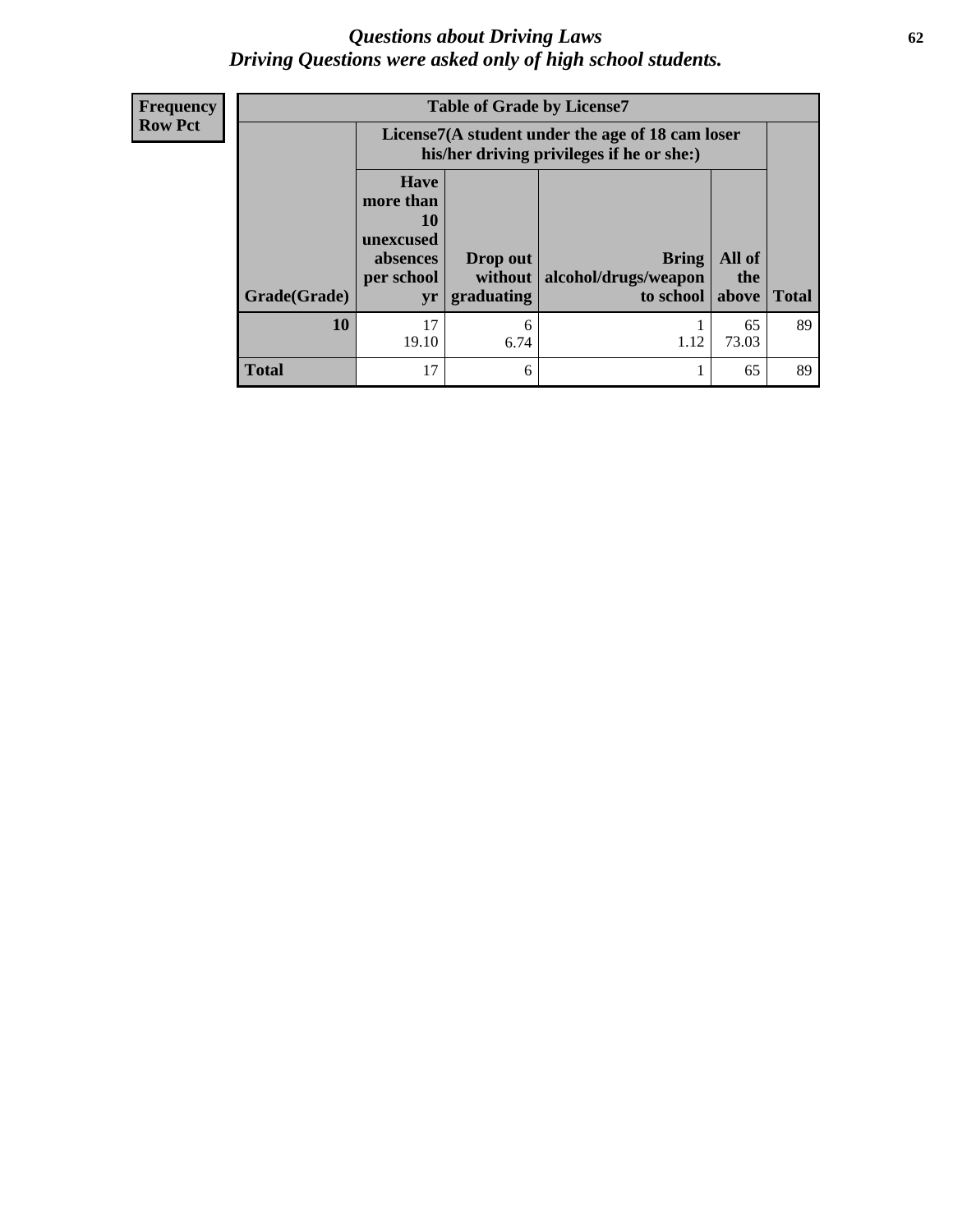# *Questions about Driving Laws*
## *Driving Questions were asked only of high school students.*

| Frequency Row Pct | Table of Grade by License7 | | | | |
|---|---|---|---|---|---|
| | License7(A student under the age of 18 cam loser his/her driving privileges if he or she:) | | | | |
| Grade(Grade) | Have more than 10 unexcused absences per school yr | Drop out without graduating | Bring alcohol/drugs/weapon to school | All of the above | Total |
| **10** | 17<br>19.10 | 6<br>6.74 | 1<br>1.12 | 65<br>73.03 | 89 |
| **Total** | 17 | 6 | 1 | 65 | 89 |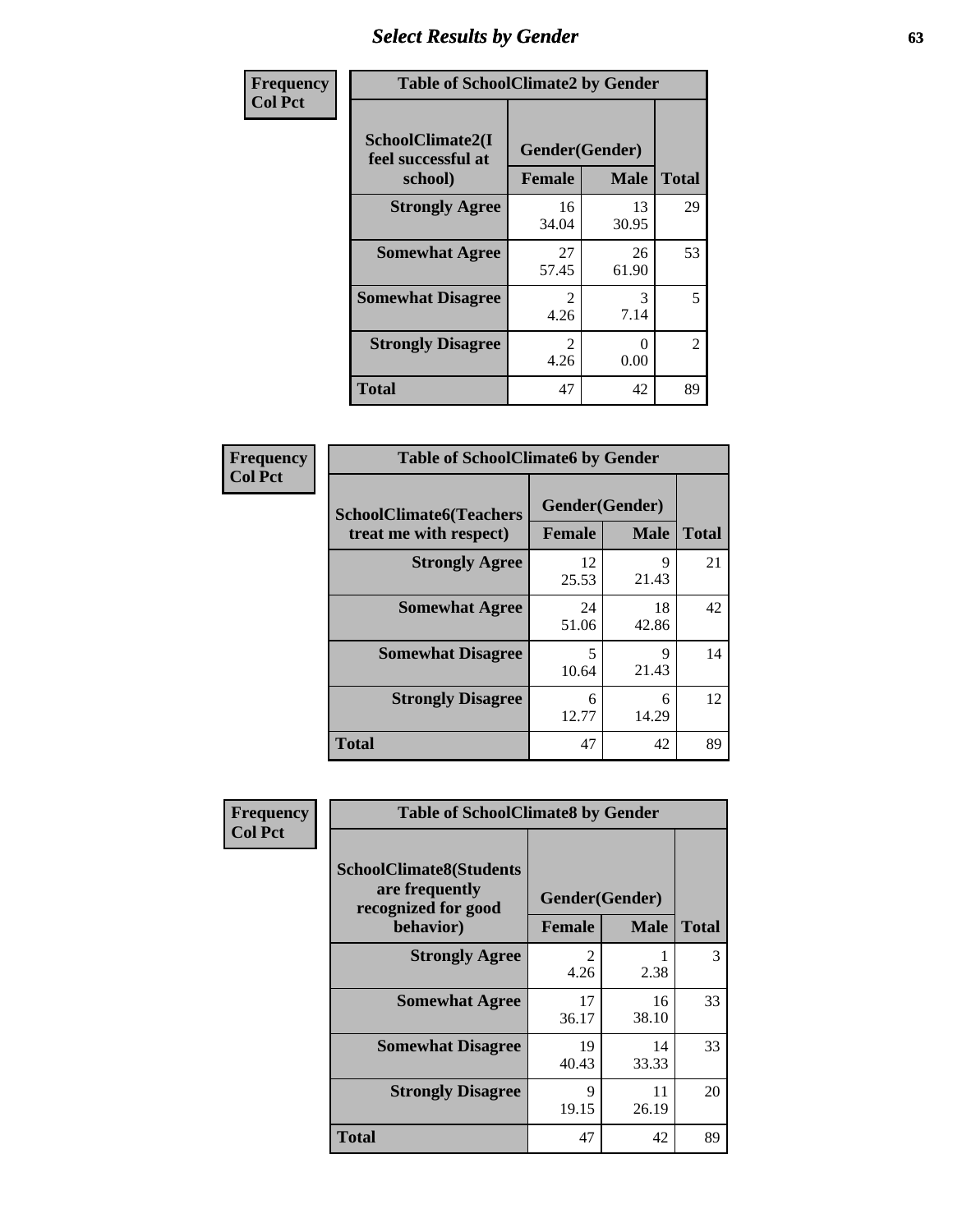## Select Results by Gender

Frequency
Col Pct

**Table of SchoolClimate2 by Gender**

| SchoolClimate2(I feel successful at school) | Gender(Gender) | | Total |
|---|---|---|---|
| | Female | Male | |
| Strongly Agree | 16<br>34.04 | 13<br>30.95 | 29 |
| Somewhat Agree | 27<br>57.45 | 26<br>61.90 | 53 |
| Somewhat Disagree | 2<br>4.26 | 3<br>7.14 | 5 |
| Strongly Disagree | 2<br>4.26 | 0<br>0.00 | 2 |
| Total | 47 | 42 | 89 |

Frequency
Col Pct

**Table of SchoolClimate6 by Gender**

| SchoolClimate6(Teachers treat me with respect) | Gender(Gender) | | Total |
|---|---|---|---|
| | Female | Male | |
| Strongly Agree | 12<br>25.53 | 9<br>21.43 | 21 |
| Somewhat Agree | 24<br>51.06 | 18<br>42.86 | 42 |
| Somewhat Disagree | 5<br>10.64 | 9<br>21.43 | 14 |
| Strongly Disagree | 6<br>12.77 | 6<br>14.29 | 12 |
| Total | 47 | 42 | 89 |

Frequency
Col Pct

**Table of SchoolClimate8 by Gender**

| SchoolClimate8(Students are frequently recognized for good behavior) | Gender(Gender) | | Total |
|---|---|---|---|
| | Female | Male | |
| Strongly Agree | 2<br>4.26 | 1<br>2.38 | 3 |
| Somewhat Agree | 17<br>36.17 | 16<br>38.10 | 33 |
| Somewhat Disagree | 19<br>40.43 | 14<br>33.33 | 33 |
| Strongly Disagree | 9<br>19.15 | 11<br>26.19 | 20 |
| Total | 47 | 42 | 89 |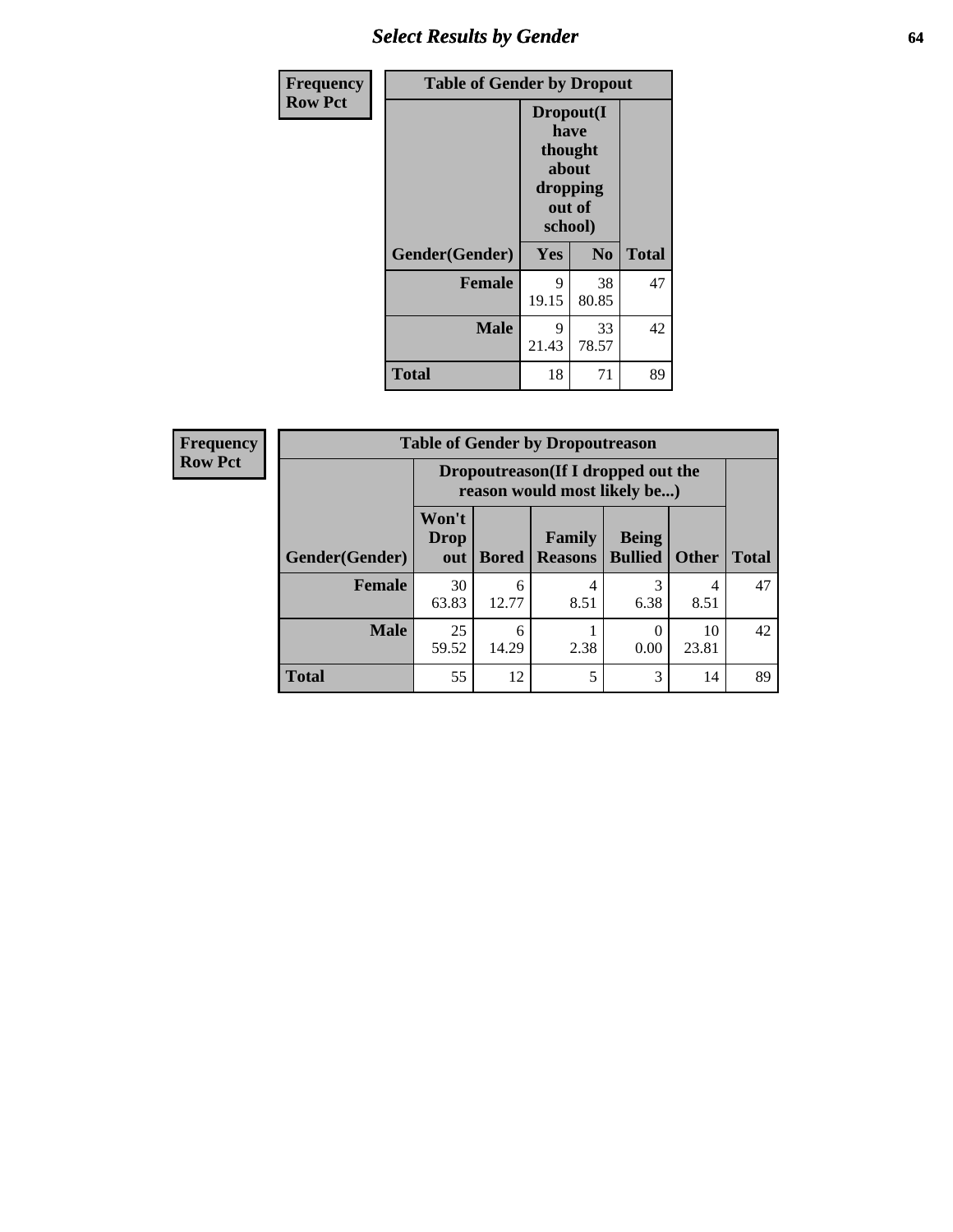## Select Results by Gender

**Frequency**
**Row Pct**

| Table of Gender by Dropout | | | |
|---|---|---|---|
| | Dropout(I have thought about dropping out of school) | | |
| Gender(Gender) | Yes | No | Total |
| **Female** | 9<br>19.15 | 38<br>80.85 | 47 |
| **Male** | 9<br>21.43 | 33<br>78.57 | 42 |
| **Total** | 18 | 71 | 89 |

**Frequency**
**Row Pct**

| Table of Gender by Dropoutreason | | | | | | |
|---|---|---|---|---|---|---|
| | Dropoutreason(If I dropped out the reason would most likely be...) | | | | | |
| Gender(Gender) | Won't Drop out | Bored | Family Reasons | Being Bullied | Other | Total |
| **Female** | 30<br>63.83 | 6<br>12.77 | 4<br>8.51 | 3<br>6.38 | 4<br>8.51 | 47 |
| **Male** | 25<br>59.52 | 6<br>14.29 | 1<br>2.38 | 0<br>0.00 | 10<br>23.81 | 42 |
| **Total** | 55 | 12 | 5 | 3 | 14 | 89 |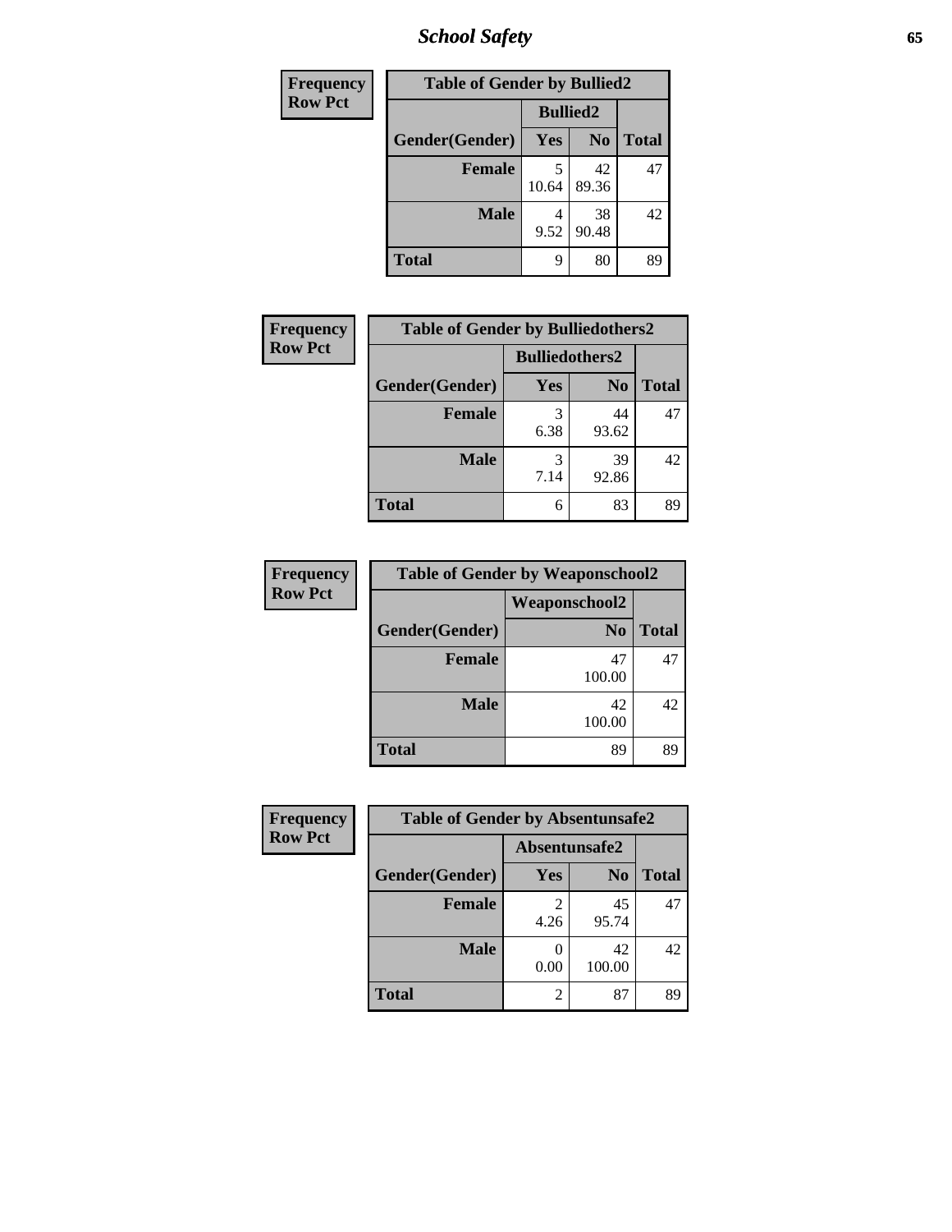| Frequency<br>Row Pct |
|---|

**Table of Gender by Bullied2**

| Gender(Gender) | Bullied2 Yes | Bullied2 No | Total |
|---|---|---|---|
| Female | 5<br>10.64 | 42<br>89.36 | 47 |
| Male | 4<br>9.52 | 38<br>90.48 | 42 |
| Total | 9 | 80 | 89 |

| Frequency<br>Row Pct |
|---|

**Table of Gender by Bulliedothers2**

| Gender(Gender) | Bulliedothers2 Yes | Bulliedothers2 No | Total |
|---|---|---|---|
| Female | 3<br>6.38 | 44<br>93.62 | 47 |
| Male | 3<br>7.14 | 39<br>92.86 | 42 |
| Total | 6 | 83 | 89 |

| Frequency<br>Row Pct |
|---|

**Table of Gender by Weaponschool2**

| Gender(Gender) | Weaponschool2 No | Total |
|---|---|---|
| Female | 47<br>100.00 | 47 |
| Male | 42<br>100.00 | 42 |
| Total | 89 | 89 |

| Frequency<br>Row Pct |
|---|

**Table of Gender by Absentunsafe2**

| Gender(Gender) | Absentunsafe2 Yes | Absentunsafe2 No | Total |
|---|---|---|---|
| Female | 2<br>4.26 | 45<br>95.74 | 47 |
| Male | 0<br>0.00 | 42<br>100.00 | 42 |
| Total | 2 | 87 | 89 |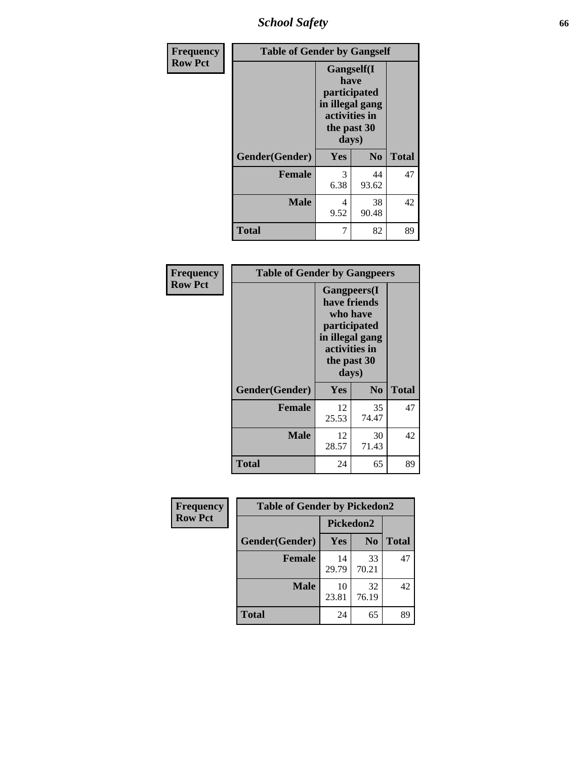| Frequency<br>Row Pct | Table of Gender by Gangself | | |
|---|---|---|---|
| | Gangself(I have participated in illegal gang activities in the past 30 days) | | |
| Gender(Gender) | Yes | No | Total |
| Female | 3<br>6.38 | 44<br>93.62 | 47 |
| Male | 4<br>9.52 | 38<br>90.48 | 42 |
| Total | 7 | 82 | 89 |

| Frequency<br>Row Pct | Table of Gender by Gangpeers | | |
|---|---|---|---|
| | Gangpeers(I have friends who have participated in illegal gang activities in the past 30 days) | | |
| Gender(Gender) | Yes | No | Total |
| Female | 12<br>25.53 | 35<br>74.47 | 47 |
| Male | 12<br>28.57 | 30<br>71.43 | 42 |
| Total | 24 | 65 | 89 |

| Frequency<br>Row Pct | Table of Gender by Pickedon2 | | |
|---|---|---|---|
| | Pickedon2 | | |
| Gender(Gender) | Yes | No | Total |
| Female | 14<br>29.79 | 33<br>70.21 | 47 |
| Male | 10<br>23.81 | 32<br>76.19 | 42 |
| Total | 24 | 65 | 89 |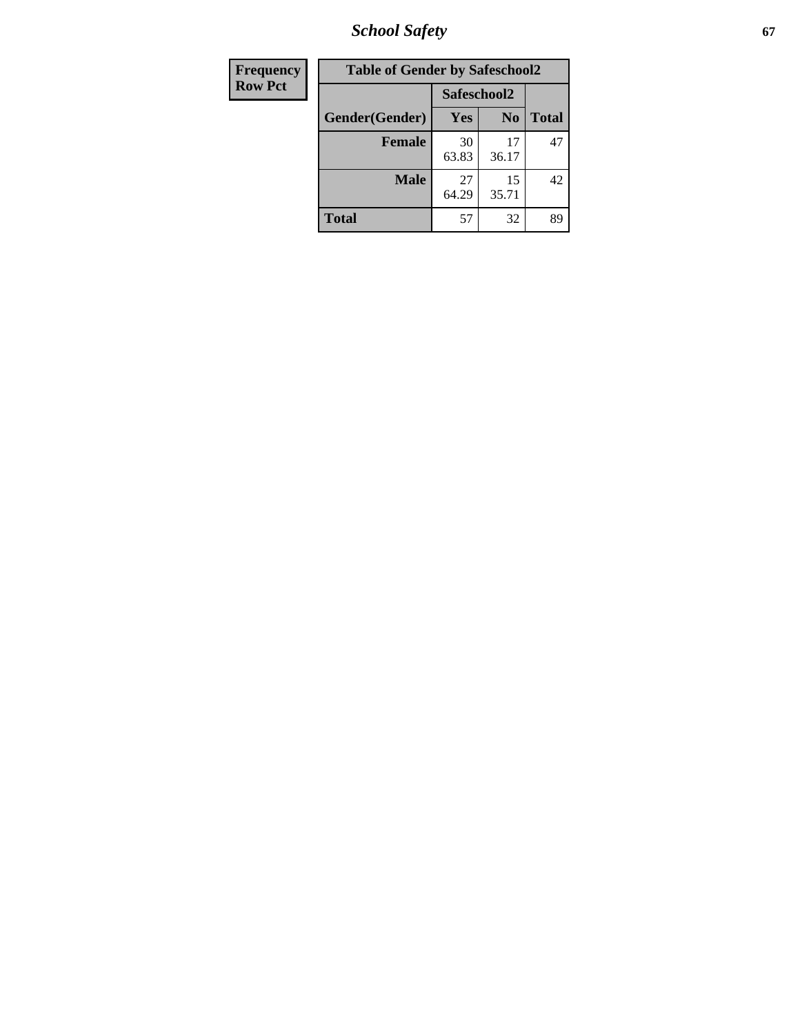| Frequency<br>Row Pct | Table of Gender by Safeschool2 | | |
|---|---|---|---|
| | Safeschool2 | | |
| Gender(Gender) | Yes | No | Total |
| Female | 30<br>63.83 | 17<br>36.17 | 47 |
| Male | 27<br>64.29 | 15<br>35.71 | 42 |
| Total | 57 | 32 | 89 |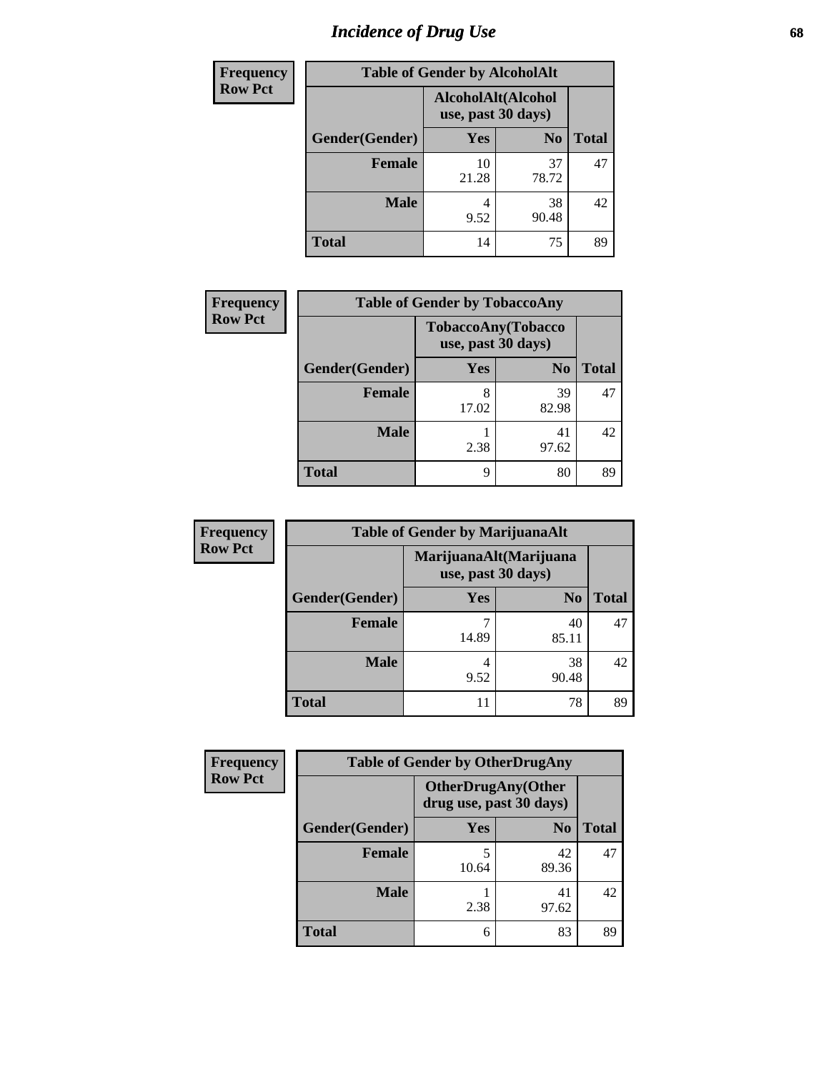# Incidence of Drug Use

| Frequency Row Pct | | | |
|---|---|---|---|
| **Table of Gender by AlcoholAlt** | | | |
| | AlcoholAlt(Alcohol use, past 30 days) | | |
| Gender(Gender) | Yes | No | Total |
| **Female** | 10<br>21.28 | 37<br>78.72 | 47 |
| **Male** | 4<br>9.52 | 38<br>90.48 | 42 |
| **Total** | 14 | 75 | 89 |

| Frequency Row Pct | | | |
|---|---|---|---|
| **Table of Gender by TobaccoAny** | | | |
| | TobaccoAny(Tobacco use, past 30 days) | | |
| Gender(Gender) | Yes | No | Total |
| **Female** | 8<br>17.02 | 39<br>82.98 | 47 |
| **Male** | 1<br>2.38 | 41<br>97.62 | 42 |
| **Total** | 9 | 80 | 89 |

| Frequency Row Pct | | | |
|---|---|---|---|
| **Table of Gender by MarijuanaAlt** | | | |
| | MarijuanaAlt(Marijuana use, past 30 days) | | |
| Gender(Gender) | Yes | No | Total |
| **Female** | 7<br>14.89 | 40<br>85.11 | 47 |
| **Male** | 4<br>9.52 | 38<br>90.48 | 42 |
| **Total** | 11 | 78 | 89 |

| Frequency Row Pct | | | |
|---|---|---|---|
| **Table of Gender by OtherDrugAny** | | | |
| | OtherDrugAny(Other drug use, past 30 days) | | |
| Gender(Gender) | Yes | No | Total |
| **Female** | 5<br>10.64 | 42<br>89.36 | 47 |
| **Male** | 1<br>2.38 | 41<br>97.62 | 42 |
| **Total** | 6 | 83 | 89 |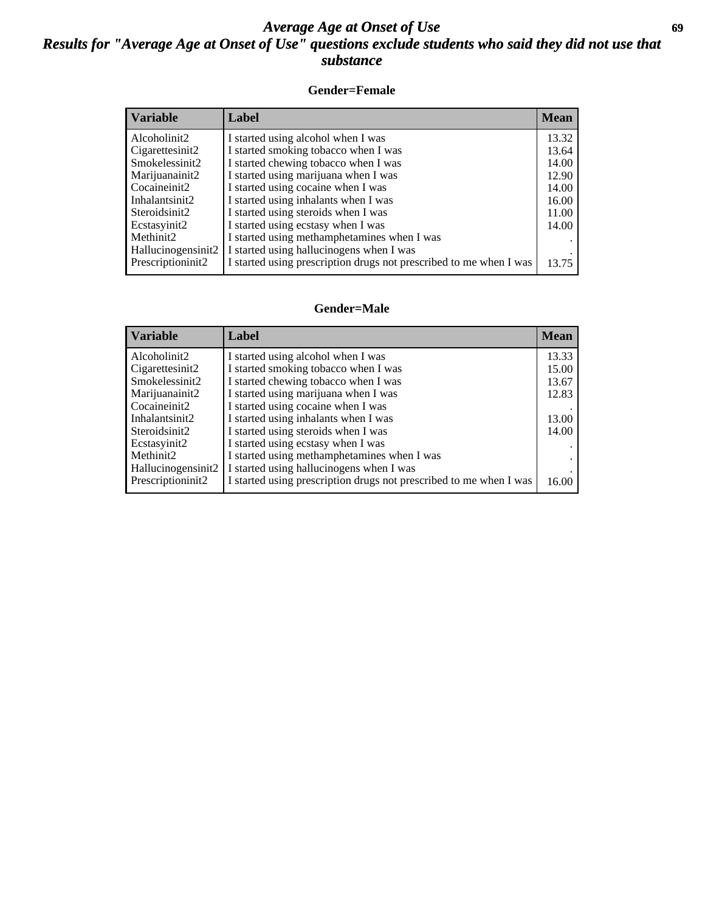# Average Age at Onset of Use

## Results for "Average Age at Onset of Use" questions exclude students who said they did not use that substance

### Gender=Female

| Variable | Label | Mean |
|---|---|---|
| Alcoholinit2 | I started using alcohol when I was | 13.32 |
| Cigarettesinit2 | I started smoking tobacco when I was | 13.64 |
| Smokelessinit2 | I started chewing tobacco when I was | 14.00 |
| Marijuanainit2 | I started using marijuana when I was | 12.90 |
| Cocaineinit2 | I started using cocaine when I was | 14.00 |
| Inhalantsinit2 | I started using inhalants when I was | 16.00 |
| Steroidsinit2 | I started using steroids when I was | 11.00 |
| Ecstasyinit2 | I started using ecstasy when I was | 14.00 |
| Methinit2 | I started using methamphetamines when I was | . |
| Hallucinogensinit2 | I started using hallucinogens when I was | . |
| Prescriptioninit2 | I started using prescription drugs not prescribed to me when I was | 13.75 |

### Gender=Male

| Variable | Label | Mean |
|---|---|---|
| Alcoholinit2 | I started using alcohol when I was | 13.33 |
| Cigarettesinit2 | I started smoking tobacco when I was | 15.00 |
| Smokelessinit2 | I started chewing tobacco when I was | 13.67 |
| Marijuanainit2 | I started using marijuana when I was | 12.83 |
| Cocaineinit2 | I started using cocaine when I was | . |
| Inhalantsinit2 | I started using inhalants when I was | 13.00 |
| Steroidsinit2 | I started using steroids when I was | 14.00 |
| Ecstasyinit2 | I started using ecstasy when I was | . |
| Methinit2 | I started using methamphetamines when I was | . |
| Hallucinogensinit2 | I started using hallucinogens when I was | . |
| Prescriptioninit2 | I started using prescription drugs not prescribed to me when I was | 16.00 |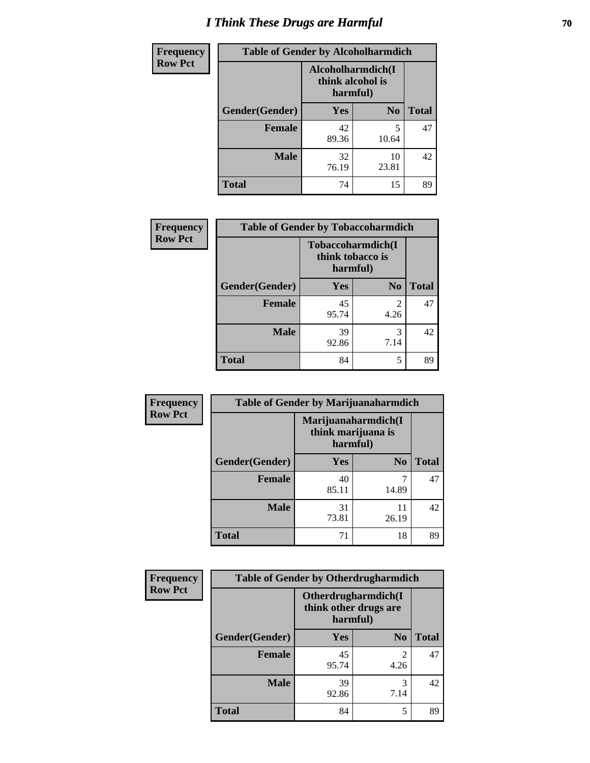# I Think These Drugs are Harmful

| Frequency Row Pct | Table of Gender by Alcoholharmdich | | |
|---|---|---|---|
| | Alcoholharmdich(I think alcohol is harmful) | | |
| Gender(Gender) | Yes | No | Total |
| Female | 42 89.36 | 5 10.64 | 47 |
| Male | 32 76.19 | 10 23.81 | 42 |
| Total | 74 | 15 | 89 |

| Frequency Row Pct | Table of Gender by Tobaccoharmdich | | |
|---|---|---|---|
| | Tobaccoharmdich(I think tobacco is harmful) | | |
| Gender(Gender) | Yes | No | Total |
| Female | 45 95.74 | 2 4.26 | 47 |
| Male | 39 92.86 | 3 7.14 | 42 |
| Total | 84 | 5 | 89 |

| Frequency Row Pct | Table of Gender by Marijuanaharmdich | | |
|---|---|---|---|
| | Marijuanaharmdich(I think marijuana is harmful) | | |
| Gender(Gender) | Yes | No | Total |
| Female | 40 85.11 | 7 14.89 | 47 |
| Male | 31 73.81 | 11 26.19 | 42 |
| Total | 71 | 18 | 89 |

| Frequency Row Pct | Table of Gender by Otherdrugharmdich | | |
|---|---|---|---|
| | Otherdrugharmdich(I think other drugs are harmful) | | |
| Gender(Gender) | Yes | No | Total |
| Female | 45 95.74 | 2 4.26 | 47 |
| Male | 39 92.86 | 3 7.14 | 42 |
| Total | 84 | 5 | 89 |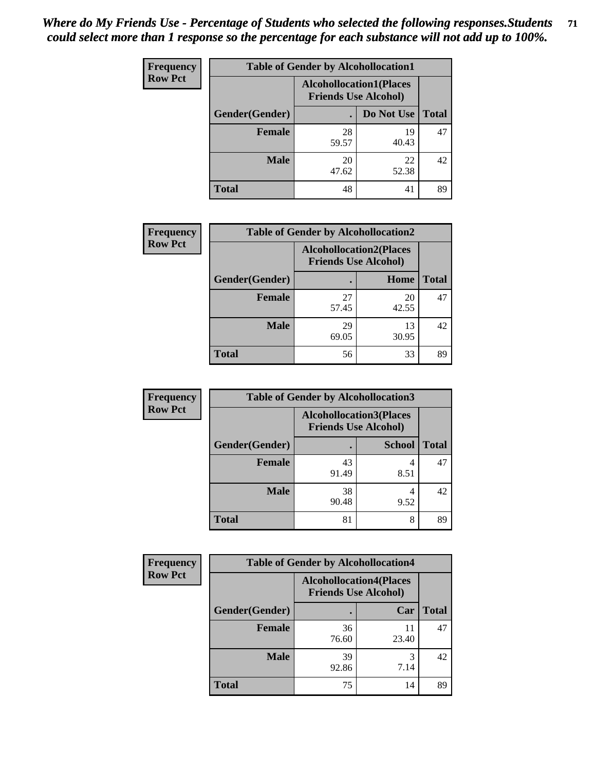*Where do My Friends Use - Percentage of Students who selected the following responses.Students could select more than 1 response so the percentage for each substance will not add up to 100%.*

| Frequency Row Pct | Table of Gender by Alcohollocation1 | | |
|---|---|---|---|
| | Alcohollocation1(Places Friends Use Alcohol) | | |
| Gender(Gender) | . | Do Not Use | Total |
| **Female** | 28<br>59.57 | 19<br>40.43 | 47 |
| **Male** | 20<br>47.62 | 22<br>52.38 | 42 |
| **Total** | 48 | 41 | 89 |

| Frequency Row Pct | Table of Gender by Alcohollocation2 | | |
|---|---|---|---|
| | Alcohollocation2(Places Friends Use Alcohol) | | |
| Gender(Gender) | . | Home | Total |
| **Female** | 27<br>57.45 | 20<br>42.55 | 47 |
| **Male** | 29<br>69.05 | 13<br>30.95 | 42 |
| **Total** | 56 | 33 | 89 |

| Frequency Row Pct | Table of Gender by Alcohollocation3 | | |
|---|---|---|---|
| | Alcohollocation3(Places Friends Use Alcohol) | | |
| Gender(Gender) | . | School | Total |
| **Female** | 43<br>91.49 | 4<br>8.51 | 47 |
| **Male** | 38<br>90.48 | 4<br>9.52 | 42 |
| **Total** | 81 | 8 | 89 |

| Frequency Row Pct | Table of Gender by Alcohollocation4 | | |
|---|---|---|---|
| | Alcohollocation4(Places Friends Use Alcohol) | | |
| Gender(Gender) | . | Car | Total |
| **Female** | 36<br>76.60 | 11<br>23.40 | 47 |
| **Male** | 39<br>92.86 | 3<br>7.14 | 42 |
| **Total** | 75 | 14 | 89 |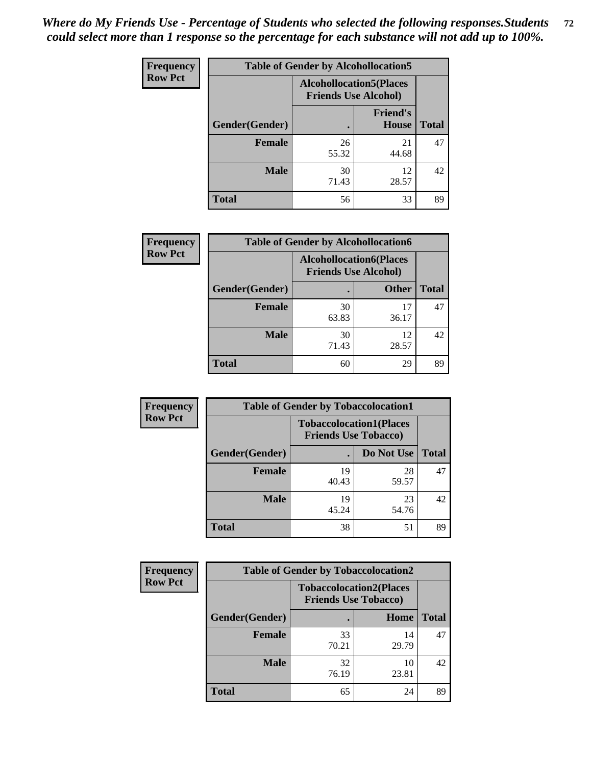*Where do My Friends Use - Percentage of Students who selected the following responses.Students could select more than 1 response so the percentage for each substance will not add up to 100%.*

**Frequency**
**Row Pct**

| Table of Gender by Alcohollocation5 | | | |
|---|---|---|---|
| | Alcohollocation5(Places Friends Use Alcohol) | | |
| Gender(Gender) | . | Friend's House | Total |
| **Female** | 26<br>55.32 | 21<br>44.68 | 47 |
| **Male** | 30<br>71.43 | 12<br>28.57 | 42 |
| **Total** | 56 | 33 | 89 |

**Frequency**
**Row Pct**

| Table of Gender by Alcohollocation6 | | | |
|---|---|---|---|
| | Alcohollocation6(Places Friends Use Alcohol) | | |
| Gender(Gender) | . | Other | Total |
| **Female** | 30<br>63.83 | 17<br>36.17 | 47 |
| **Male** | 30<br>71.43 | 12<br>28.57 | 42 |
| **Total** | 60 | 29 | 89 |

**Frequency**
**Row Pct**

| Table of Gender by Tobaccolocation1 | | | |
|---|---|---|---|
| | Tobaccolocation1(Places Friends Use Tobacco) | | |
| Gender(Gender) | . | Do Not Use | Total |
| **Female** | 19<br>40.43 | 28<br>59.57 | 47 |
| **Male** | 19<br>45.24 | 23<br>54.76 | 42 |
| **Total** | 38 | 51 | 89 |

**Frequency**
**Row Pct**

| Table of Gender by Tobaccolocation2 | | | |
|---|---|---|---|
| | Tobaccolocation2(Places Friends Use Tobacco) | | |
| Gender(Gender) | . | Home | Total |
| **Female** | 33<br>70.21 | 14<br>29.79 | 47 |
| **Male** | 32<br>76.19 | 10<br>23.81 | 42 |
| **Total** | 65 | 24 | 89 |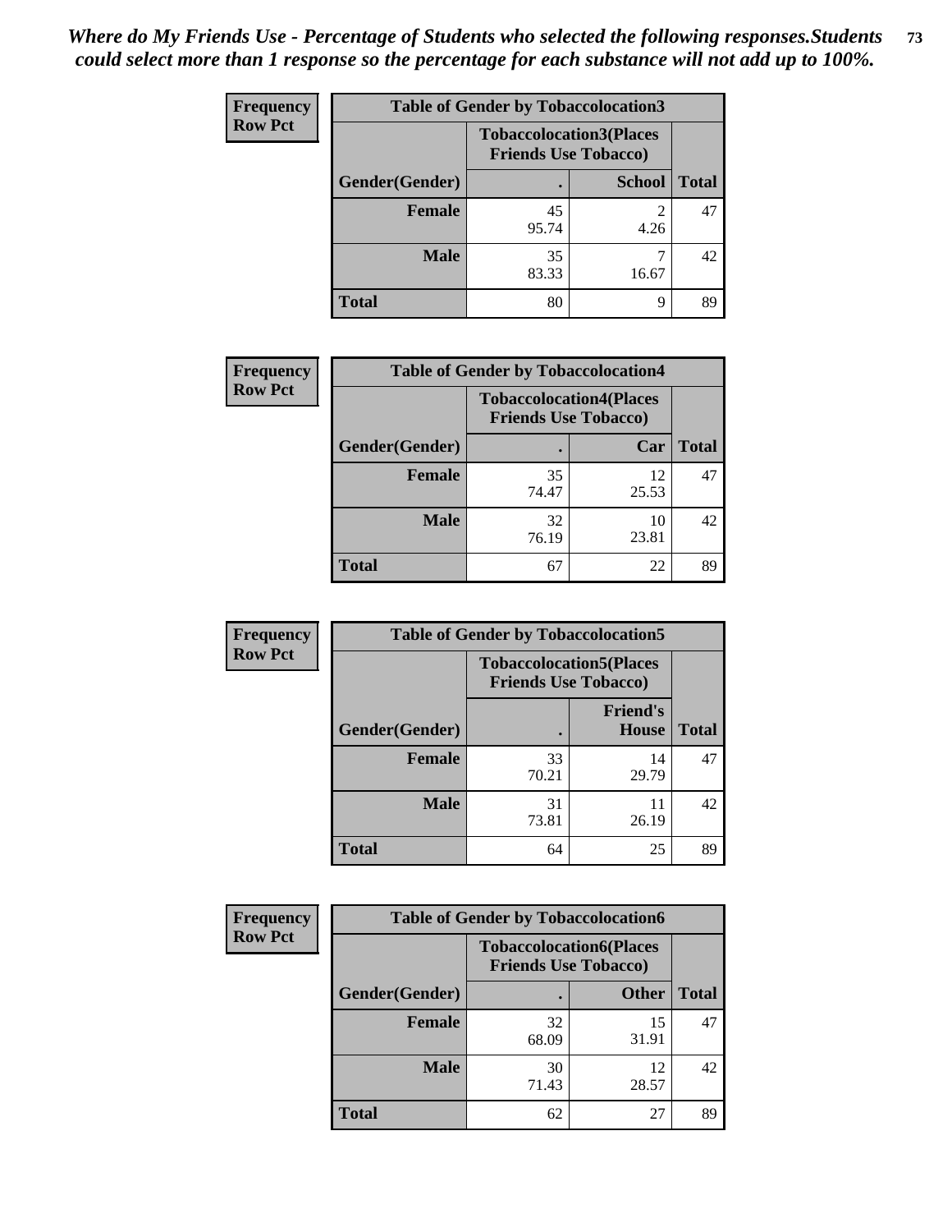*Where do My Friends Use - Percentage of Students who selected the following responses.Students could select more than 1 response so the percentage for each substance will not add up to 100%.*

**Frequency**
**Row Pct**

| Table of Gender by Tobaccolocation3 | | | |
|---|---|---|---|
| | Tobaccolocation3(Places Friends Use Tobacco) | | |
| Gender(Gender) | . | School | Total |
| Female | 45<br>95.74 | 2<br>4.26 | 47 |
| Male | 35<br>83.33 | 7<br>16.67 | 42 |
| Total | 80 | 9 | 89 |

**Frequency**
**Row Pct**

| Table of Gender by Tobaccolocation4 | | | |
|---|---|---|---|
| | Tobaccolocation4(Places Friends Use Tobacco) | | |
| Gender(Gender) | . | Car | Total |
| Female | 35<br>74.47 | 12<br>25.53 | 47 |
| Male | 32<br>76.19 | 10<br>23.81 | 42 |
| Total | 67 | 22 | 89 |

**Frequency**
**Row Pct**

| Table of Gender by Tobaccolocation5 | | | |
|---|---|---|---|
| | Tobaccolocation5(Places Friends Use Tobacco) | | |
| Gender(Gender) | . | Friend's House | Total |
| Female | 33<br>70.21 | 14<br>29.79 | 47 |
| Male | 31<br>73.81 | 11<br>26.19 | 42 |
| Total | 64 | 25 | 89 |

**Frequency**
**Row Pct**

| Table of Gender by Tobaccolocation6 | | | |
|---|---|---|---|
| | Tobaccolocation6(Places Friends Use Tobacco) | | |
| Gender(Gender) | . | Other | Total |
| Female | 32<br>68.09 | 15<br>31.91 | 47 |
| Male | 30<br>71.43 | 12<br>28.57 | 42 |
| Total | 62 | 27 | 89 |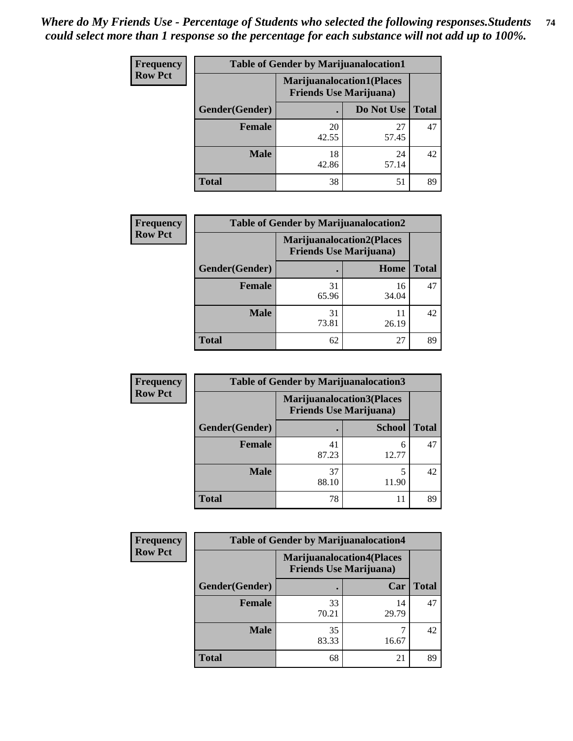*Where do My Friends Use - Percentage of Students who selected the following responses.Students could select more than 1 response so the percentage for each substance will not add up to 100%.*

**Frequency**
**Row Pct**

| Table of Gender by Marijuanalocation1 | | | |
|---|---|---|---|
| | Marijuanalocation1(Places Friends Use Marijuana) | | |
| Gender(Gender) | . | Do Not Use | Total |
| Female | 20<br>42.55 | 27<br>57.45 | 47 |
| Male | 18<br>42.86 | 24<br>57.14 | 42 |
| Total | 38 | 51 | 89 |

**Frequency**
**Row Pct**

| Table of Gender by Marijuanalocation2 | | | |
|---|---|---|---|
| | Marijuanalocation2(Places Friends Use Marijuana) | | |
| Gender(Gender) | . | Home | Total |
| Female | 31<br>65.96 | 16<br>34.04 | 47 |
| Male | 31<br>73.81 | 11<br>26.19 | 42 |
| Total | 62 | 27 | 89 |

**Frequency**
**Row Pct**

| Table of Gender by Marijuanalocation3 | | | |
|---|---|---|---|
| | Marijuanalocation3(Places Friends Use Marijuana) | | |
| Gender(Gender) | . | School | Total |
| Female | 41<br>87.23 | 6<br>12.77 | 47 |
| Male | 37<br>88.10 | 5<br>11.90 | 42 |
| Total | 78 | 11 | 89 |

**Frequency**
**Row Pct**

| Table of Gender by Marijuanalocation4 | | | |
|---|---|---|---|
| | Marijuanalocation4(Places Friends Use Marijuana) | | |
| Gender(Gender) | . | Car | Total |
| Female | 33<br>70.21 | 14<br>29.79 | 47 |
| Male | 35<br>83.33 | 7<br>16.67 | 42 |
| Total | 68 | 21 | 89 |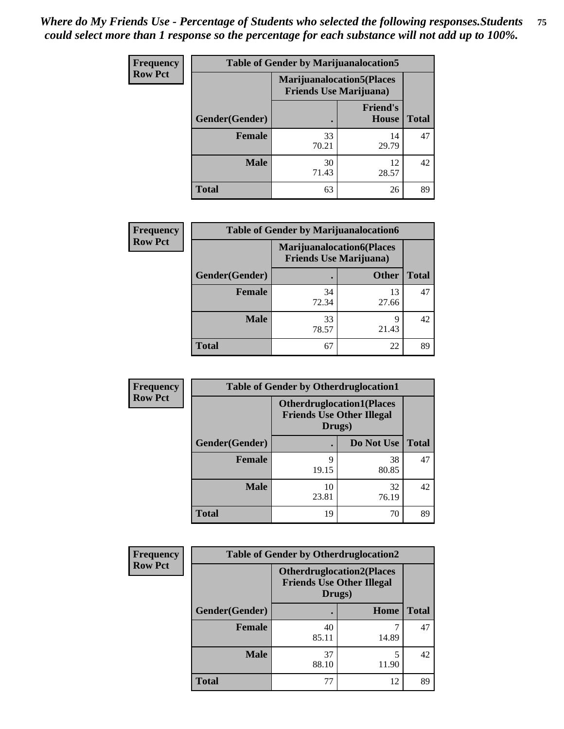*Where do My Friends Use - Percentage of Students who selected the following responses.Students could select more than 1 response so the percentage for each substance will not add up to 100%.*

**Frequency**
**Row Pct**

| Table of Gender by Marijuanalocation5 | | | |
|---|---|---|---|
| | Marijuanalocation5(Places Friends Use Marijuana) | | |
| Gender(Gender) | . | Friend's House | Total |
| **Female** | 33<br>70.21 | 14<br>29.79 | 47 |
| **Male** | 30<br>71.43 | 12<br>28.57 | 42 |
| **Total** | 63 | 26 | 89 |

**Frequency**
**Row Pct**

| Table of Gender by Marijuanalocation6 | | | |
|---|---|---|---|
| | Marijuanalocation6(Places Friends Use Marijuana) | | |
| Gender(Gender) | . | Other | Total |
| **Female** | 34<br>72.34 | 13<br>27.66 | 47 |
| **Male** | 33<br>78.57 | 9<br>21.43 | 42 |
| **Total** | 67 | 22 | 89 |

**Frequency**
**Row Pct**

| Table of Gender by Otherdruglocation1 | | | |
|---|---|---|---|
| | Otherdruglocation1(Places Friends Use Other Illegal Drugs) | | |
| Gender(Gender) | . | Do Not Use | Total |
| **Female** | 9<br>19.15 | 38<br>80.85 | 47 |
| **Male** | 10<br>23.81 | 32<br>76.19 | 42 |
| **Total** | 19 | 70 | 89 |

**Frequency**
**Row Pct**

| Table of Gender by Otherdruglocation2 | | | |
|---|---|---|---|
| | Otherdruglocation2(Places Friends Use Other Illegal Drugs) | | |
| Gender(Gender) | . | Home | Total |
| **Female** | 40<br>85.11 | 7<br>14.89 | 47 |
| **Male** | 37<br>88.10 | 5<br>11.90 | 42 |
| **Total** | 77 | 12 | 89 |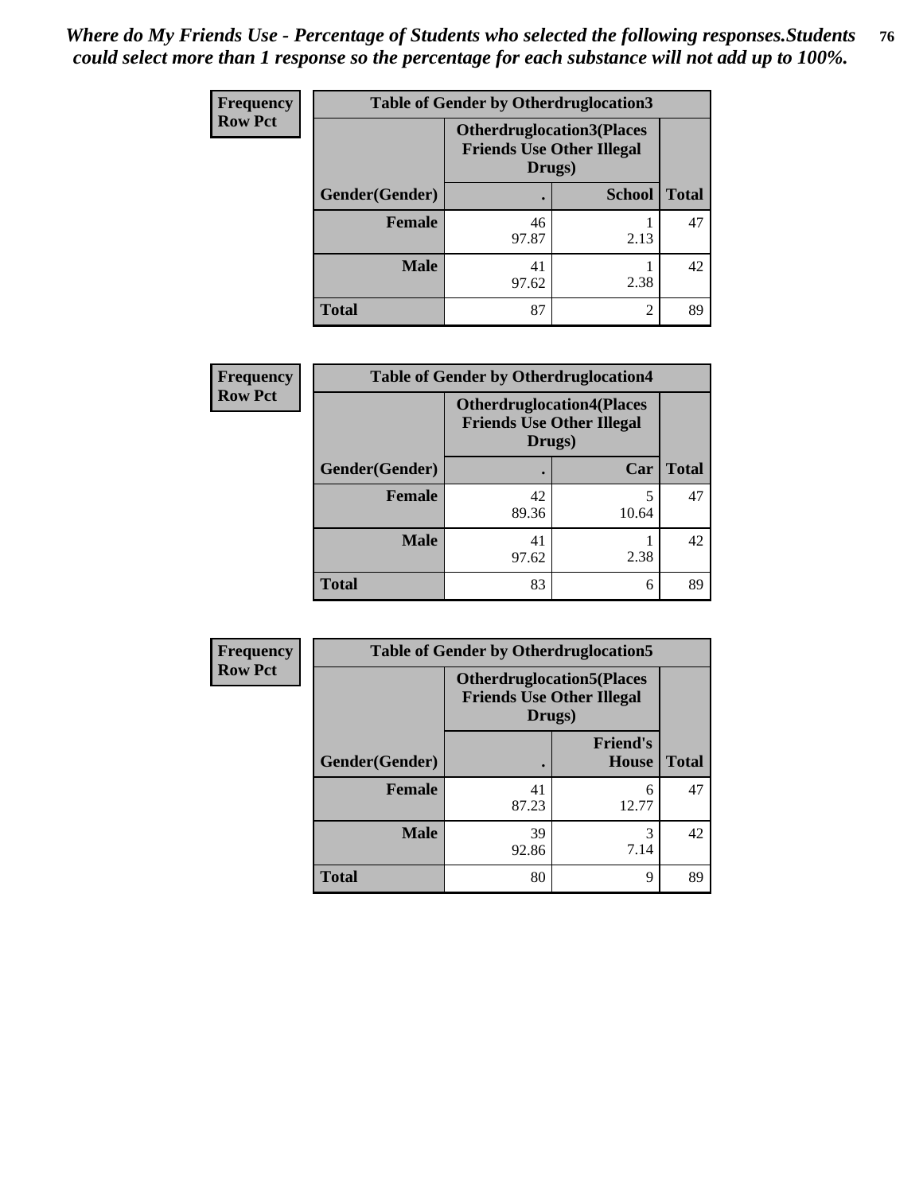*Where do My Friends Use - Percentage of Students who selected the following responses.Students could select more than 1 response so the percentage for each substance will not add up to 100%.*

**Frequency**
**Row Pct**

| Table of Gender by Otherdruglocation3 | | | |
|---|---|---|---|
| | Otherdruglocation3(Places Friends Use Other Illegal Drugs) | | |
| Gender(Gender) | . | School | Total |
| **Female** | 46<br>97.87 | 1<br>2.13 | 47 |
| **Male** | 41<br>97.62 | 1<br>2.38 | 42 |
| **Total** | 87 | 2 | 89 |

**Frequency**
**Row Pct**

| Table of Gender by Otherdruglocation4 | | | |
|---|---|---|---|
| | Otherdruglocation4(Places Friends Use Other Illegal Drugs) | | |
| Gender(Gender) | . | Car | Total |
| **Female** | 42<br>89.36 | 5<br>10.64 | 47 |
| **Male** | 41<br>97.62 | 1<br>2.38 | 42 |
| **Total** | 83 | 6 | 89 |

**Frequency**
**Row Pct**

| Table of Gender by Otherdruglocation5 | | | |
|---|---|---|---|
| | Otherdruglocation5(Places Friends Use Other Illegal Drugs) | | |
| Gender(Gender) | . | Friend's House | Total |
| **Female** | 41<br>87.23 | 6<br>12.77 | 47 |
| **Male** | 39<br>92.86 | 3<br>7.14 | 42 |
| **Total** | 80 | 9 | 89 |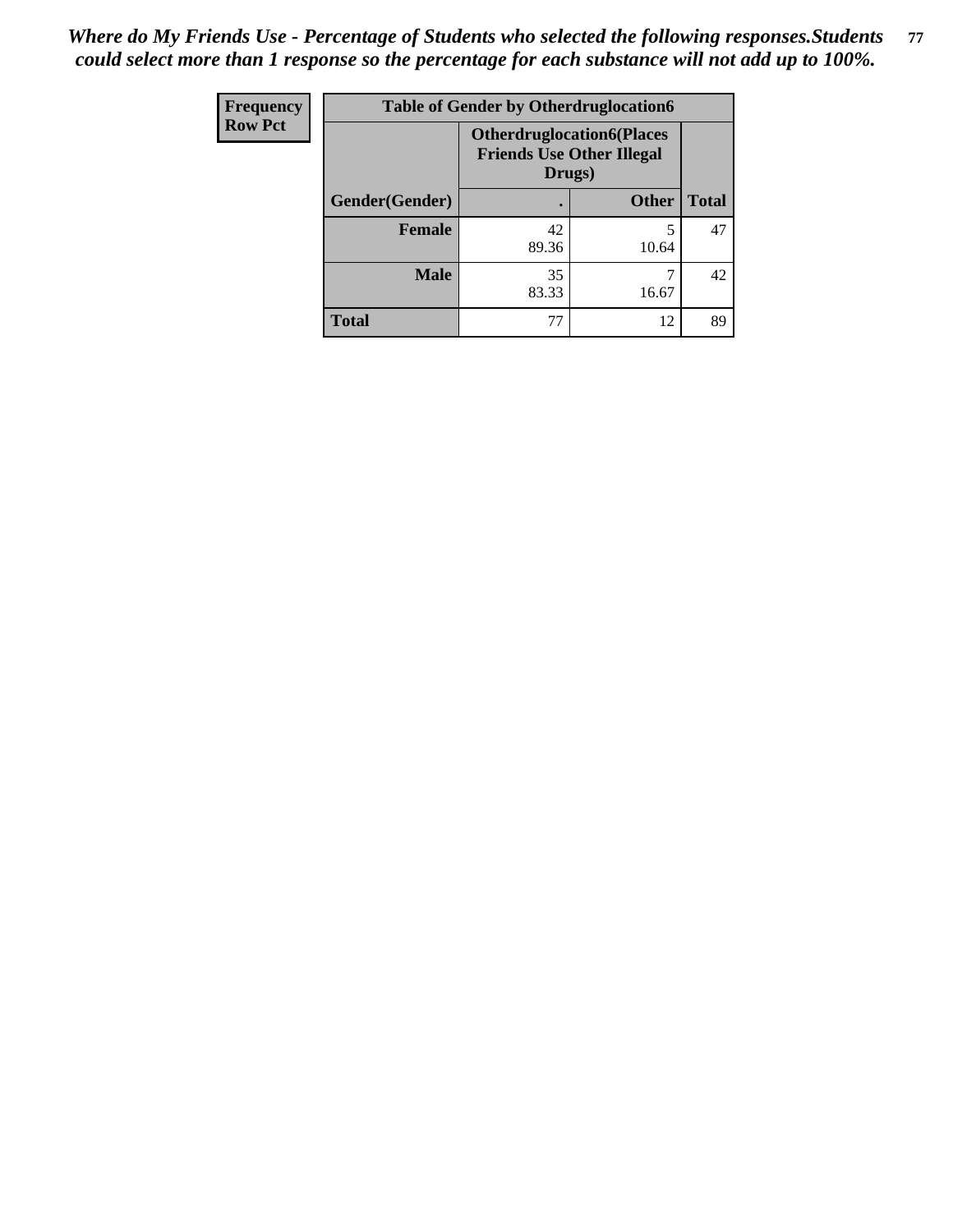*Where do My Friends Use - Percentage of Students who selected the following responses.Students could select more than 1 response so the percentage for each substance will not add up to 100%.*

| Frequency<br>Row Pct | Table of Gender by Otherdruglocation6 | | |
|---|---|---|---|
| | **Otherdruglocation6(Places Friends Use Other Illegal Drugs)** | | |
| **Gender(Gender)** | **.** | **Other** | **Total** |
| **Female** | 42<br>89.36 | 5<br>10.64 | 47 |
| **Male** | 35<br>83.33 | 7<br>16.67 | 42 |
| **Total** | 77 | 12 | 89 |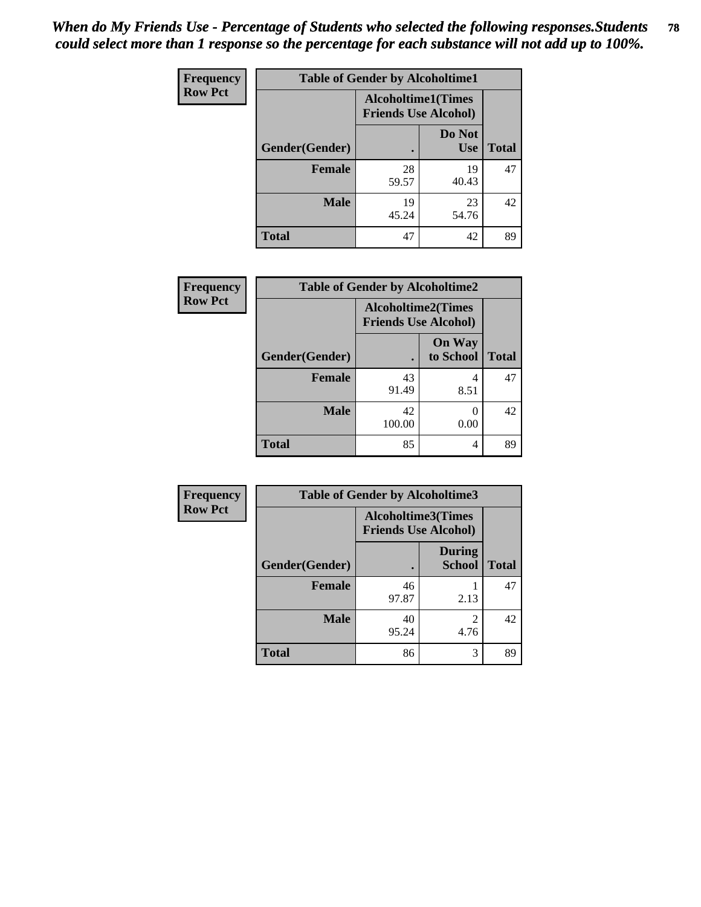*When do My Friends Use - Percentage of Students who selected the following responses.Students could select more than 1 response so the percentage for each substance will not add up to 100%.*

| Frequency<br>Row Pct | Table of Gender by Alcoholtime1 | | |
|---|---|---|---|
| | Alcoholtime1(Times Friends Use Alcohol) | | |
| Gender(Gender) | . | Do Not Use | Total |
| Female | 28<br>59.57 | 19<br>40.43 | 47 |
| Male | 19<br>45.24 | 23<br>54.76 | 42 |
| Total | 47 | 42 | 89 |

| Frequency<br>Row Pct | Table of Gender by Alcoholtime2 | | |
|---|---|---|---|
| | Alcoholtime2(Times Friends Use Alcohol) | | |
| Gender(Gender) | . | On Way to School | Total |
| Female | 43<br>91.49 | 4<br>8.51 | 47 |
| Male | 42<br>100.00 | 0<br>0.00 | 42 |
| Total | 85 | 4 | 89 |

| Frequency<br>Row Pct | Table of Gender by Alcoholtime3 | | |
|---|---|---|---|
| | Alcoholtime3(Times Friends Use Alcohol) | | |
| Gender(Gender) | . | During School | Total |
| Female | 46<br>97.87 | 1<br>2.13 | 47 |
| Male | 40<br>95.24 | 2<br>4.76 | 42 |
| Total | 86 | 3 | 89 |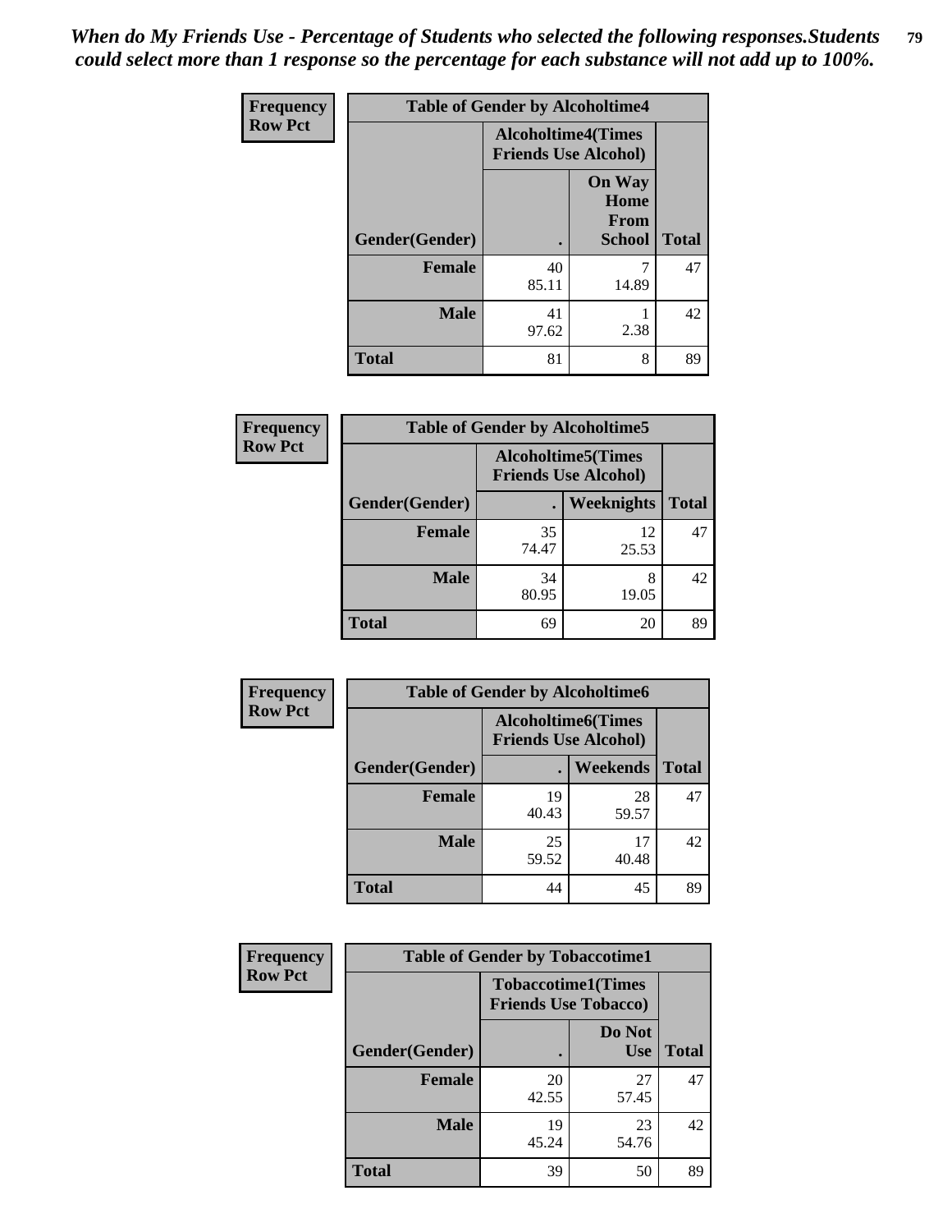*When do My Friends Use - Percentage of Students who selected the following responses.Students could select more than 1 response so the percentage for each substance will not add up to 100%.*

**Frequency**
**Row Pct**

| Table of Gender by Alcoholtime4 | | | |
|---|---|---|---|
| | Alcoholtime4(Times Friends Use Alcohol) | | |
| Gender(Gender) | . | On Way Home From School | Total |
| **Female** | 40<br>85.11 | 7<br>14.89 | 47 |
| **Male** | 41<br>97.62 | 1<br>2.38 | 42 |
| **Total** | 81 | 8 | 89 |

**Frequency**
**Row Pct**

| Table of Gender by Alcoholtime5 | | | |
|---|---|---|---|
| | Alcoholtime5(Times Friends Use Alcohol) | | |
| Gender(Gender) | . | Weeknights | Total |
| **Female** | 35<br>74.47 | 12<br>25.53 | 47 |
| **Male** | 34<br>80.95 | 8<br>19.05 | 42 |
| **Total** | 69 | 20 | 89 |

**Frequency**
**Row Pct**

| Table of Gender by Alcoholtime6 | | | |
|---|---|---|---|
| | Alcoholtime6(Times Friends Use Alcohol) | | |
| Gender(Gender) | . | Weekends | Total |
| **Female** | 19<br>40.43 | 28<br>59.57 | 47 |
| **Male** | 25<br>59.52 | 17<br>40.48 | 42 |
| **Total** | 44 | 45 | 89 |

**Frequency**
**Row Pct**

| Table of Gender by Tobaccotime1 | | | |
|---|---|---|---|
| | Tobaccotime1(Times Friends Use Tobacco) | | |
| Gender(Gender) | . | Do Not Use | Total |
| **Female** | 20<br>42.55 | 27<br>57.45 | 47 |
| **Male** | 19<br>45.24 | 23<br>54.76 | 42 |
| **Total** | 39 | 50 | 89 |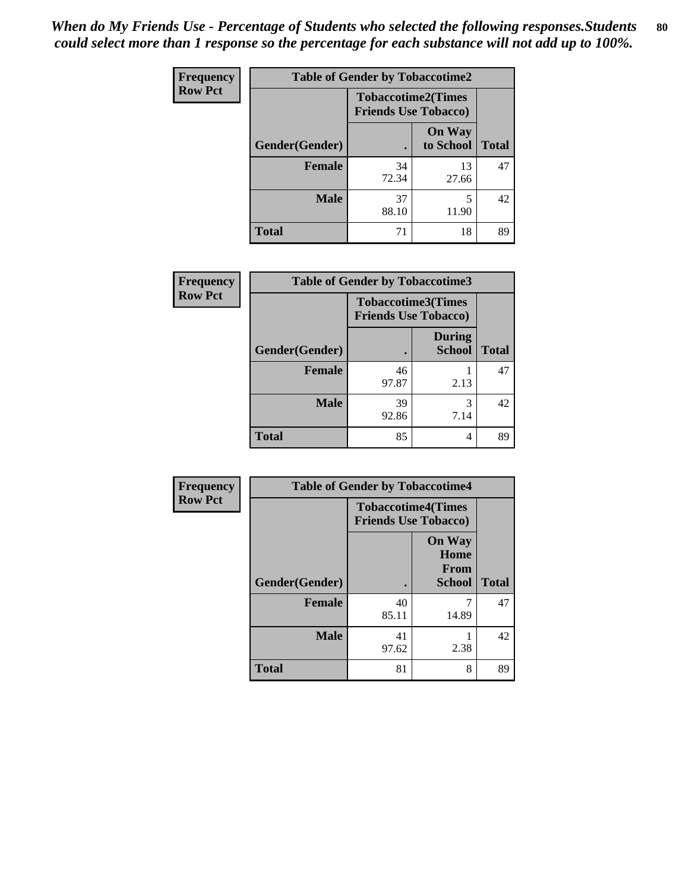*When do My Friends Use - Percentage of Students who selected the following responses.Students could select more than 1 response so the percentage for each substance will not add up to 100%.*

**Frequency**
**Row Pct**

| Table of Gender by Tobaccotime2 | | | |
|---|---|---|---|
| | Tobaccotime2(Times Friends Use Tobacco) | | |
| Gender(Gender) | . | On Way to School | Total |
| **Female** | 34<br>72.34 | 13<br>27.66 | 47 |
| **Male** | 37<br>88.10 | 5<br>11.90 | 42 |
| **Total** | 71 | 18 | 89 |

**Frequency**
**Row Pct**

| Table of Gender by Tobaccotime3 | | | |
|---|---|---|---|
| | Tobaccotime3(Times Friends Use Tobacco) | | |
| Gender(Gender) | . | During School | Total |
| **Female** | 46<br>97.87 | 1<br>2.13 | 47 |
| **Male** | 39<br>92.86 | 3<br>7.14 | 42 |
| **Total** | 85 | 4 | 89 |

**Frequency**
**Row Pct**

| Table of Gender by Tobaccotime4 | | | |
|---|---|---|---|
| | Tobaccotime4(Times Friends Use Tobacco) | | |
| Gender(Gender) | . | On Way Home From School | Total |
| **Female** | 40<br>85.11 | 7<br>14.89 | 47 |
| **Male** | 41<br>97.62 | 1<br>2.38 | 42 |
| **Total** | 81 | 8 | 89 |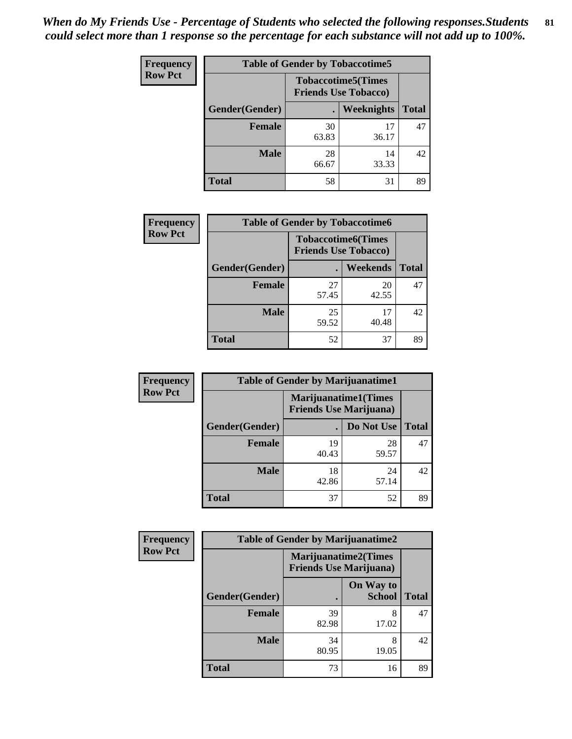*When do My Friends Use - Percentage of Students who selected the following responses.Students could select more than 1 response so the percentage for each substance will not add up to 100%.*

**Frequency**
**Row Pct**

| Table of Gender by Tobaccotime5 | | | |
|---|---|---|---|
| | Tobaccotime5(Times Friends Use Tobacco) | | |
| Gender(Gender) | . | Weeknights | Total |
| Female | 30<br>63.83 | 17<br>36.17 | 47 |
| Male | 28<br>66.67 | 14<br>33.33 | 42 |
| Total | 58 | 31 | 89 |

**Frequency**
**Row Pct**

| Table of Gender by Tobaccotime6 | | | |
|---|---|---|---|
| | Tobaccotime6(Times Friends Use Tobacco) | | |
| Gender(Gender) | . | Weekends | Total |
| Female | 27<br>57.45 | 20<br>42.55 | 47 |
| Male | 25<br>59.52 | 17<br>40.48 | 42 |
| Total | 52 | 37 | 89 |

**Frequency**
**Row Pct**

| Table of Gender by Marijuanatime1 | | | |
|---|---|---|---|
| | Marijuanatime1(Times Friends Use Marijuana) | | |
| Gender(Gender) | . | Do Not Use | Total |
| Female | 19<br>40.43 | 28<br>59.57 | 47 |
| Male | 18<br>42.86 | 24<br>57.14 | 42 |
| Total | 37 | 52 | 89 |

**Frequency**
**Row Pct**

| Table of Gender by Marijuanatime2 | | | |
|---|---|---|---|
| | Marijuanatime2(Times Friends Use Marijuana) | | |
| Gender(Gender) | . | On Way to School | Total |
| Female | 39<br>82.98 | 8<br>17.02 | 47 |
| Male | 34<br>80.95 | 8<br>19.05 | 42 |
| Total | 73 | 16 | 89 |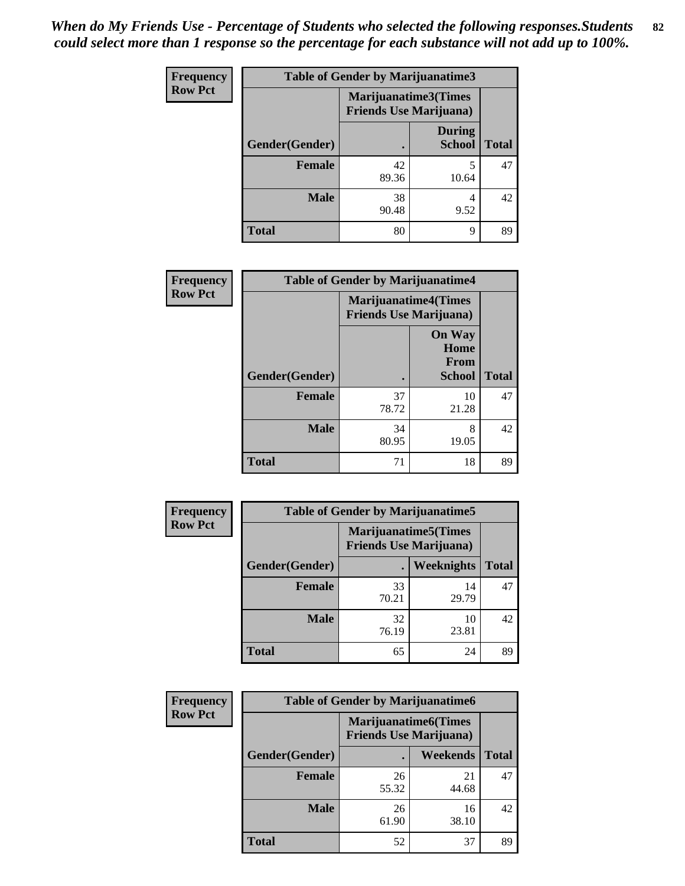*When do My Friends Use - Percentage of Students who selected the following responses.Students could select more than 1 response so the percentage for each substance will not add up to 100%.*

**Frequency**
**Row Pct**

| Table of Gender by Marijuanatime3 | | | |
|---|---|---|---|
| | Marijuanatime3(Times Friends Use Marijuana) | | |
| Gender(Gender) | . | During School | Total |
| **Female** | 42<br>89.36 | 5<br>10.64 | 47 |
| **Male** | 38<br>90.48 | 4<br>9.52 | 42 |
| **Total** | 80 | 9 | 89 |

**Frequency**
**Row Pct**

| Table of Gender by Marijuanatime4 | | | |
|---|---|---|---|
| | Marijuanatime4(Times Friends Use Marijuana) | | |
| Gender(Gender) | . | On Way Home From School | Total |
| **Female** | 37<br>78.72 | 10<br>21.28 | 47 |
| **Male** | 34<br>80.95 | 8<br>19.05 | 42 |
| **Total** | 71 | 18 | 89 |

**Frequency**
**Row Pct**

| Table of Gender by Marijuanatime5 | | | |
|---|---|---|---|
| | Marijuanatime5(Times Friends Use Marijuana) | | |
| Gender(Gender) | . | Weeknights | Total |
| **Female** | 33<br>70.21 | 14<br>29.79 | 47 |
| **Male** | 32<br>76.19 | 10<br>23.81 | 42 |
| **Total** | 65 | 24 | 89 |

**Frequency**
**Row Pct**

| Table of Gender by Marijuanatime6 | | | |
|---|---|---|---|
| | Marijuanatime6(Times Friends Use Marijuana) | | |
| Gender(Gender) | . | Weekends | Total |
| **Female** | 26<br>55.32 | 21<br>44.68 | 47 |
| **Male** | 26<br>61.90 | 16<br>38.10 | 42 |
| **Total** | 52 | 37 | 89 |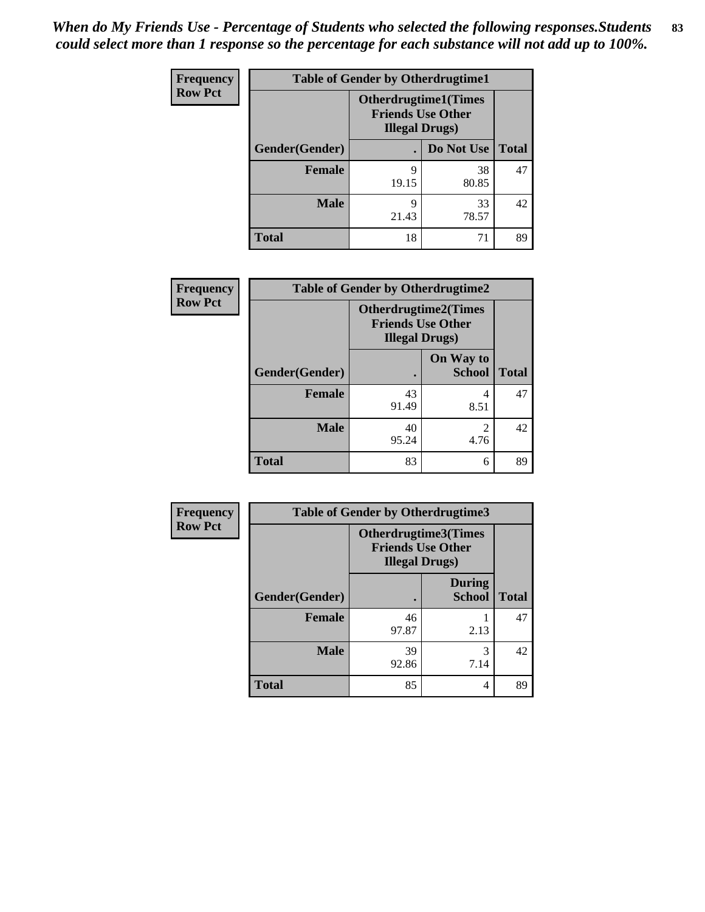*When do My Friends Use - Percentage of Students who selected the following responses.Students could select more than 1 response so the percentage for each substance will not add up to 100%.*

**Frequency**
**Row Pct**

| Table of Gender by Otherdrugtime1 | | | |
|---|---|---|---|
| | Otherdrugtime1(Times Friends Use Other Illegal Drugs) | | |
| Gender(Gender) | . | Do Not Use | Total |
| **Female** | 9<br>19.15 | 38<br>80.85 | 47 |
| **Male** | 9<br>21.43 | 33<br>78.57 | 42 |
| **Total** | 18 | 71 | 89 |

**Frequency**
**Row Pct**

| Table of Gender by Otherdrugtime2 | | | |
|---|---|---|---|
| | Otherdrugtime2(Times Friends Use Other Illegal Drugs) | | |
| Gender(Gender) | . | On Way to School | Total |
| **Female** | 43<br>91.49 | 4<br>8.51 | 47 |
| **Male** | 40<br>95.24 | 2<br>4.76 | 42 |
| **Total** | 83 | 6 | 89 |

**Frequency**
**Row Pct**

| Table of Gender by Otherdrugtime3 | | | |
|---|---|---|---|
| | Otherdrugtime3(Times Friends Use Other Illegal Drugs) | | |
| Gender(Gender) | . | During School | Total |
| **Female** | 46<br>97.87 | 1<br>2.13 | 47 |
| **Male** | 39<br>92.86 | 3<br>7.14 | 42 |
| **Total** | 85 | 4 | 89 |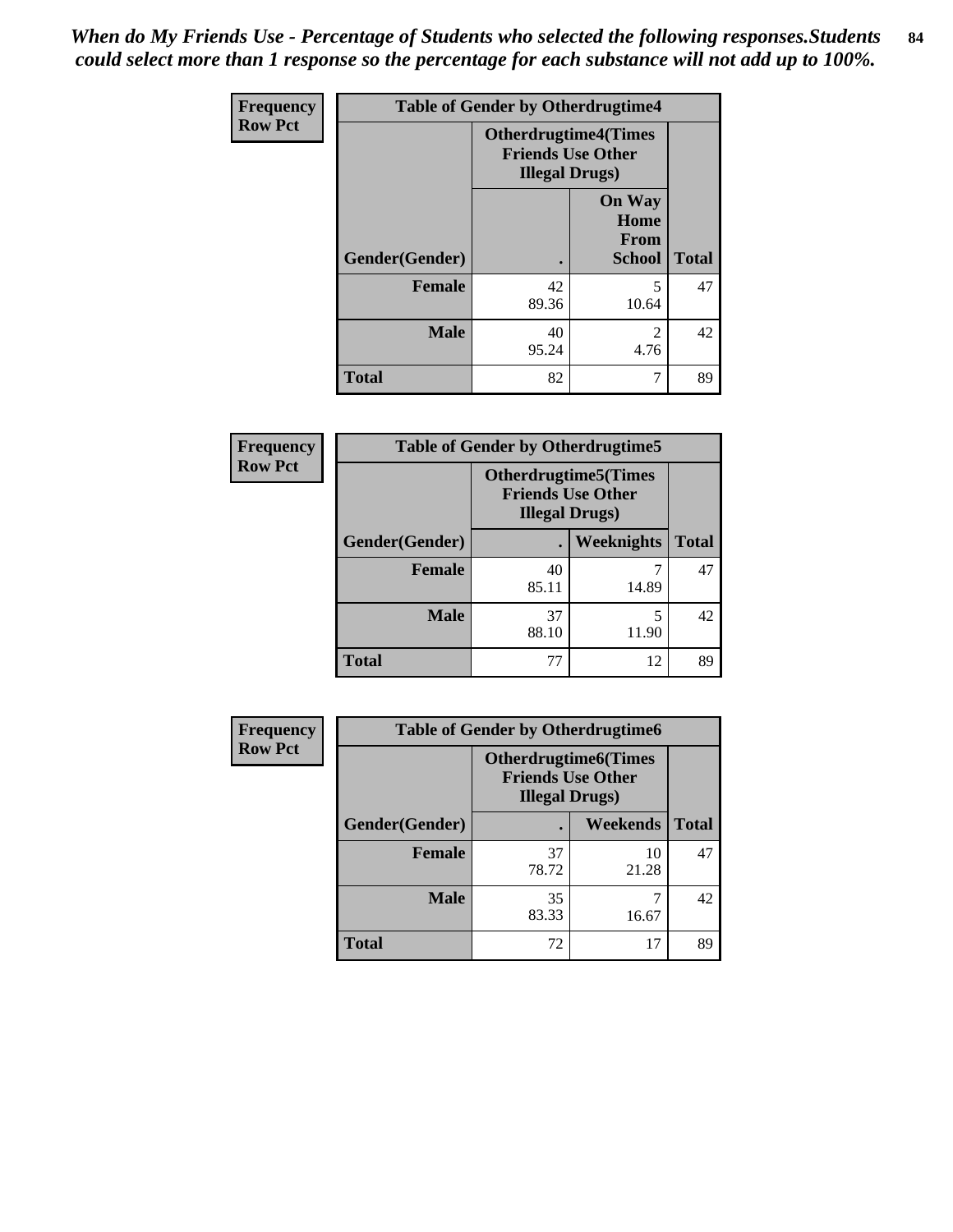*When do My Friends Use - Percentage of Students who selected the following responses.Students could select more than 1 response so the percentage for each substance will not add up to 100%.*

| Frequency Row Pct | Table of Gender by Otherdrugtime4 | | |
|---|---|---|---|
| | Otherdrugtime4(Times Friends Use Other Illegal Drugs) | | |
| Gender(Gender) | . | On Way Home From School | Total |
| **Female** | 42<br>89.36 | 5<br>10.64 | 47 |
| **Male** | 40<br>95.24 | 2<br>4.76 | 42 |
| **Total** | 82 | 7 | 89 |

| Frequency Row Pct | Table of Gender by Otherdrugtime5 | | |
|---|---|---|---|
| | Otherdrugtime5(Times Friends Use Other Illegal Drugs) | | |
| Gender(Gender) | . | Weeknights | Total |
| **Female** | 40<br>85.11 | 7<br>14.89 | 47 |
| **Male** | 37<br>88.10 | 5<br>11.90 | 42 |
| **Total** | 77 | 12 | 89 |

| Frequency Row Pct | Table of Gender by Otherdrugtime6 | | |
|---|---|---|---|
| | Otherdrugtime6(Times Friends Use Other Illegal Drugs) | | |
| Gender(Gender) | . | Weekends | Total |
| **Female** | 37<br>78.72 | 10<br>21.28 | 47 |
| **Male** | 35<br>83.33 | 7<br>16.67 | 42 |
| **Total** | 72 | 17 | 89 |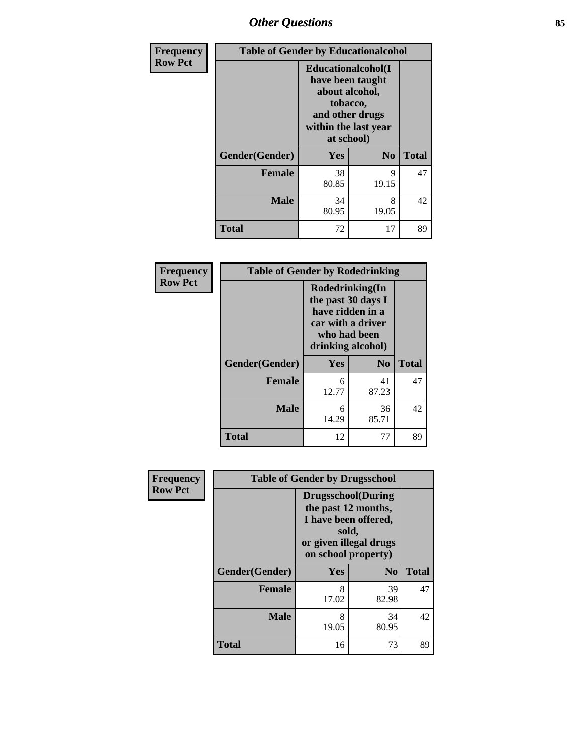# Other Questions

| Frequency Row Pct | Table of Gender by Educationalcohol | | |
|---|---|---|---|
| | Educationalcohol(I have been taught about alcohol, tobacco, and other drugs within the last year at school) | | |
| Gender(Gender) | Yes | No | Total |
| Female | 38<br>80.85 | 9<br>19.15 | 47 |
| Male | 34<br>80.95 | 8<br>19.05 | 42 |
| Total | 72 | 17 | 89 |

| Frequency Row Pct | Table of Gender by Rodedrinking | | |
|---|---|---|---|
| | Rodedrinking(In the past 30 days I have ridden in a car with a driver who had been drinking alcohol) | | |
| Gender(Gender) | Yes | No | Total |
| Female | 6<br>12.77 | 41<br>87.23 | 47 |
| Male | 6<br>14.29 | 36<br>85.71 | 42 |
| Total | 12 | 77 | 89 |

| Frequency Row Pct | Table of Gender by Drugsschool | | |
|---|---|---|---|
| | Drugsschool(During the past 12 months, I have been offered, sold, or given illegal drugs on school property) | | |
| Gender(Gender) | Yes | No | Total |
| Female | 8<br>17.02 | 39<br>82.98 | 47 |
| Male | 8<br>19.05 | 34<br>80.95 | 42 |
| Total | 16 | 73 | 89 |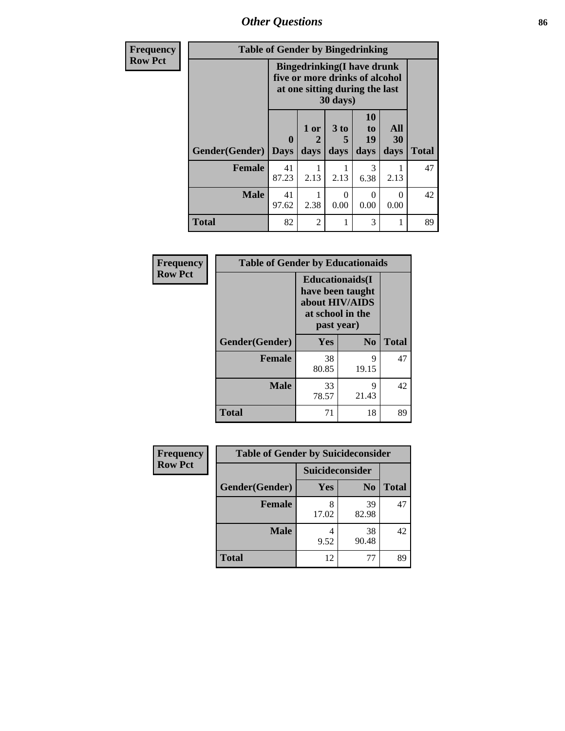## Other Questions

**Frequency**
**Row Pct**

| Table of Gender by Bingedrinking | | | | | | |
|---|---|---|---|---|---|---|
| | Bingedrinking(I have drunk five or more drinks of alcohol at one sitting during the last 30 days) | | | | | |
| Gender(Gender) | 0 Days | 1 or 2 days | 3 to 5 days | 10 to 19 days | All 30 days | Total |
| **Female** | 41<br>87.23 | 1<br>2.13 | 1<br>2.13 | 3<br>6.38 | 1<br>2.13 | 47 |
| **Male** | 41<br>97.62 | 1<br>2.38 | 0<br>0.00 | 0<br>0.00 | 0<br>0.00 | 42 |
| **Total** | 82 | 2 | 1 | 3 | 1 | 89 |

**Frequency**
**Row Pct**

| Table of Gender by Educationaids | | | |
|---|---|---|---|
| | Educationaids(I have been taught about HIV/AIDS at school in the past year) | | |
| Gender(Gender) | Yes | No | Total |
| **Female** | 38<br>80.85 | 9<br>19.15 | 47 |
| **Male** | 33<br>78.57 | 9<br>21.43 | 42 |
| **Total** | 71 | 18 | 89 |

**Frequency**
**Row Pct**

| Table of Gender by Suicideconsider | | | |
|---|---|---|---|
| | Suicideconsider | | |
| Gender(Gender) | Yes | No | Total |
| **Female** | 8<br>17.02 | 39<br>82.98 | 47 |
| **Male** | 4<br>9.52 | 38<br>90.48 | 42 |
| **Total** | 12 | 77 | 89 |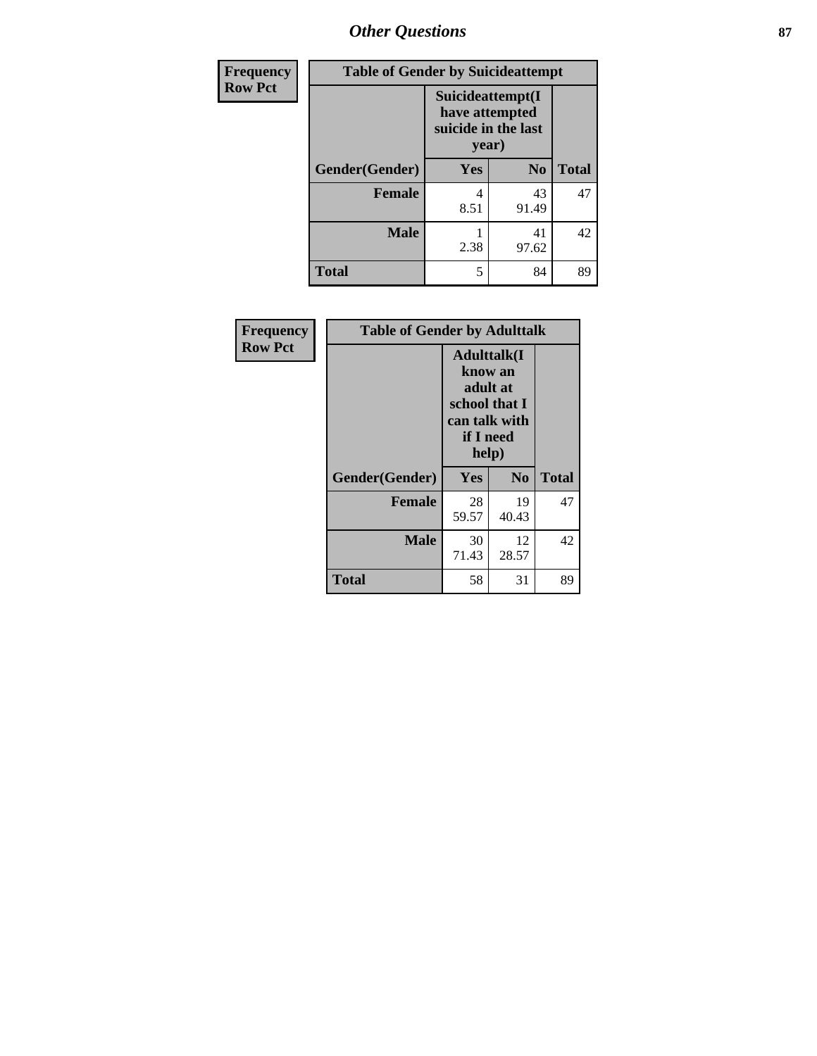| Frequency<br>Row Pct | Table of Gender by Suicideattempt | | |
|---|---|---|---|
| | Suicideattempt(I have attempted suicide in the last year) | | |
| Gender(Gender) | Yes | No | Total |
| Female | 4<br>8.51 | 43<br>91.49 | 47 |
| Male | 1<br>2.38 | 41<br>97.62 | 42 |
| Total | 5 | 84 | 89 |

| Frequency<br>Row Pct | Table of Gender by Adulttalk | | |
|---|---|---|---|
| | Adulttalk(I know an adult at school that I can talk with if I need help) | | |
| Gender(Gender) | Yes | No | Total |
| Female | 28<br>59.57 | 19<br>40.43 | 47 |
| Male | 30<br>71.43 | 12<br>28.57 | 42 |
| Total | 58 | 31 | 89 |